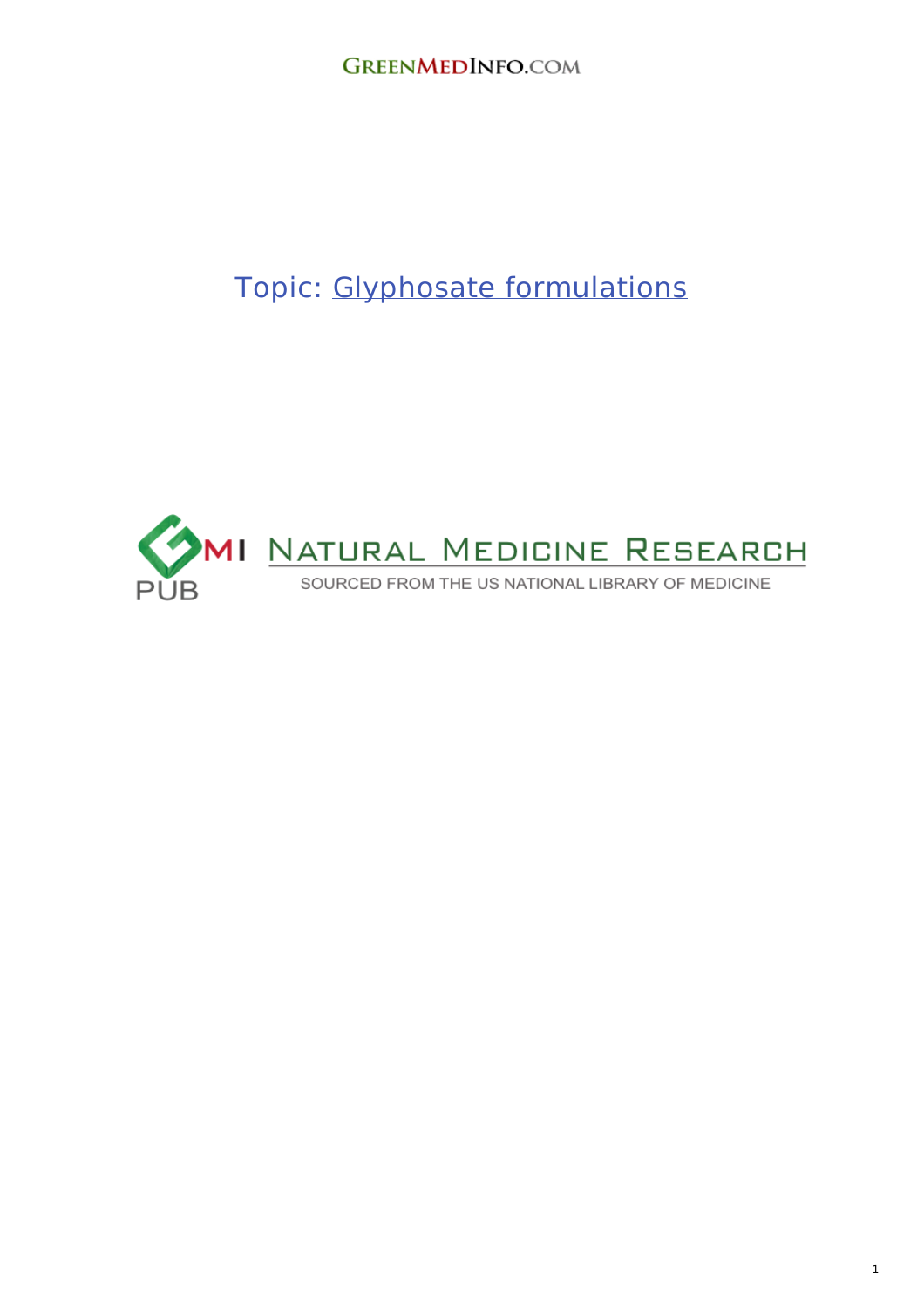GREENMEDINFO.COM

# Topic: [Glyphosate formulations]

GMI PUB NATURAL MEDICINE RESEARCH

SOURCED FROM THE US NATIONAL LIBRARY OF MEDICINE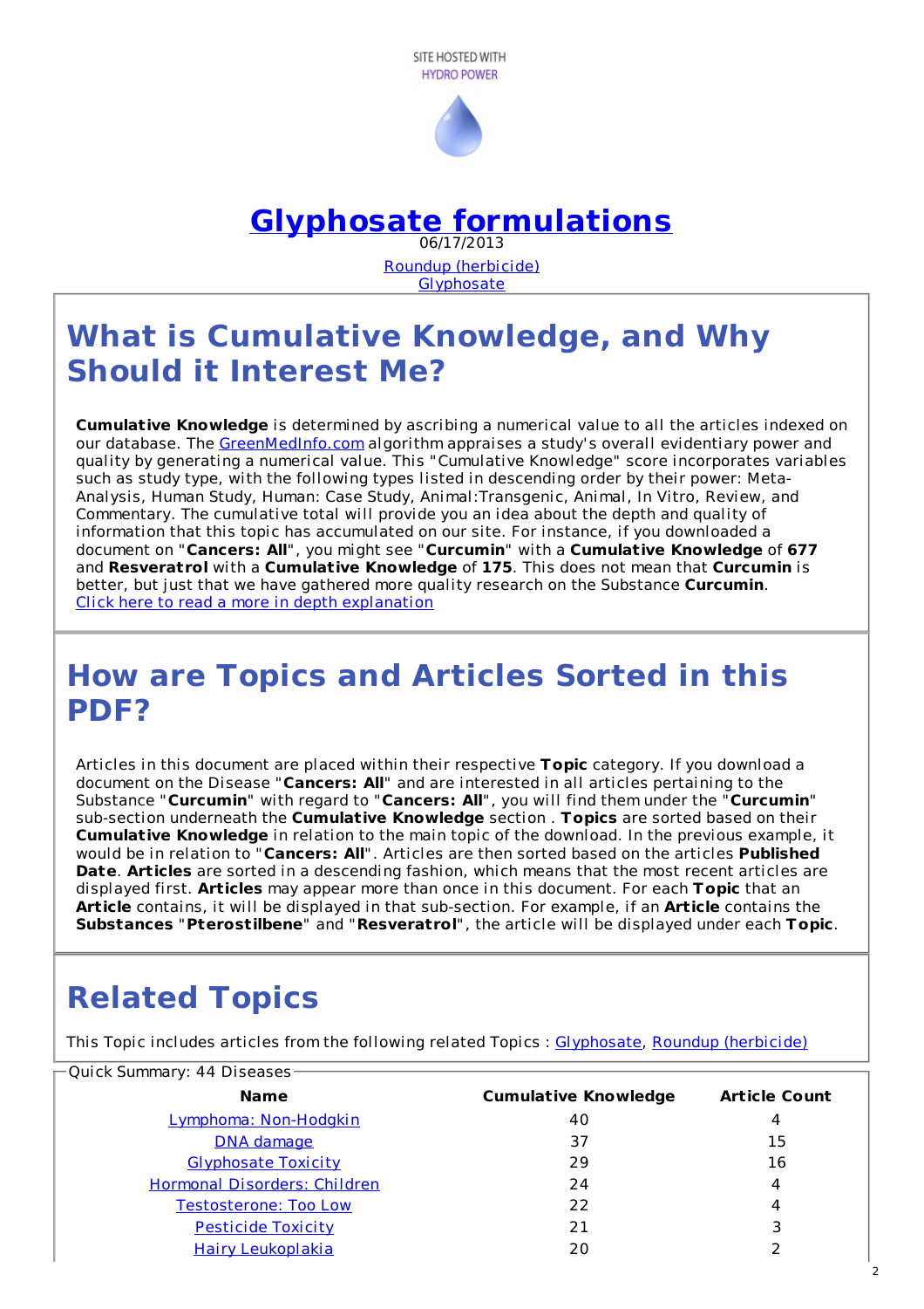SITE HOSTED WITH
HYDRO POWER

# Glyphosate formulations

06/17/2013

Roundup (herbicide)
Glyphosate

## What is Cumulative Knowledge, and Why Should it Interest Me?

**Cumulative Knowledge** is determined by ascribing a numerical value to all the articles indexed on our database. The GreenMedInfo.com algorithm appraises a study's overall evidentiary power and quality by generating a numerical value. This "Cumulative Knowledge" score incorporates variables such as study type, with the following types listed in descending order by their power: Meta-Analysis, Human Study, Human: Case Study, Animal:Transgenic, Animal, In Vitro, Review, and Commentary. The cumulative total will provide you an idea about the depth and quality of information that this topic has accumulated on our site. For instance, if you downloaded a document on "**Cancers: All**", you might see "**Curcumin**" with a **Cumulative Knowledge** of **677** and **Resveratrol** with a **Cumulative Knowledge** of **175**. This does not mean that **Curcumin** is better, but just that we have gathered more quality research on the Substance **Curcumin**.
Click here to read a more in depth explanation

## How are Topics and Articles Sorted in this PDF?

Articles in this document are placed within their respective **Topic** category. If you download a document on the Disease "**Cancers: All**" and are interested in all articles pertaining to the Substance "**Curcumin**" with regard to "**Cancers: All**", you will find them under the "**Curcumin**" sub-section underneath the **Cumulative Knowledge** section . **Topics** are sorted based on their **Cumulative Knowledge** in relation to the main topic of the download. In the previous example, it would be in relation to "**Cancers: All**". Articles are then sorted based on the articles **Published Date**. **Articles** are sorted in a descending fashion, which means that the most recent articles are displayed first. **Articles** may appear more than once in this document. For each **Topic** that an **Article** contains, it will be displayed in that sub-section. For example, if an **Article** contains the **Substances** "**Pterostilbene**" and "**Resveratrol**", the article will be displayed under each **Topic**.

## Related Topics

This Topic includes articles from the following related Topics : Glyphosate, Roundup (herbicide)

Quick Summary: 44 Diseases

| Name | Cumulative Knowledge | Article Count |
|---|---|---|
| Lymphoma: Non-Hodgkin | 40 | 4 |
| DNA damage | 37 | 15 |
| Glyphosate Toxicity | 29 | 16 |
| Hormonal Disorders: Children | 24 | 4 |
| Testosterone: Too Low | 22 | 4 |
| Pesticide Toxicity | 21 | 3 |
| Hairy Leukoplakia | 20 | 2 |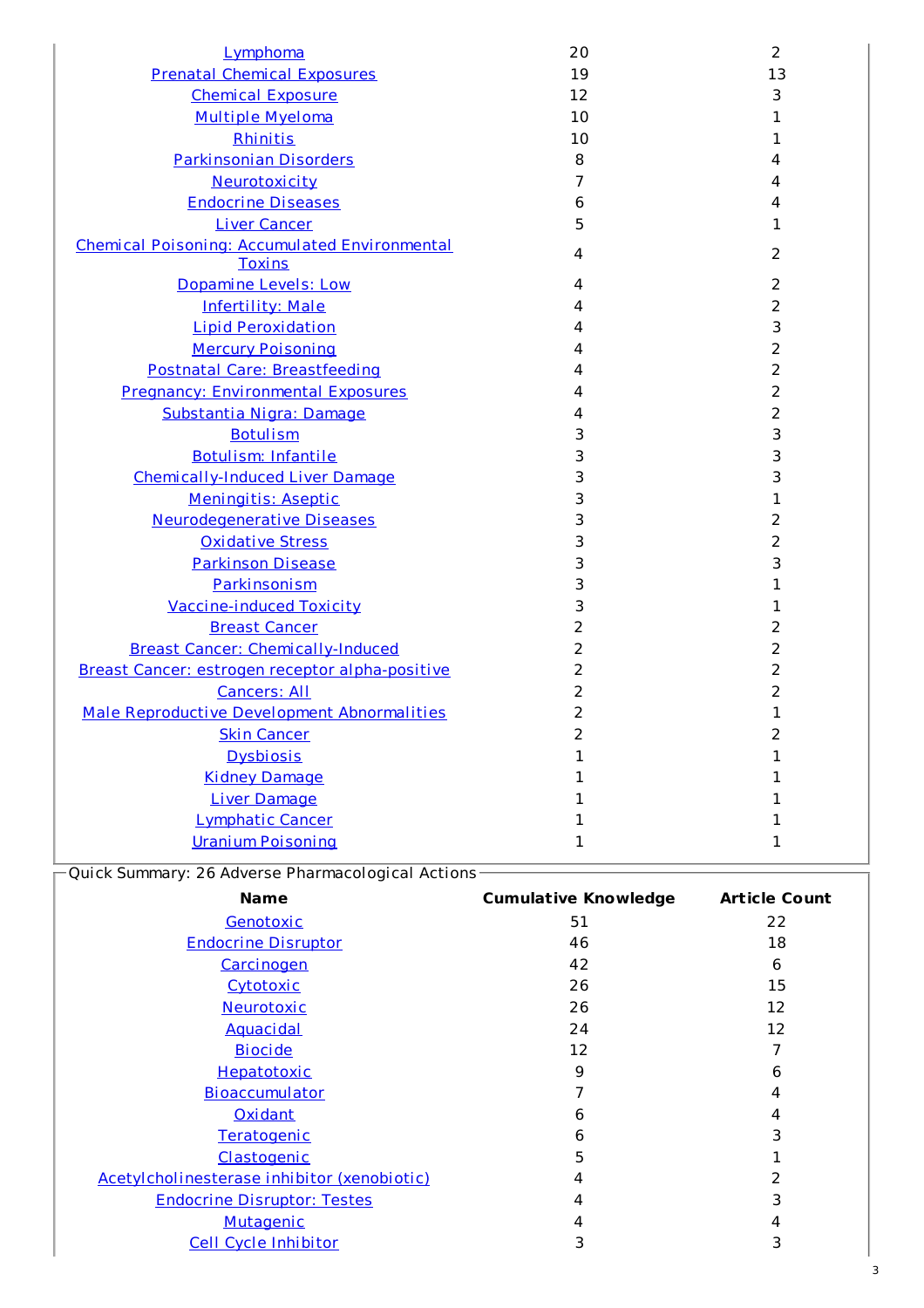| Name | Cumulative Knowledge | Article Count |
|---|---|---|
| Lymphoma | 20 | 2 |
| Prenatal Chemical Exposures | 19 | 13 |
| Chemical Exposure | 12 | 3 |
| Multiple Myeloma | 10 | 1 |
| Rhinitis | 10 | 1 |
| Parkinsonian Disorders | 8 | 4 |
| Neurotoxicity | 7 | 4 |
| Endocrine Diseases | 6 | 4 |
| Liver Cancer | 5 | 1 |
| Chemical Poisoning: Accumulated Environmental Toxins | 4 | 2 |
| Dopamine Levels: Low | 4 | 2 |
| Infertility: Male | 4 | 2 |
| Lipid Peroxidation | 4 | 3 |
| Mercury Poisoning | 4 | 2 |
| Postnatal Care: Breastfeeding | 4 | 2 |
| Pregnancy: Environmental Exposures | 4 | 2 |
| Substantia Nigra: Damage | 4 | 2 |
| Botulism | 3 | 3 |
| Botulism: Infantile | 3 | 3 |
| Chemically-Induced Liver Damage | 3 | 3 |
| Meningitis: Aseptic | 3 | 1 |
| Neurodegenerative Diseases | 3 | 2 |
| Oxidative Stress | 3 | 2 |
| Parkinson Disease | 3 | 3 |
| Parkinsonism | 3 | 1 |
| Vaccine-induced Toxicity | 3 | 1 |
| Breast Cancer | 2 | 2 |
| Breast Cancer: Chemically-Induced | 2 | 2 |
| Breast Cancer: estrogen receptor alpha-positive | 2 | 2 |
| Cancers: All | 2 | 2 |
| Male Reproductive Development Abnormalities | 2 | 1 |
| Skin Cancer | 2 | 2 |
| Dysbiosis | 1 | 1 |
| Kidney Damage | 1 | 1 |
| Liver Damage | 1 | 1 |
| Lymphatic Cancer | 1 | 1 |
| Uranium Poisoning | 1 | 1 |

Quick Summary: 26 Adverse Pharmacological Actions

| Name | Cumulative Knowledge | Article Count |
|---|---|---|
| Genotoxic | 51 | 22 |
| Endocrine Disruptor | 46 | 18 |
| Carcinogen | 42 | 6 |
| Cytotoxic | 26 | 15 |
| Neurotoxic | 26 | 12 |
| Aquacidal | 24 | 12 |
| Biocide | 12 | 7 |
| Hepatotoxic | 9 | 6 |
| Bioaccumulator | 7 | 4 |
| Oxidant | 6 | 4 |
| Teratogenic | 6 | 3 |
| Clastogenic | 5 | 1 |
| Acetylcholinesterase inhibitor (xenobiotic) | 4 | 2 |
| Endocrine Disruptor: Testes | 4 | 3 |
| Mutagenic | 4 | 4 |
| Cell Cycle Inhibitor | 3 | 3 |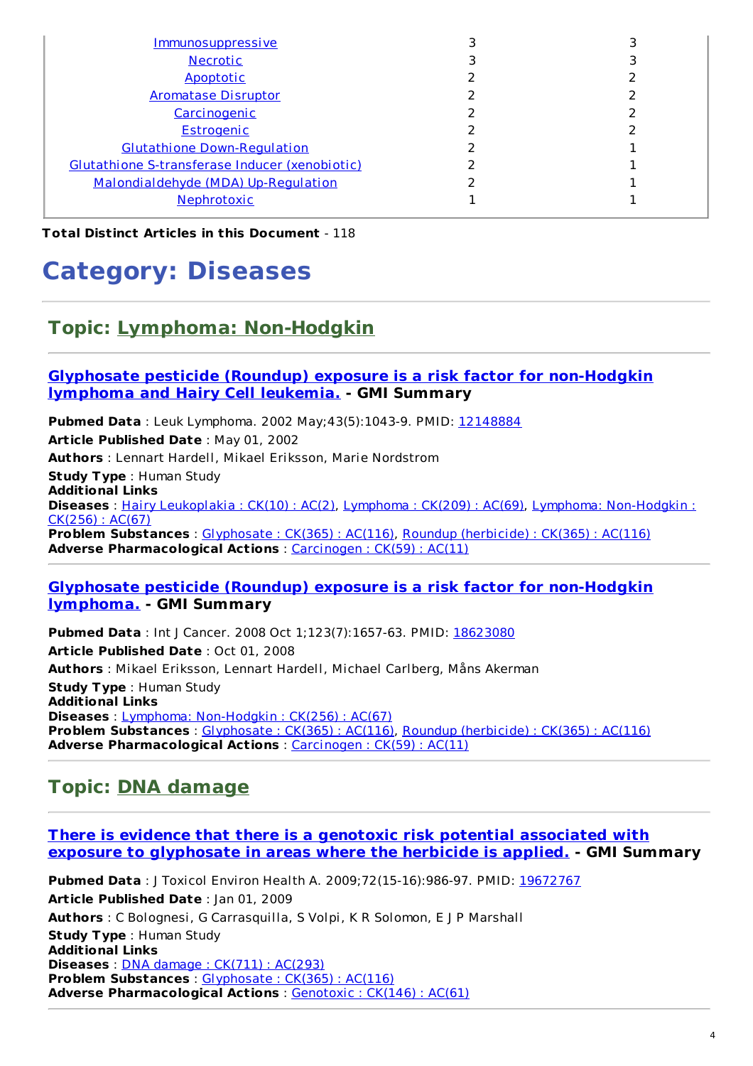| | | |
|---|---|---|
| Immunosuppressive | 3 | 3 |
| Necrotic | 3 | 3 |
| Apoptotic | 2 | 2 |
| Aromatase Disruptor | 2 | 2 |
| Carcinogenic | 2 | 2 |
| Estrogenic | 2 | 2 |
| Glutathione Down-Regulation | 2 | 1 |
| Glutathione S-transferase Inducer (xenobiotic) | 2 | 1 |
| Malondialdehyde (MDA) Up-Regulation | 2 | 1 |
| Nephrotoxic | 1 | 1 |

**Total Distinct Articles in this Document** - 118

# Category: Diseases

## Topic: Lymphoma: Non-Hodgkin

### Glyphosate pesticide (Roundup) exposure is a risk factor for non-Hodgkin lymphoma and Hairy Cell leukemia. - GMI Summary

**Pubmed Data** : Leuk Lymphoma. 2002 May;43(5):1043-9. PMID: 12148884

**Article Published Date** : May 01, 2002

**Authors** : Lennart Hardell, Mikael Eriksson, Marie Nordstrom

**Study Type** : Human Study
**Additional Links**
**Diseases** : Hairy Leukoplakia : CK(10) : AC(2), Lymphoma : CK(209) : AC(69), Lymphoma: Non-Hodgkin : CK(256) : AC(67)
**Problem Substances** : Glyphosate : CK(365) : AC(116), Roundup (herbicide) : CK(365) : AC(116)
**Adverse Pharmacological Actions** : Carcinogen : CK(59) : AC(11)

### Glyphosate pesticide (Roundup) exposure is a risk factor for non-Hodgkin lymphoma. - GMI Summary

**Pubmed Data** : Int J Cancer. 2008 Oct 1;123(7):1657-63. PMID: 18623080

**Article Published Date** : Oct 01, 2008

**Authors** : Mikael Eriksson, Lennart Hardell, Michael Carlberg, Måns Akerman

**Study Type** : Human Study
**Additional Links**
**Diseases** : Lymphoma: Non-Hodgkin : CK(256) : AC(67)
**Problem Substances** : Glyphosate : CK(365) : AC(116), Roundup (herbicide) : CK(365) : AC(116)
**Adverse Pharmacological Actions** : Carcinogen : CK(59) : AC(11)

## Topic: DNA damage

### There is evidence that there is a genotoxic risk potential associated with exposure to glyphosate in areas where the herbicide is applied. - GMI Summary

**Pubmed Data** : J Toxicol Environ Health A. 2009;72(15-16):986-97. PMID: 19672767

**Article Published Date** : Jan 01, 2009

**Authors** : C Bolognesi, G Carrasquilla, S Volpi, K R Solomon, E J P Marshall

**Study Type** : Human Study
**Additional Links**
**Diseases** : DNA damage : CK(711) : AC(293)
**Problem Substances** : Glyphosate : CK(365) : AC(116)
**Adverse Pharmacological Actions** : Genotoxic : CK(146) : AC(61)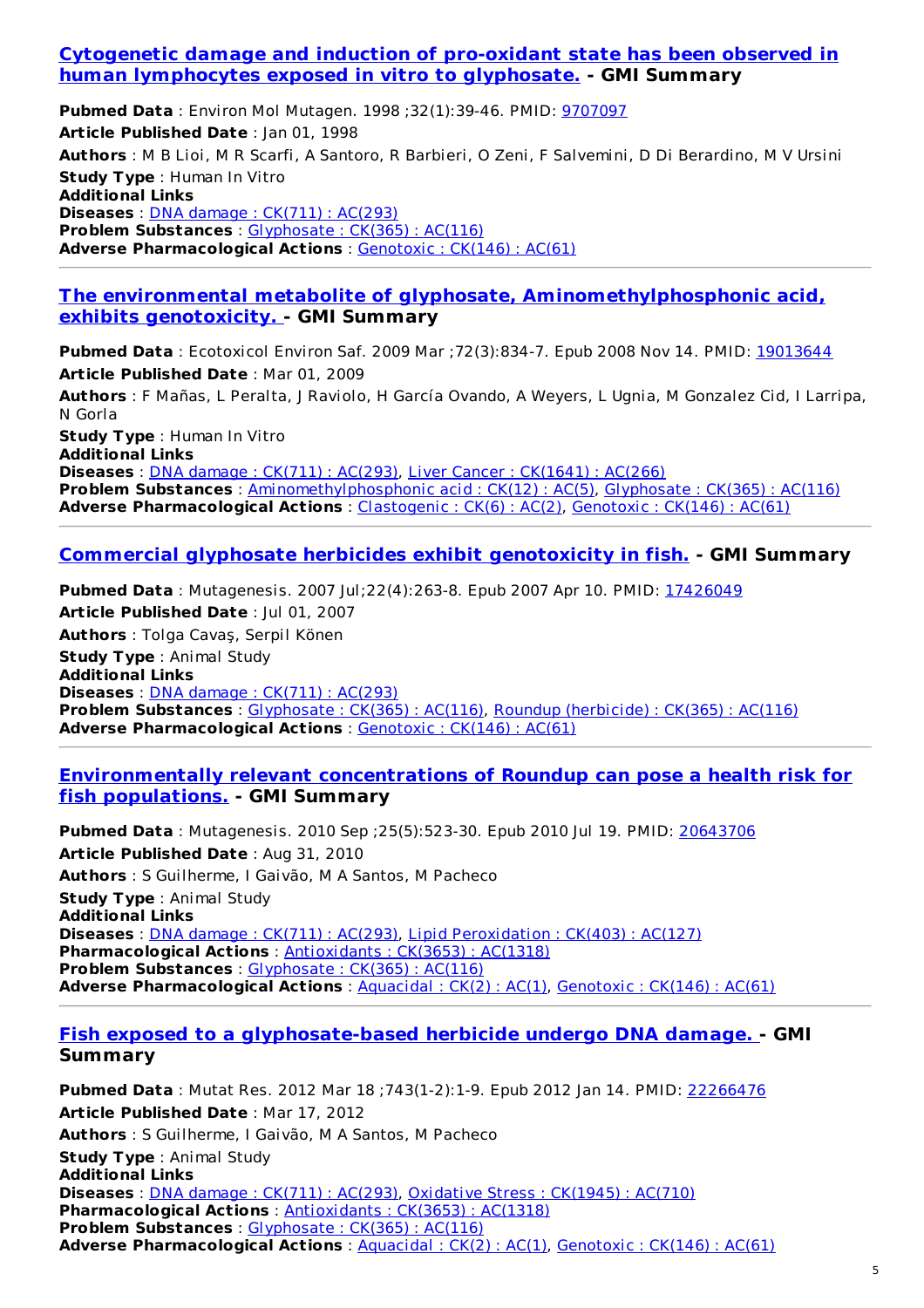### Cytogenetic damage and induction of pro-oxidant state has been observed in human lymphocytes exposed in vitro to glyphosate. - GMI Summary

**Pubmed Data** : Environ Mol Mutagen. 1998 ;32(1):39-46. PMID: 9707097
**Article Published Date** : Jan 01, 1998
**Authors** : M B Lioi, M R Scarfi, A Santoro, R Barbieri, O Zeni, F Salvemini, D Di Berardino, M V Ursini
**Study Type** : Human In Vitro
**Additional Links**
**Diseases** : DNA damage : CK(711) : AC(293)
**Problem Substances** : Glyphosate : CK(365) : AC(116)
**Adverse Pharmacological Actions** : Genotoxic : CK(146) : AC(61)

---

### The environmental metabolite of glyphosate, Aminomethylphosphonic acid, exhibits genotoxicity. - GMI Summary

**Pubmed Data** : Ecotoxicol Environ Saf. 2009 Mar ;72(3):834-7. Epub 2008 Nov 14. PMID: 19013644
**Article Published Date** : Mar 01, 2009
**Authors** : F Mañas, L Peralta, J Raviolo, H García Ovando, A Weyers, L Ugnia, M Gonzalez Cid, I Larripa, N Gorla
**Study Type** : Human In Vitro
**Additional Links**
**Diseases** : DNA damage : CK(711) : AC(293), Liver Cancer : CK(1641) : AC(266)
**Problem Substances** : Aminomethylphosphonic acid : CK(12) : AC(5), Glyphosate : CK(365) : AC(116)
**Adverse Pharmacological Actions** : Clastogenic : CK(6) : AC(2), Genotoxic : CK(146) : AC(61)

---

### Commercial glyphosate herbicides exhibit genotoxicity in fish. - GMI Summary

**Pubmed Data** : Mutagenesis. 2007 Jul;22(4):263-8. Epub 2007 Apr 10. PMID: 17426049
**Article Published Date** : Jul 01, 2007
**Authors** : Tolga Cavaş, Serpil Könen
**Study Type** : Animal Study
**Additional Links**
**Diseases** : DNA damage : CK(711) : AC(293)
**Problem Substances** : Glyphosate : CK(365) : AC(116), Roundup (herbicide) : CK(365) : AC(116)
**Adverse Pharmacological Actions** : Genotoxic : CK(146) : AC(61)

---

### Environmentally relevant concentrations of Roundup can pose a health risk for fish populations. - GMI Summary

**Pubmed Data** : Mutagenesis. 2010 Sep ;25(5):523-30. Epub 2010 Jul 19. PMID: 20643706
**Article Published Date** : Aug 31, 2010
**Authors** : S Guilherme, I Gaivão, M A Santos, M Pacheco
**Study Type** : Animal Study
**Additional Links**
**Diseases** : DNA damage : CK(711) : AC(293), Lipid Peroxidation : CK(403) : AC(127)
**Pharmacological Actions** : Antioxidants : CK(3653) : AC(1318)
**Problem Substances** : Glyphosate : CK(365) : AC(116)
**Adverse Pharmacological Actions** : Aquacidal : CK(2) : AC(1), Genotoxic : CK(146) : AC(61)

---

### Fish exposed to a glyphosate-based herbicide undergo DNA damage. - GMI Summary

**Pubmed Data** : Mutat Res. 2012 Mar 18 ;743(1-2):1-9. Epub 2012 Jan 14. PMID: 22266476
**Article Published Date** : Mar 17, 2012
**Authors** : S Guilherme, I Gaivão, M A Santos, M Pacheco
**Study Type** : Animal Study
**Additional Links**
**Diseases** : DNA damage : CK(711) : AC(293), Oxidative Stress : CK(1945) : AC(710)
**Pharmacological Actions** : Antioxidants : CK(3653) : AC(1318)
**Problem Substances** : Glyphosate : CK(365) : AC(116)
**Adverse Pharmacological Actions** : Aquacidal : CK(2) : AC(1), Genotoxic : CK(146) : AC(61)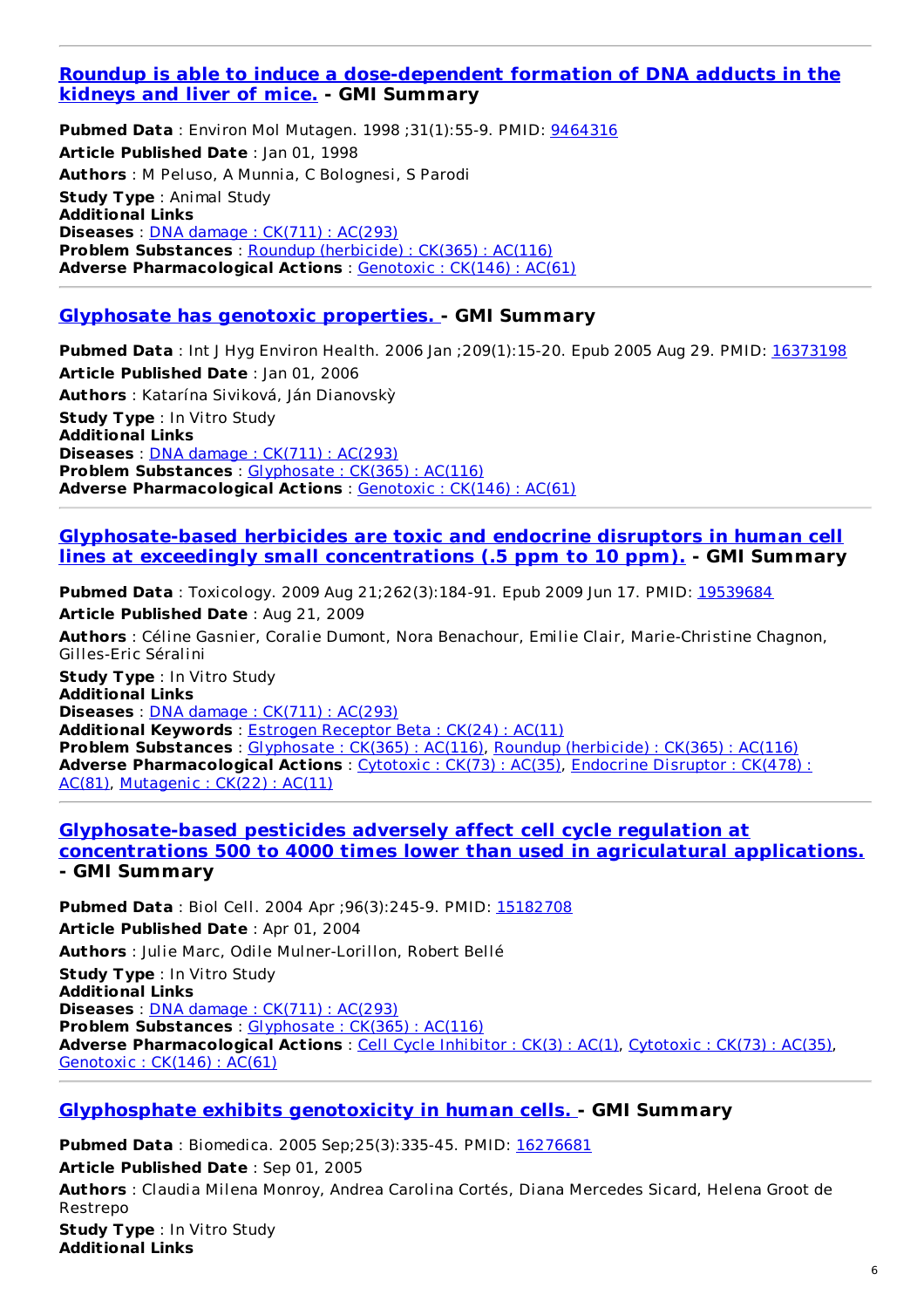---

### [Roundup is able to induce a dose-dependent formation of DNA adducts in the kidneys and liver of mice.](#) - GMI Summary

**Pubmed Data** : Environ Mol Mutagen. 1998 ;31(1):55-9. PMID: [9464316](#)

**Article Published Date** : Jan 01, 1998

**Authors** : M Peluso, A Munnia, C Bolognesi, S Parodi

**Study Type** : Animal Study
**Additional Links**
**Diseases** : [DNA damage : CK(711) : AC(293)](#)
**Problem Substances** : [Roundup (herbicide) : CK(365) : AC(116)](#)
**Adverse Pharmacological Actions** : [Genotoxic : CK(146) : AC(61)](#)

---

### [Glyphosate has genotoxic properties.](#) - GMI Summary

**Pubmed Data** : Int J Hyg Environ Health. 2006 Jan ;209(1):15-20. Epub 2005 Aug 29. PMID: [16373198](#)

**Article Published Date** : Jan 01, 2006

**Authors** : Katarína Siviková, Ján Dianovskỳ

**Study Type** : In Vitro Study
**Additional Links**
**Diseases** : [DNA damage : CK(711) : AC(293)](#)
**Problem Substances** : [Glyphosate : CK(365) : AC(116)](#)
**Adverse Pharmacological Actions** : [Genotoxic : CK(146) : AC(61)](#)

---

### [Glyphosate-based herbicides are toxic and endocrine disruptors in human cell lines at exceedingly small concentrations (.5 ppm to 10 ppm).](#) - GMI Summary

**Pubmed Data** : Toxicology. 2009 Aug 21;262(3):184-91. Epub 2009 Jun 17. PMID: [19539684](#)

**Article Published Date** : Aug 21, 2009

**Authors** : Céline Gasnier, Coralie Dumont, Nora Benachour, Emilie Clair, Marie-Christine Chagnon, Gilles-Eric Séralini

**Study Type** : In Vitro Study
**Additional Links**
**Diseases** : [DNA damage : CK(711) : AC(293)](#)
**Additional Keywords** : [Estrogen Receptor Beta : CK(24) : AC(11)](#)
**Problem Substances** : [Glyphosate : CK(365) : AC(116)](#), [Roundup (herbicide) : CK(365) : AC(116)](#)
**Adverse Pharmacological Actions** : [Cytotoxic : CK(73) : AC(35)](#), [Endocrine Disruptor : CK(478) : AC(81)](#), [Mutagenic : CK(22) : AC(11)](#)

---

### [Glyphosate-based pesticides adversely affect cell cycle regulation at concentrations 500 to 4000 times lower than used in agriculatural applications.](#) - GMI Summary

**Pubmed Data** : Biol Cell. 2004 Apr ;96(3):245-9. PMID: [15182708](#)

**Article Published Date** : Apr 01, 2004

**Authors** : Julie Marc, Odile Mulner-Lorillon, Robert Bellé

**Study Type** : In Vitro Study
**Additional Links**
**Diseases** : [DNA damage : CK(711) : AC(293)](#)
**Problem Substances** : [Glyphosate : CK(365) : AC(116)](#)
**Adverse Pharmacological Actions** : [Cell Cycle Inhibitor : CK(3) : AC(1)](#), [Cytotoxic : CK(73) : AC(35)](#), [Genotoxic : CK(146) : AC(61)](#)

---

### [Glyphosphate exhibits genotoxicity in human cells.](#) - GMI Summary

**Pubmed Data** : Biomedica. 2005 Sep;25(3):335-45. PMID: [16276681](#)

**Article Published Date** : Sep 01, 2005

**Authors** : Claudia Milena Monroy, Andrea Carolina Cortés, Diana Mercedes Sicard, Helena Groot de Restrepo

**Study Type** : In Vitro Study
**Additional Links**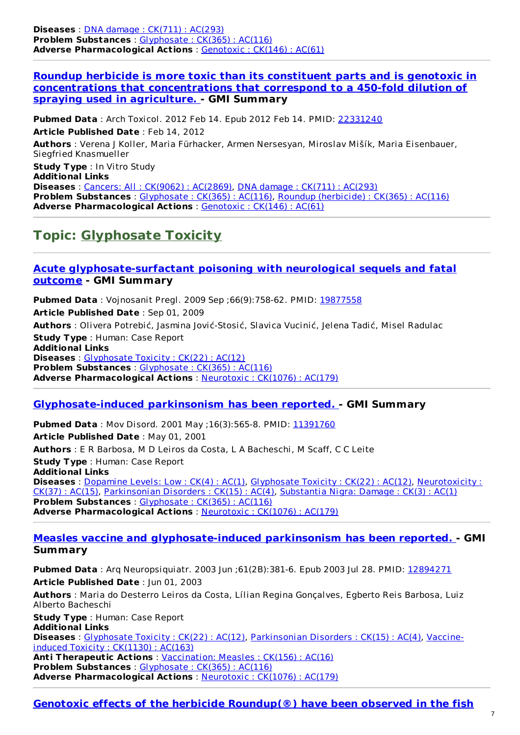**Diseases** : DNA damage : CK(711) : AC(293)
**Problem Substances** : Glyphosate : CK(365) : AC(116)
**Adverse Pharmacological Actions** : Genotoxic : CK(146) : AC(61)

---

### Roundup herbicide is more toxic than its constituent parts and is genotoxic in concentrations that concentrations that correspond to a 450-fold dilution of spraying used in agriculture. - GMI Summary

**Pubmed Data** : Arch Toxicol. 2012 Feb 14. Epub 2012 Feb 14. PMID: 22331240

**Article Published Date** : Feb 14, 2012

**Authors** : Verena J Koller, Maria Fürhacker, Armen Nersesyan, Miroslav Mišík, Maria Eisenbauer, Siegfried Knasmueller

**Study Type** : In Vitro Study
**Additional Links**
**Diseases** : Cancers: All : CK(9062) : AC(2869), DNA damage : CK(711) : AC(293)
**Problem Substances** : Glyphosate : CK(365) : AC(116), Roundup (herbicide) : CK(365) : AC(116)
**Adverse Pharmacological Actions** : Genotoxic : CK(146) : AC(61)

---

## Topic: Glyphosate Toxicity

---

### Acute glyphosate-surfactant poisoning with neurological sequels and fatal outcome - GMI Summary

**Pubmed Data** : Vojnosanit Pregl. 2009 Sep ;66(9):758-62. PMID: 19877558

**Article Published Date** : Sep 01, 2009

**Authors** : Olivera Potrebić, Jasmina Jović-Stosić, Slavica Vucinić, Jelena Tadić, Misel Radulac

**Study Type** : Human: Case Report
**Additional Links**
**Diseases** : Glyphosate Toxicity : CK(22) : AC(12)
**Problem Substances** : Glyphosate : CK(365) : AC(116)
**Adverse Pharmacological Actions** : Neurotoxic : CK(1076) : AC(179)

---

### Glyphosate-induced parkinsonism has been reported. - GMI Summary

**Pubmed Data** : Mov Disord. 2001 May ;16(3):565-8. PMID: 11391760

**Article Published Date** : May 01, 2001

**Authors** : E R Barbosa, M D Leiros da Costa, L A Bacheschi, M Scaff, C C Leite

**Study Type** : Human: Case Report
**Additional Links**
**Diseases** : Dopamine Levels: Low : CK(4) : AC(1), Glyphosate Toxicity : CK(22) : AC(12), Neurotoxicity : CK(37) : AC(15), Parkinsonian Disorders : CK(15) : AC(4), Substantia Nigra: Damage : CK(3) : AC(1)
**Problem Substances** : Glyphosate : CK(365) : AC(116)
**Adverse Pharmacological Actions** : Neurotoxic : CK(1076) : AC(179)

---

### Measles vaccine and glyphosate-induced parkinsonism has been reported. - GMI Summary

**Pubmed Data** : Arq Neuropsiquiatr. 2003 Jun ;61(2B):381-6. Epub 2003 Jul 28. PMID: 12894271

**Article Published Date** : Jun 01, 2003

**Authors** : Maria do Desterro Leiros da Costa, Lílian Regina Gonçalves, Egberto Reis Barbosa, Luiz Alberto Bacheschi

**Study Type** : Human: Case Report
**Additional Links**
**Diseases** : Glyphosate Toxicity : CK(22) : AC(12), Parkinsonian Disorders : CK(15) : AC(4), Vaccine-induced Toxicity : CK(1130) : AC(163)
**Anti Therapeutic Actions** : Vaccination: Measles : CK(156) : AC(16)
**Problem Substances** : Glyphosate : CK(365) : AC(116)
**Adverse Pharmacological Actions** : Neurotoxic : CK(1076) : AC(179)

---

### Genotoxic effects of the herbicide Roundup(®) have been observed in the fish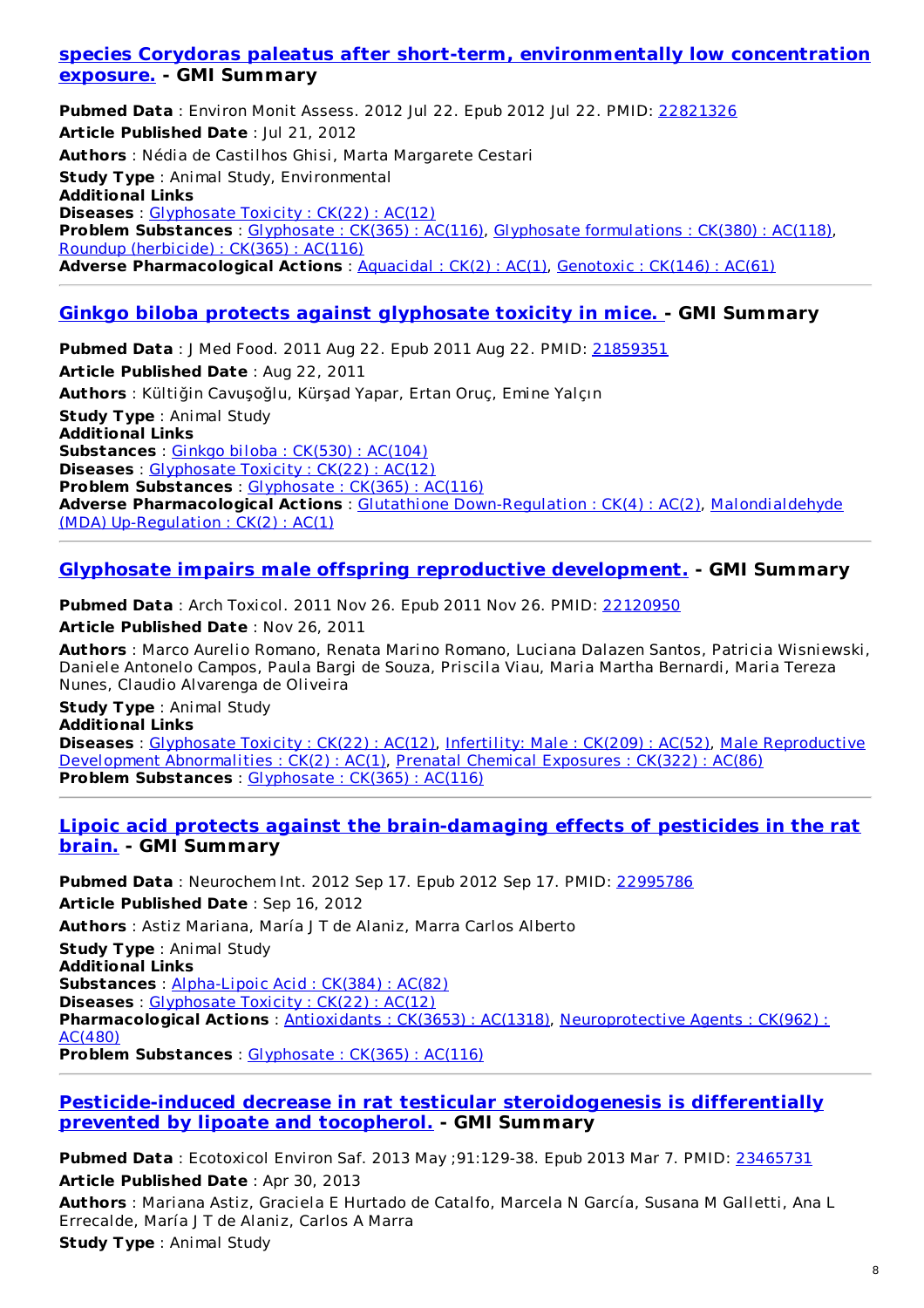### species Corydoras paleatus after short-term, environmentally low concentration exposure. - GMI Summary

**Pubmed Data** : Environ Monit Assess. 2012 Jul 22. Epub 2012 Jul 22. PMID: 22821326
**Article Published Date** : Jul 21, 2012
**Authors** : Nédia de Castilhos Ghisi, Marta Margarete Cestari
**Study Type** : Animal Study, Environmental
**Additional Links**
**Diseases** : Glyphosate Toxicity : CK(22) : AC(12)
**Problem Substances** : Glyphosate : CK(365) : AC(116), Glyphosate formulations : CK(380) : AC(118), Roundup (herbicide) : CK(365) : AC(116)
**Adverse Pharmacological Actions** : Aquacidal : CK(2) : AC(1), Genotoxic : CK(146) : AC(61)

---

### Ginkgo biloba protects against glyphosate toxicity in mice. - GMI Summary

**Pubmed Data** : J Med Food. 2011 Aug 22. Epub 2011 Aug 22. PMID: 21859351
**Article Published Date** : Aug 22, 2011
**Authors** : Kültiğin Cavuşoğlu, Kürşad Yapar, Ertan Oruç, Emine Yalçın
**Study Type** : Animal Study
**Additional Links**
**Substances** : Ginkgo biloba : CK(530) : AC(104)
**Diseases** : Glyphosate Toxicity : CK(22) : AC(12)
**Problem Substances** : Glyphosate : CK(365) : AC(116)
**Adverse Pharmacological Actions** : Glutathione Down-Regulation : CK(4) : AC(2), Malondialdehyde (MDA) Up-Regulation : CK(2) : AC(1)

---

### Glyphosate impairs male offspring reproductive development. - GMI Summary

**Pubmed Data** : Arch Toxicol. 2011 Nov 26. Epub 2011 Nov 26. PMID: 22120950
**Article Published Date** : Nov 26, 2011
**Authors** : Marco Aurelio Romano, Renata Marino Romano, Luciana Dalazen Santos, Patricia Wisniewski, Daniele Antonelo Campos, Paula Bargi de Souza, Priscila Viau, Maria Martha Bernardi, Maria Tereza Nunes, Claudio Alvarenga de Oliveira
**Study Type** : Animal Study
**Additional Links**
**Diseases** : Glyphosate Toxicity : CK(22) : AC(12), Infertility: Male : CK(209) : AC(52), Male Reproductive Development Abnormalities : CK(2) : AC(1), Prenatal Chemical Exposures : CK(322) : AC(86)
**Problem Substances** : Glyphosate : CK(365) : AC(116)

---

### Lipoic acid protects against the brain-damaging effects of pesticides in the rat brain. - GMI Summary

**Pubmed Data** : Neurochem Int. 2012 Sep 17. Epub 2012 Sep 17. PMID: 22995786
**Article Published Date** : Sep 16, 2012
**Authors** : Astiz Mariana, María J T de Alaniz, Marra Carlos Alberto
**Study Type** : Animal Study
**Additional Links**
**Substances** : Alpha-Lipoic Acid : CK(384) : AC(82)
**Diseases** : Glyphosate Toxicity : CK(22) : AC(12)
**Pharmacological Actions** : Antioxidants : CK(3653) : AC(1318), Neuroprotective Agents : CK(962) : AC(480)
**Problem Substances** : Glyphosate : CK(365) : AC(116)

---

### Pesticide-induced decrease in rat testicular steroidogenesis is differentially prevented by lipoate and tocopherol. - GMI Summary

**Pubmed Data** : Ecotoxicol Environ Saf. 2013 May ;91:129-38. Epub 2013 Mar 7. PMID: 23465731
**Article Published Date** : Apr 30, 2013
**Authors** : Mariana Astiz, Graciela E Hurtado de Catalfo, Marcela N García, Susana M Galletti, Ana L Errecalde, María J T de Alaniz, Carlos A Marra
**Study Type** : Animal Study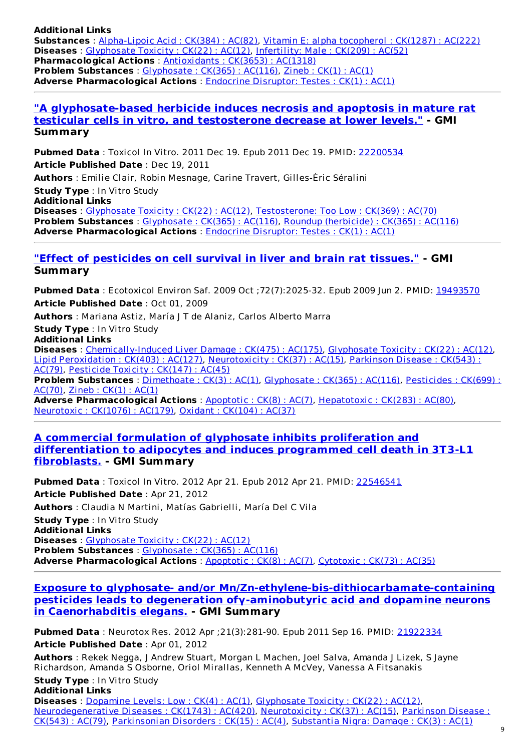**Additional Links**
**Substances** : Alpha-Lipoic Acid : CK(384) : AC(82), Vitamin E: alpha tocopherol : CK(1287) : AC(222)
**Diseases** : Glyphosate Toxicity : CK(22) : AC(12), Infertility: Male : CK(209) : AC(52)
**Pharmacological Actions** : Antioxidants : CK(3653) : AC(1318)
**Problem Substances** : Glyphosate : CK(365) : AC(116), Zineb : CK(1) : AC(1)
**Adverse Pharmacological Actions** : Endocrine Disruptor: Testes : CK(1) : AC(1)

---

### "A glyphosate-based herbicide induces necrosis and apoptosis in mature rat testicular cells in vitro, and testosterone decrease at lower levels." - GMI Summary

**Pubmed Data** : Toxicol In Vitro. 2011 Dec 19. Epub 2011 Dec 19. PMID: 22200534

**Article Published Date** : Dec 19, 2011

**Authors** : Emilie Clair, Robin Mesnage, Carine Travert, Gilles-Éric Séralini

**Study Type** : In Vitro Study
**Additional Links**
**Diseases** : Glyphosate Toxicity : CK(22) : AC(12), Testosterone: Too Low : CK(369) : AC(70)
**Problem Substances** : Glyphosate : CK(365) : AC(116), Roundup (herbicide) : CK(365) : AC(116)
**Adverse Pharmacological Actions** : Endocrine Disruptor: Testes : CK(1) : AC(1)

---

### "Effect of pesticides on cell survival in liver and brain rat tissues." - GMI Summary

**Pubmed Data** : Ecotoxicol Environ Saf. 2009 Oct ;72(7):2025-32. Epub 2009 Jun 2. PMID: 19493570

**Article Published Date** : Oct 01, 2009

**Authors** : Mariana Astiz, María J T de Alaniz, Carlos Alberto Marra

**Study Type** : In Vitro Study
**Additional Links**
**Diseases** : Chemically-Induced Liver Damage : CK(475) : AC(175), Glyphosate Toxicity : CK(22) : AC(12), Lipid Peroxidation : CK(403) : AC(127), Neurotoxicity : CK(37) : AC(15), Parkinson Disease : CK(543) : AC(79), Pesticide Toxicity : CK(147) : AC(45)
**Problem Substances** : Dimethoate : CK(3) : AC(1), Glyphosate : CK(365) : AC(116), Pesticides : CK(699) : AC(70), Zineb : CK(1) : AC(1)
**Adverse Pharmacological Actions** : Apoptotic : CK(8) : AC(7), Hepatotoxic : CK(283) : AC(80), Neurotoxic : CK(1076) : AC(179), Oxidant : CK(104) : AC(37)

---

### A commercial formulation of glyphosate inhibits proliferation and differentiation to adipocytes and induces programmed cell death in 3T3-L1 fibroblasts. - GMI Summary

**Pubmed Data** : Toxicol In Vitro. 2012 Apr 21. Epub 2012 Apr 21. PMID: 22546541

**Article Published Date** : Apr 21, 2012

**Authors** : Claudia N Martini, Matías Gabrielli, María Del C Vila

**Study Type** : In Vitro Study
**Additional Links**
**Diseases** : Glyphosate Toxicity : CK(22) : AC(12)
**Problem Substances** : Glyphosate : CK(365) : AC(116)
**Adverse Pharmacological Actions** : Apoptotic : CK(8) : AC(7), Cytotoxic : CK(73) : AC(35)

---

### Exposure to glyphosate- and/or Mn/Zn-ethylene-bis-dithiocarbamate-containing pesticides leads to degeneration ofy-aminobutyric acid and dopamine neurons in Caenorhabditis elegans. - GMI Summary

**Pubmed Data** : Neurotox Res. 2012 Apr ;21(3):281-90. Epub 2011 Sep 16. PMID: 21922334

**Article Published Date** : Apr 01, 2012

**Authors** : Rekek Negga, J Andrew Stuart, Morgan L Machen, Joel Salva, Amanda J Lizek, S Jayne Richardson, Amanda S Osborne, Oriol Mirallas, Kenneth A McVey, Vanessa A Fitsanakis

**Study Type** : In Vitro Study
**Additional Links**
**Diseases** : Dopamine Levels: Low : CK(4) : AC(1), Glyphosate Toxicity : CK(22) : AC(12), Neurodegenerative Diseases : CK(1743) : AC(420), Neurotoxicity : CK(37) : AC(15), Parkinson Disease : CK(543) : AC(79), Parkinsonian Disorders : CK(15) : AC(4), Substantia Nigra: Damage : CK(3) : AC(1)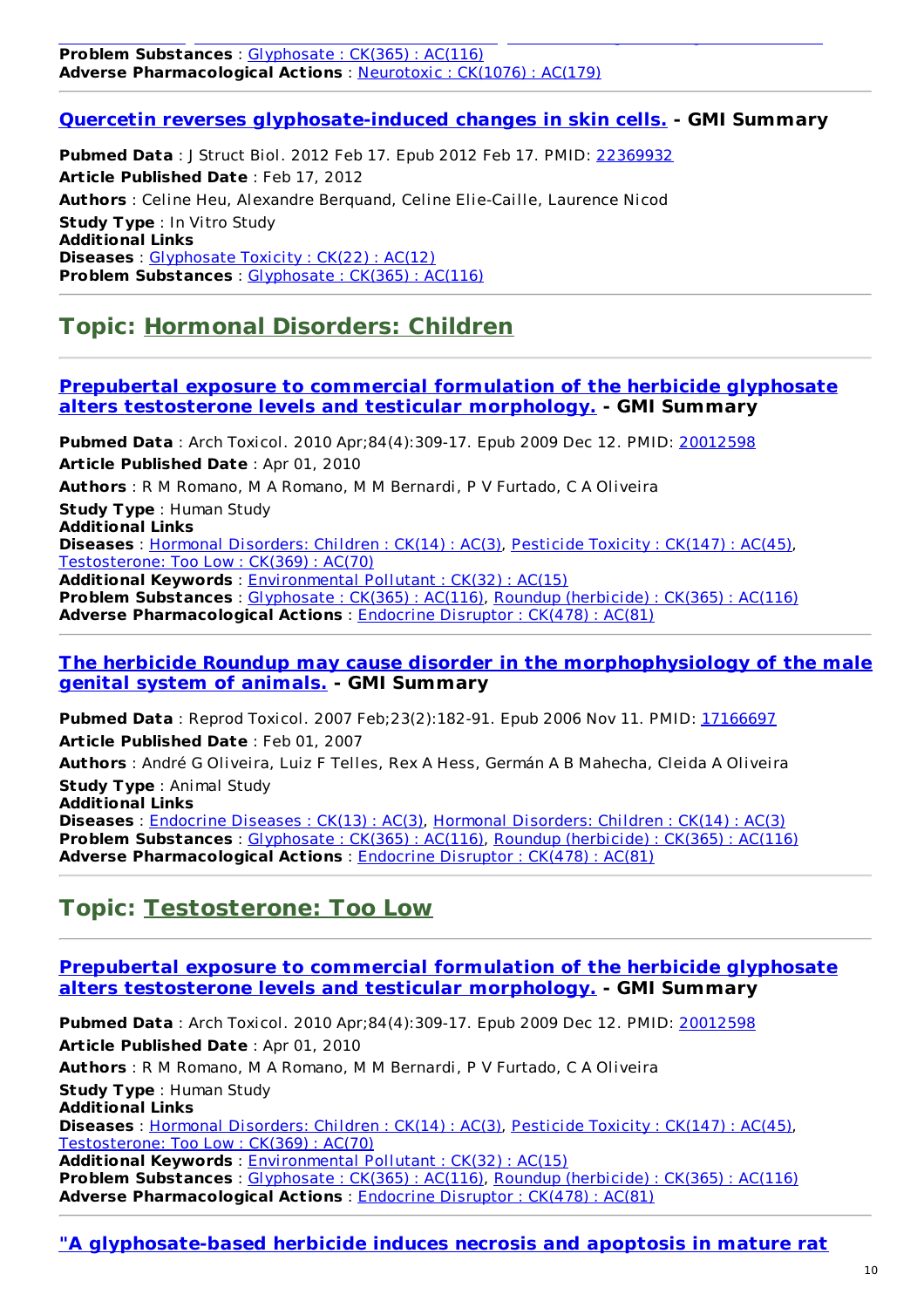**Problem Substances** : Glyphosate : CK(365) : AC(116)
**Adverse Pharmacological Actions** : Neurotoxic : CK(1076) : AC(179)

### Quercetin reverses glyphosate-induced changes in skin cells. - GMI Summary

**Pubmed Data** : J Struct Biol. 2012 Feb 17. Epub 2012 Feb 17. PMID: 22369932
**Article Published Date** : Feb 17, 2012
**Authors** : Celine Heu, Alexandre Berquand, Celine Elie-Caille, Laurence Nicod
**Study Type** : In Vitro Study
**Additional Links**
**Diseases** : Glyphosate Toxicity : CK(22) : AC(12)
**Problem Substances** : Glyphosate : CK(365) : AC(116)

## Topic: Hormonal Disorders: Children

### Prepubertal exposure to commercial formulation of the herbicide glyphosate alters testosterone levels and testicular morphology. - GMI Summary

**Pubmed Data** : Arch Toxicol. 2010 Apr;84(4):309-17. Epub 2009 Dec 12. PMID: 20012598
**Article Published Date** : Apr 01, 2010
**Authors** : R M Romano, M A Romano, M M Bernardi, P V Furtado, C A Oliveira
**Study Type** : Human Study
**Additional Links**
**Diseases** : Hormonal Disorders: Children : CK(14) : AC(3), Pesticide Toxicity : CK(147) : AC(45), Testosterone: Too Low : CK(369) : AC(70)
**Additional Keywords** : Environmental Pollutant : CK(32) : AC(15)
**Problem Substances** : Glyphosate : CK(365) : AC(116), Roundup (herbicide) : CK(365) : AC(116)
**Adverse Pharmacological Actions** : Endocrine Disruptor : CK(478) : AC(81)

### The herbicide Roundup may cause disorder in the morphophysiology of the male genital system of animals. - GMI Summary

**Pubmed Data** : Reprod Toxicol. 2007 Feb;23(2):182-91. Epub 2006 Nov 11. PMID: 17166697
**Article Published Date** : Feb 01, 2007
**Authors** : André G Oliveira, Luiz F Telles, Rex A Hess, Germán A B Mahecha, Cleida A Oliveira
**Study Type** : Animal Study
**Additional Links**
**Diseases** : Endocrine Diseases : CK(13) : AC(3), Hormonal Disorders: Children : CK(14) : AC(3)
**Problem Substances** : Glyphosate : CK(365) : AC(116), Roundup (herbicide) : CK(365) : AC(116)
**Adverse Pharmacological Actions** : Endocrine Disruptor : CK(478) : AC(81)

## Topic: Testosterone: Too Low

### Prepubertal exposure to commercial formulation of the herbicide glyphosate alters testosterone levels and testicular morphology. - GMI Summary

**Pubmed Data** : Arch Toxicol. 2010 Apr;84(4):309-17. Epub 2009 Dec 12. PMID: 20012598
**Article Published Date** : Apr 01, 2010
**Authors** : R M Romano, M A Romano, M M Bernardi, P V Furtado, C A Oliveira
**Study Type** : Human Study
**Additional Links**
**Diseases** : Hormonal Disorders: Children : CK(14) : AC(3), Pesticide Toxicity : CK(147) : AC(45), Testosterone: Too Low : CK(369) : AC(70)
**Additional Keywords** : Environmental Pollutant : CK(32) : AC(15)
**Problem Substances** : Glyphosate : CK(365) : AC(116), Roundup (herbicide) : CK(365) : AC(116)
**Adverse Pharmacological Actions** : Endocrine Disruptor : CK(478) : AC(81)

### "A glyphosate-based herbicide induces necrosis and apoptosis in mature rat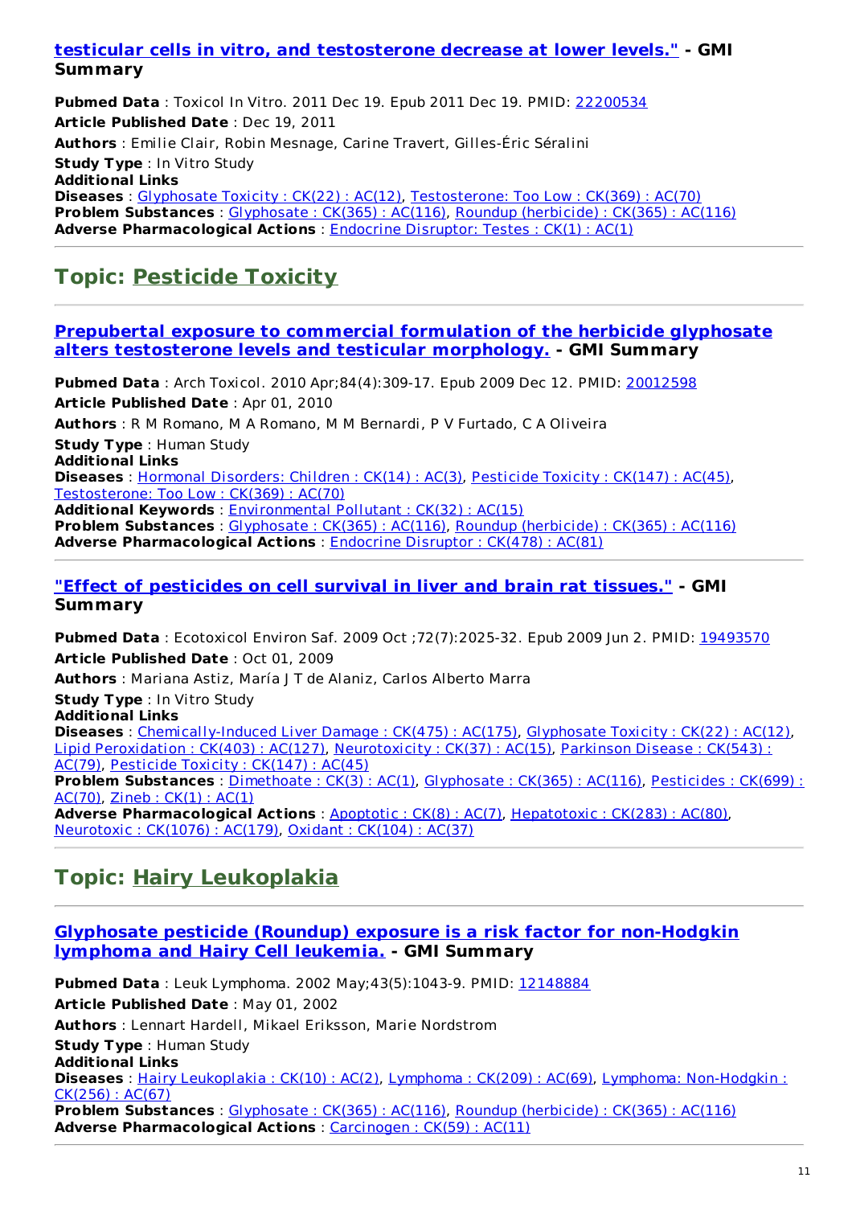**testicular cells in vitro, and testosterone decrease at lower levels." - GMI Summary**

**Pubmed Data** : Toxicol In Vitro. 2011 Dec 19. Epub 2011 Dec 19. PMID: 22200534

**Article Published Date** : Dec 19, 2011

**Authors** : Emilie Clair, Robin Mesnage, Carine Travert, Gilles-Éric Séralini

**Study Type** : In Vitro Study

**Additional Links**

**Diseases** : Glyphosate Toxicity : CK(22) : AC(12), Testosterone: Too Low : CK(369) : AC(70)

**Problem Substances** : Glyphosate : CK(365) : AC(116), Roundup (herbicide) : CK(365) : AC(116)

**Adverse Pharmacological Actions** : Endocrine Disruptor: Testes : CK(1) : AC(1)

---

## Topic: Pesticide Toxicity

---

### Prepubertal exposure to commercial formulation of the herbicide glyphosate alters testosterone levels and testicular morphology. - GMI Summary

**Pubmed Data** : Arch Toxicol. 2010 Apr;84(4):309-17. Epub 2009 Dec 12. PMID: 20012598

**Article Published Date** : Apr 01, 2010

**Authors** : R M Romano, M A Romano, M M Bernardi, P V Furtado, C A Oliveira

**Study Type** : Human Study

**Additional Links**

**Diseases** : Hormonal Disorders: Children : CK(14) : AC(3), Pesticide Toxicity : CK(147) : AC(45), Testosterone: Too Low : CK(369) : AC(70)

**Additional Keywords** : Environmental Pollutant : CK(32) : AC(15)

**Problem Substances** : Glyphosate : CK(365) : AC(116), Roundup (herbicide) : CK(365) : AC(116)

**Adverse Pharmacological Actions** : Endocrine Disruptor : CK(478) : AC(81)

---

### "Effect of pesticides on cell survival in liver and brain rat tissues." - GMI Summary

**Pubmed Data** : Ecotoxicol Environ Saf. 2009 Oct ;72(7):2025-32. Epub 2009 Jun 2. PMID: 19493570

**Article Published Date** : Oct 01, 2009

**Authors** : Mariana Astiz, María J T de Alaniz, Carlos Alberto Marra

**Study Type** : In Vitro Study

**Additional Links**

**Diseases** : Chemically-Induced Liver Damage : CK(475) : AC(175), Glyphosate Toxicity : CK(22) : AC(12), Lipid Peroxidation : CK(403) : AC(127), Neurotoxicity : CK(37) : AC(15), Parkinson Disease : CK(543) : AC(79), Pesticide Toxicity : CK(147) : AC(45)

**Problem Substances** : Dimethoate : CK(3) : AC(1), Glyphosate : CK(365) : AC(116), Pesticides : CK(699) : AC(70), Zineb : CK(1) : AC(1)

**Adverse Pharmacological Actions** : Apoptotic : CK(8) : AC(7), Hepatotoxic : CK(283) : AC(80), Neurotoxic : CK(1076) : AC(179), Oxidant : CK(104) : AC(37)

---

## Topic: Hairy Leukoplakia

---

### Glyphosate pesticide (Roundup) exposure is a risk factor for non-Hodgkin lymphoma and Hairy Cell leukemia. - GMI Summary

**Pubmed Data** : Leuk Lymphoma. 2002 May;43(5):1043-9. PMID: 12148884

**Article Published Date** : May 01, 2002

**Authors** : Lennart Hardell, Mikael Eriksson, Marie Nordstrom

**Study Type** : Human Study

**Additional Links**

**Diseases** : Hairy Leukoplakia : CK(10) : AC(2), Lymphoma : CK(209) : AC(69), Lymphoma: Non-Hodgkin : CK(256) : AC(67)

**Problem Substances** : Glyphosate : CK(365) : AC(116), Roundup (herbicide) : CK(365) : AC(116)

**Adverse Pharmacological Actions** : Carcinogen : CK(59) : AC(11)

---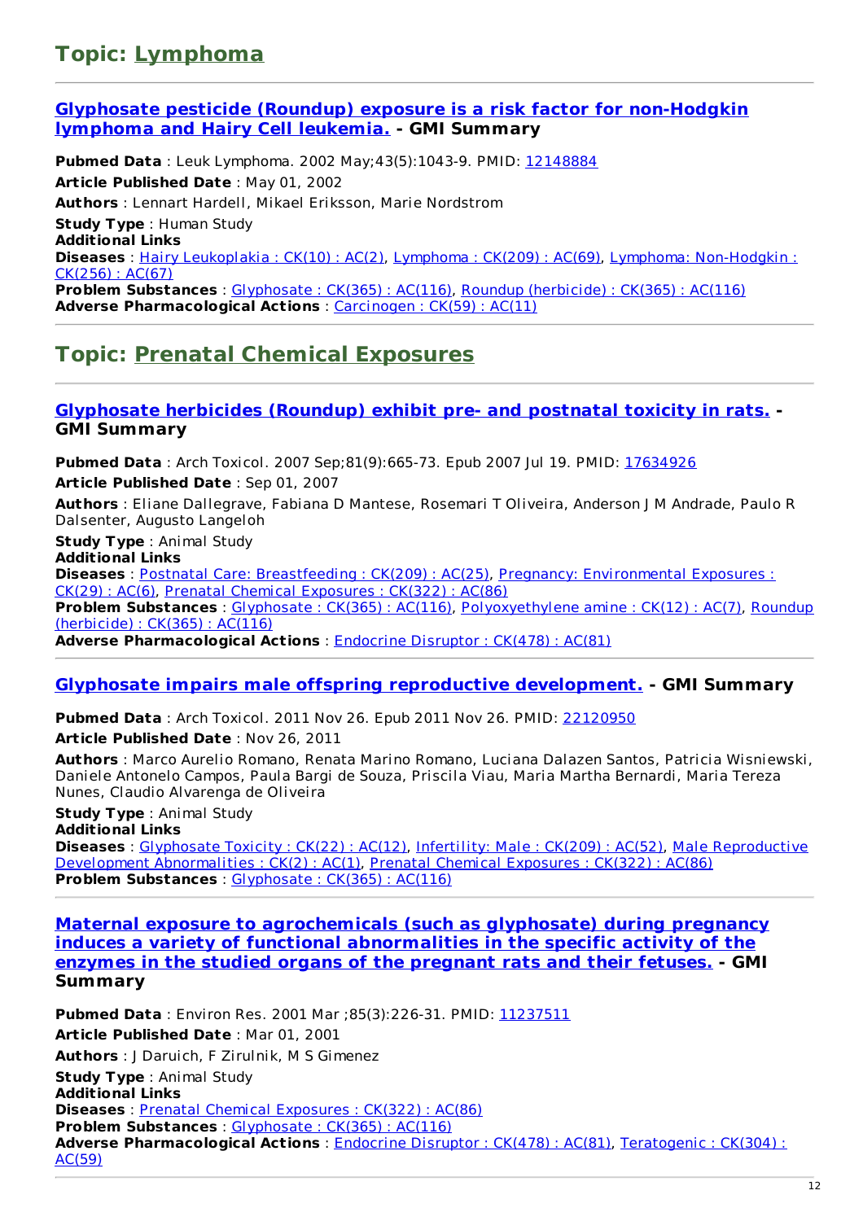## Topic: Lymphoma

### Glyphosate pesticide (Roundup) exposure is a risk factor for non-Hodgkin lymphoma and Hairy Cell leukemia. - GMI Summary

**Pubmed Data** : Leuk Lymphoma. 2002 May;43(5):1043-9. PMID: 12148884

**Article Published Date** : May 01, 2002

**Authors** : Lennart Hardell, Mikael Eriksson, Marie Nordstrom

**Study Type** : Human Study

**Additional Links**

**Diseases** : Hairy Leukoplakia : CK(10) : AC(2), Lymphoma : CK(209) : AC(69), Lymphoma: Non-Hodgkin : CK(256) : AC(67)

**Problem Substances** : Glyphosate : CK(365) : AC(116), Roundup (herbicide) : CK(365) : AC(116)

**Adverse Pharmacological Actions** : Carcinogen : CK(59) : AC(11)

## Topic: Prenatal Chemical Exposures

### Glyphosate herbicides (Roundup) exhibit pre- and postnatal toxicity in rats. - GMI Summary

**Pubmed Data** : Arch Toxicol. 2007 Sep;81(9):665-73. Epub 2007 Jul 19. PMID: 17634926

**Article Published Date** : Sep 01, 2007

**Authors** : Eliane Dallegrave, Fabiana D Mantese, Rosemari T Oliveira, Anderson J M Andrade, Paulo R Dalsenter, Augusto Langeloh

**Study Type** : Animal Study

**Additional Links**

**Diseases** : Postnatal Care: Breastfeeding : CK(209) : AC(25), Pregnancy: Environmental Exposures : CK(29) : AC(6), Prenatal Chemical Exposures : CK(322) : AC(86)

**Problem Substances** : Glyphosate : CK(365) : AC(116), Polyoxyethylene amine : CK(12) : AC(7), Roundup (herbicide) : CK(365) : AC(116)

**Adverse Pharmacological Actions** : Endocrine Disruptor : CK(478) : AC(81)

### Glyphosate impairs male offspring reproductive development. - GMI Summary

**Pubmed Data** : Arch Toxicol. 2011 Nov 26. Epub 2011 Nov 26. PMID: 22120950

**Article Published Date** : Nov 26, 2011

**Authors** : Marco Aurelio Romano, Renata Marino Romano, Luciana Dalazen Santos, Patricia Wisniewski, Daniele Antonelo Campos, Paula Bargi de Souza, Priscila Viau, Maria Martha Bernardi, Maria Tereza Nunes, Claudio Alvarenga de Oliveira

**Study Type** : Animal Study

**Additional Links**

**Diseases** : Glyphosate Toxicity : CK(22) : AC(12), Infertility: Male : CK(209) : AC(52), Male Reproductive Development Abnormalities : CK(2) : AC(1), Prenatal Chemical Exposures : CK(322) : AC(86)

**Problem Substances** : Glyphosate : CK(365) : AC(116)

### Maternal exposure to agrochemicals (such as glyphosate) during pregnancy induces a variety of functional abnormalities in the specific activity of the enzymes in the studied organs of the pregnant rats and their fetuses. - GMI Summary

**Pubmed Data** : Environ Res. 2001 Mar ;85(3):226-31. PMID: 11237511

**Article Published Date** : Mar 01, 2001

**Authors** : J Daruich, F Zirulnik, M S Gimenez

**Study Type** : Animal Study

**Additional Links**

**Diseases** : Prenatal Chemical Exposures : CK(322) : AC(86)

**Problem Substances** : Glyphosate : CK(365) : AC(116)

**Adverse Pharmacological Actions** : Endocrine Disruptor : CK(478) : AC(81), Teratogenic : CK(304) : AC(59)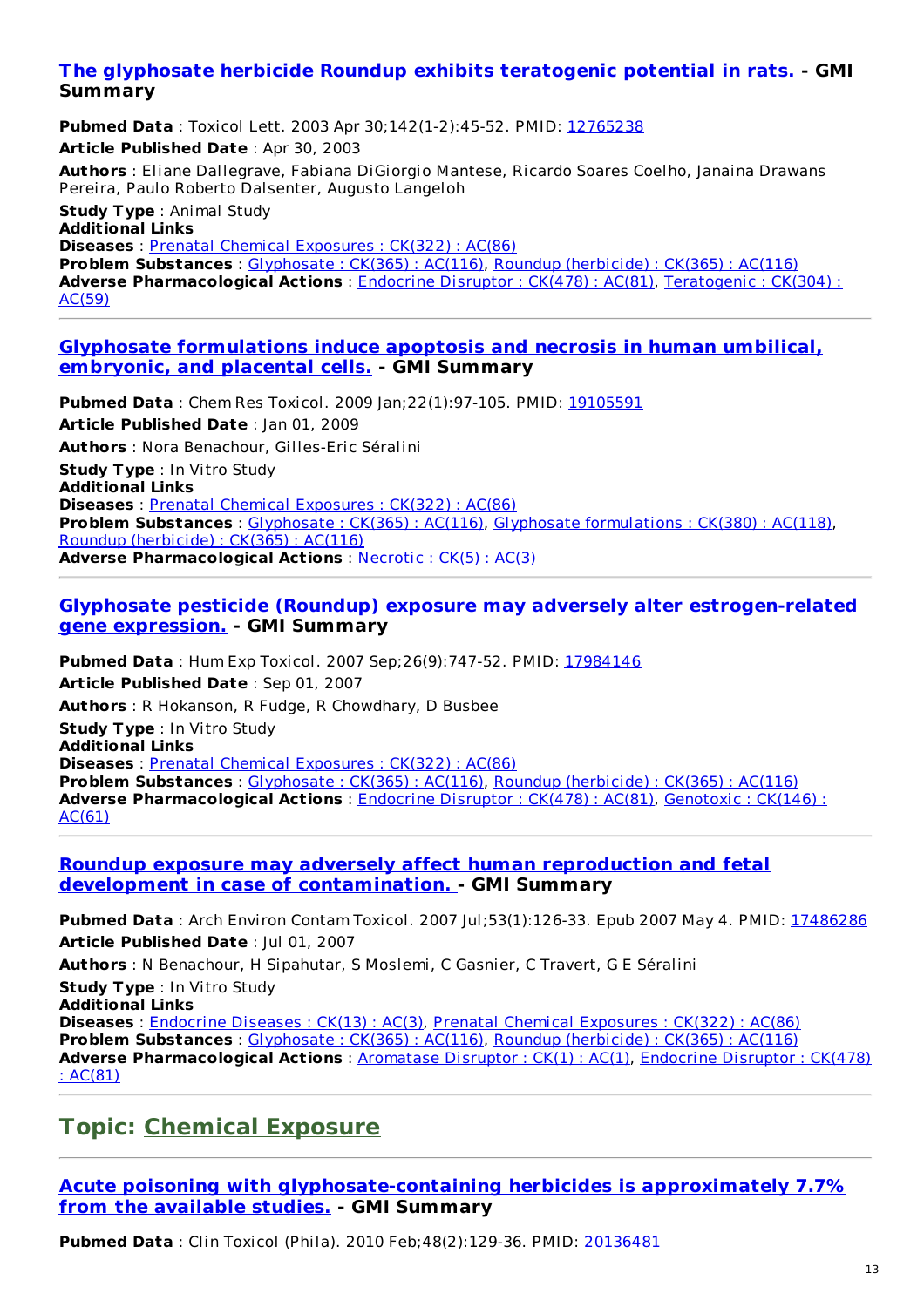### The glyphosate herbicide Roundup exhibits teratogenic potential in rats. - GMI Summary

**Pubmed Data** : Toxicol Lett. 2003 Apr 30;142(1-2):45-52. PMID: 12765238

**Article Published Date** : Apr 30, 2003

**Authors** : Eliane Dallegrave, Fabiana DiGiorgio Mantese, Ricardo Soares Coelho, Janaina Drawans Pereira, Paulo Roberto Dalsenter, Augusto Langeloh

**Study Type** : Animal Study

**Additional Links**

**Diseases** : Prenatal Chemical Exposures : CK(322) : AC(86)

**Problem Substances** : Glyphosate : CK(365) : AC(116), Roundup (herbicide) : CK(365) : AC(116)

**Adverse Pharmacological Actions** : Endocrine Disruptor : CK(478) : AC(81), Teratogenic : CK(304) : AC(59)

---

### Glyphosate formulations induce apoptosis and necrosis in human umbilical, embryonic, and placental cells. - GMI Summary

**Pubmed Data** : Chem Res Toxicol. 2009 Jan;22(1):97-105. PMID: 19105591

**Article Published Date** : Jan 01, 2009

**Authors** : Nora Benachour, Gilles-Eric Séralini

**Study Type** : In Vitro Study

**Additional Links**

**Diseases** : Prenatal Chemical Exposures : CK(322) : AC(86)

**Problem Substances** : Glyphosate : CK(365) : AC(116), Glyphosate formulations : CK(380) : AC(118), Roundup (herbicide) : CK(365) : AC(116)

**Adverse Pharmacological Actions** : Necrotic : CK(5) : AC(3)

---

### Glyphosate pesticide (Roundup) exposure may adversely alter estrogen-related gene expression. - GMI Summary

**Pubmed Data** : Hum Exp Toxicol. 2007 Sep;26(9):747-52. PMID: 17984146

**Article Published Date** : Sep 01, 2007

**Authors** : R Hokanson, R Fudge, R Chowdhary, D Busbee

**Study Type** : In Vitro Study

**Additional Links**

**Diseases** : Prenatal Chemical Exposures : CK(322) : AC(86)

**Problem Substances** : Glyphosate : CK(365) : AC(116), Roundup (herbicide) : CK(365) : AC(116)

**Adverse Pharmacological Actions** : Endocrine Disruptor : CK(478) : AC(81), Genotoxic : CK(146) : AC(61)

---

### Roundup exposure may adversely affect human reproduction and fetal development in case of contamination. - GMI Summary

**Pubmed Data** : Arch Environ Contam Toxicol. 2007 Jul;53(1):126-33. Epub 2007 May 4. PMID: 17486286

**Article Published Date** : Jul 01, 2007

**Authors** : N Benachour, H Sipahutar, S Moslemi, C Gasnier, C Travert, G E Séralini

**Study Type** : In Vitro Study

**Additional Links**

**Diseases** : Endocrine Diseases : CK(13) : AC(3), Prenatal Chemical Exposures : CK(322) : AC(86)

**Problem Substances** : Glyphosate : CK(365) : AC(116), Roundup (herbicide) : CK(365) : AC(116)

**Adverse Pharmacological Actions** : Aromatase Disruptor : CK(1) : AC(1), Endocrine Disruptor : CK(478) : AC(81)

---

## Topic: Chemical Exposure

---

### Acute poisoning with glyphosate-containing herbicides is approximately 7.7% from the available studies. - GMI Summary

**Pubmed Data** : Clin Toxicol (Phila). 2010 Feb;48(2):129-36. PMID: 20136481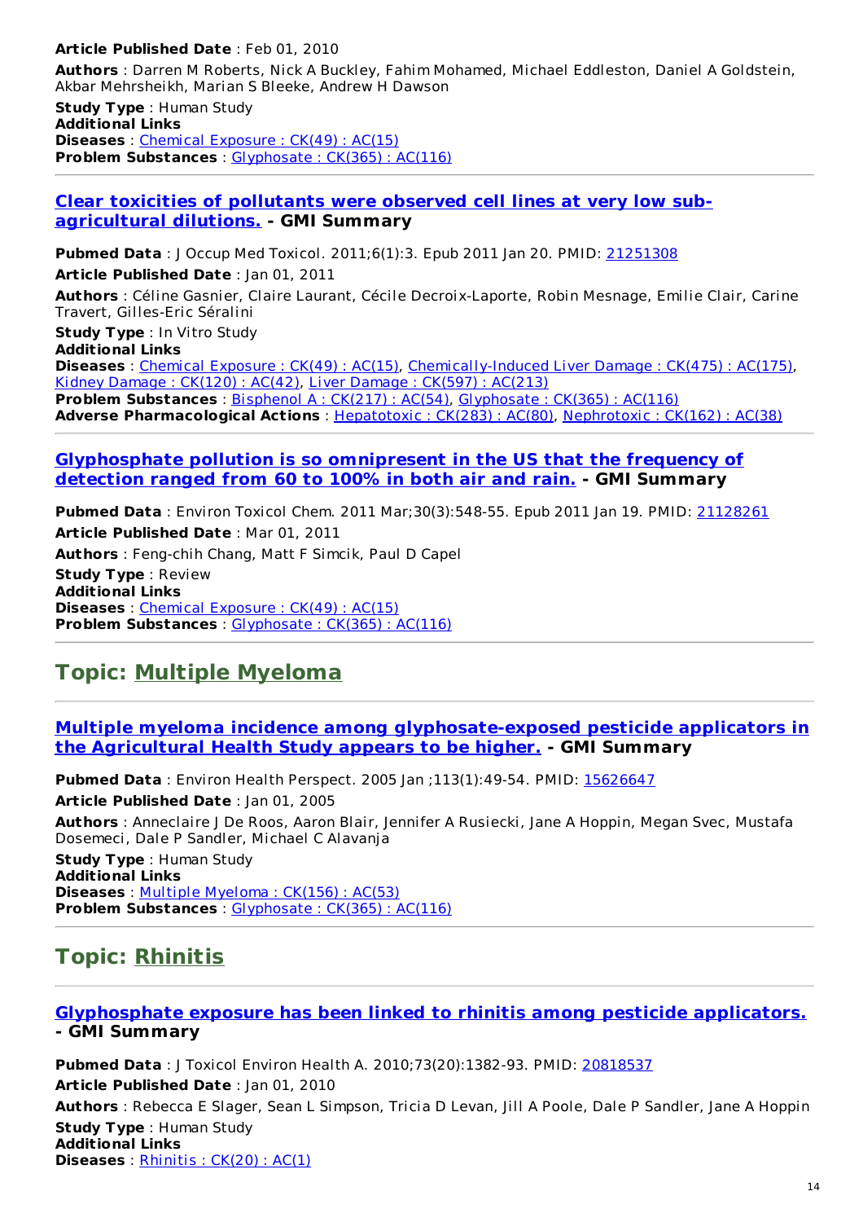**Article Published Date** : Feb 01, 2010

**Authors** : Darren M Roberts, Nick A Buckley, Fahim Mohamed, Michael Eddleston, Daniel A Goldstein, Akbar Mehrsheikh, Marian S Bleeke, Andrew H Dawson

**Study Type** : Human Study

**Additional Links**

**Diseases** : Chemical Exposure : CK(49) : AC(15)

**Problem Substances** : Glyphosate : CK(365) : AC(116)

---

### Clear toxicities of pollutants were observed cell lines at very low sub-agricultural dilutions. - GMI Summary

**Pubmed Data** : J Occup Med Toxicol. 2011;6(1):3. Epub 2011 Jan 20. PMID: 21251308

**Article Published Date** : Jan 01, 2011

**Authors** : Céline Gasnier, Claire Laurant, Cécile Decroix-Laporte, Robin Mesnage, Emilie Clair, Carine Travert, Gilles-Eric Séralini

**Study Type** : In Vitro Study

**Additional Links**

**Diseases** : Chemical Exposure : CK(49) : AC(15), Chemically-Induced Liver Damage : CK(475) : AC(175), Kidney Damage : CK(120) : AC(42), Liver Damage : CK(597) : AC(213)

**Problem Substances** : Bisphenol A : CK(217) : AC(54), Glyphosate : CK(365) : AC(116)

**Adverse Pharmacological Actions** : Hepatotoxic : CK(283) : AC(80), Nephrotoxic : CK(162) : AC(38)

---

### Glyphosphate pollution is so omnipresent in the US that the frequency of detection ranged from 60 to 100% in both air and rain. - GMI Summary

**Pubmed Data** : Environ Toxicol Chem. 2011 Mar;30(3):548-55. Epub 2011 Jan 19. PMID: 21128261

**Article Published Date** : Mar 01, 2011

**Authors** : Feng-chih Chang, Matt F Simcik, Paul D Capel

**Study Type** : Review

**Additional Links**

**Diseases** : Chemical Exposure : CK(49) : AC(15)

**Problem Substances** : Glyphosate : CK(365) : AC(116)

---

## Topic: Multiple Myeloma

---

### Multiple myeloma incidence among glyphosate-exposed pesticide applicators in the Agricultural Health Study appears to be higher. - GMI Summary

**Pubmed Data** : Environ Health Perspect. 2005 Jan ;113(1):49-54. PMID: 15626647

**Article Published Date** : Jan 01, 2005

**Authors** : Anneclaire J De Roos, Aaron Blair, Jennifer A Rusiecki, Jane A Hoppin, Megan Svec, Mustafa Dosemeci, Dale P Sandler, Michael C Alavanja

**Study Type** : Human Study

**Additional Links**

**Diseases** : Multiple Myeloma : CK(156) : AC(53)

**Problem Substances** : Glyphosate : CK(365) : AC(116)

---

## Topic: Rhinitis

---

### Glyphosphate exposure has been linked to rhinitis among pesticide applicators. - GMI Summary

**Pubmed Data** : J Toxicol Environ Health A. 2010;73(20):1382-93. PMID: 20818537

**Article Published Date** : Jan 01, 2010

**Authors** : Rebecca E Slager, Sean L Simpson, Tricia D Levan, Jill A Poole, Dale P Sandler, Jane A Hoppin

**Study Type** : Human Study

**Additional Links**

**Diseases** : Rhinitis : CK(20) : AC(1)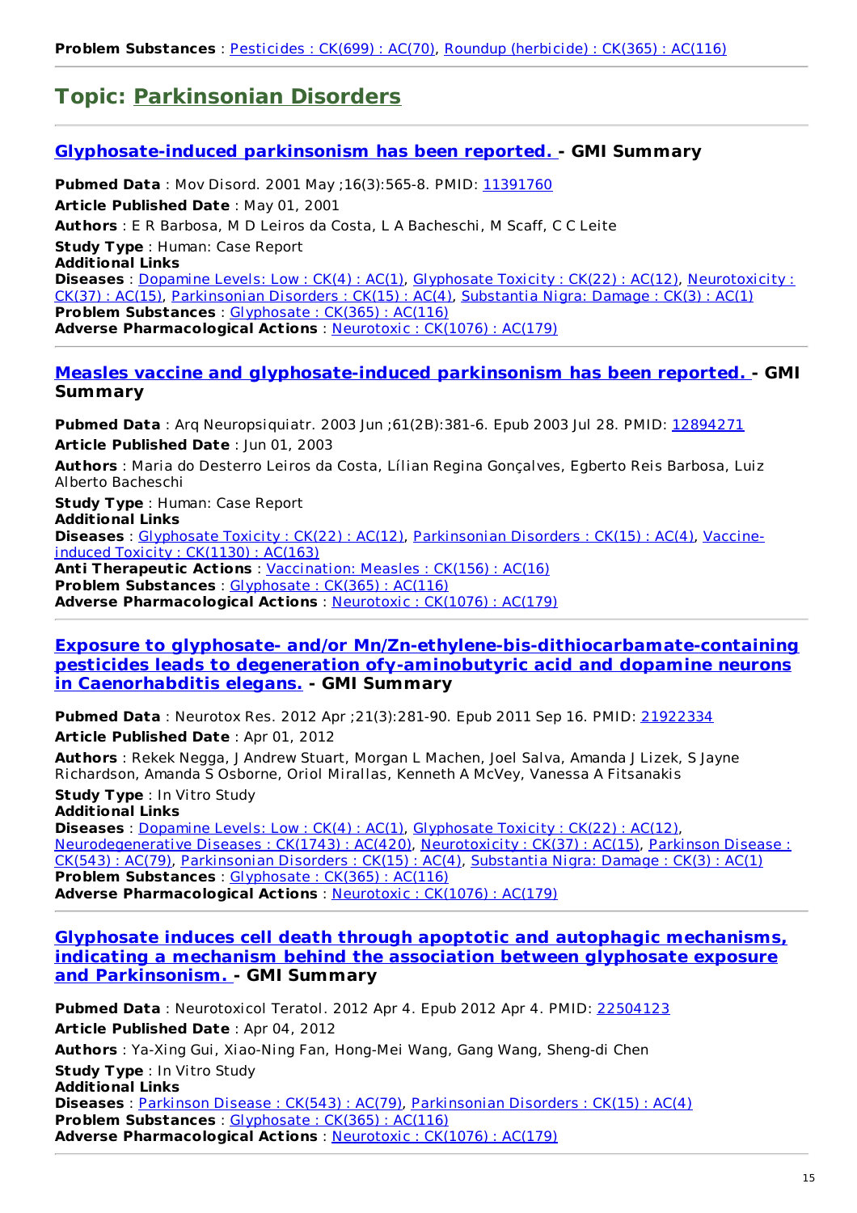**Problem Substances** : Pesticides : CK(699) : AC(70), Roundup (herbicide) : CK(365) : AC(116)

## Topic: Parkinsonian Disorders

### Glyphosate-induced parkinsonism has been reported. - GMI Summary

**Pubmed Data** : Mov Disord. 2001 May ;16(3):565-8. PMID: 11391760

**Article Published Date** : May 01, 2001

**Authors** : E R Barbosa, M D Leiros da Costa, L A Bacheschi, M Scaff, C C Leite

**Study Type** : Human: Case Report

**Additional Links**

**Diseases** : Dopamine Levels: Low : CK(4) : AC(1), Glyphosate Toxicity : CK(22) : AC(12), Neurotoxicity : CK(37) : AC(15), Parkinsonian Disorders : CK(15) : AC(4), Substantia Nigra: Damage : CK(3) : AC(1)

**Problem Substances** : Glyphosate : CK(365) : AC(116)

**Adverse Pharmacological Actions** : Neurotoxic : CK(1076) : AC(179)

### Measles vaccine and glyphosate-induced parkinsonism has been reported. - GMI Summary

**Pubmed Data** : Arq Neuropsiquiatr. 2003 Jun ;61(2B):381-6. Epub 2003 Jul 28. PMID: 12894271

**Article Published Date** : Jun 01, 2003

**Authors** : Maria do Desterro Leiros da Costa, Lílian Regina Gonçalves, Egberto Reis Barbosa, Luiz Alberto Bacheschi

**Study Type** : Human: Case Report

**Additional Links**

**Diseases** : Glyphosate Toxicity : CK(22) : AC(12), Parkinsonian Disorders : CK(15) : AC(4), Vaccine-induced Toxicity : CK(1130) : AC(163)

**Anti Therapeutic Actions** : Vaccination: Measles : CK(156) : AC(16)

**Problem Substances** : Glyphosate : CK(365) : AC(116)

**Adverse Pharmacological Actions** : Neurotoxic : CK(1076) : AC(179)

### Exposure to glyphosate- and/or Mn/Zn-ethylene-bis-dithiocarbamate-containing pesticides leads to degeneration ofγ-aminobutyric acid and dopamine neurons in Caenorhabditis elegans. - GMI Summary

**Pubmed Data** : Neurotox Res. 2012 Apr ;21(3):281-90. Epub 2011 Sep 16. PMID: 21922334

**Article Published Date** : Apr 01, 2012

**Authors** : Rekek Negga, J Andrew Stuart, Morgan L Machen, Joel Salva, Amanda J Lizek, S Jayne Richardson, Amanda S Osborne, Oriol Mirallas, Kenneth A McVey, Vanessa A Fitsanakis

**Study Type** : In Vitro Study

**Additional Links**

**Diseases** : Dopamine Levels: Low : CK(4) : AC(1), Glyphosate Toxicity : CK(22) : AC(12), Neurodegenerative Diseases : CK(1743) : AC(420), Neurotoxicity : CK(37) : AC(15), Parkinson Disease : CK(543) : AC(79), Parkinsonian Disorders : CK(15) : AC(4), Substantia Nigra: Damage : CK(3) : AC(1)

**Problem Substances** : Glyphosate : CK(365) : AC(116)

**Adverse Pharmacological Actions** : Neurotoxic : CK(1076) : AC(179)

### Glyphosate induces cell death through apoptotic and autophagic mechanisms, indicating a mechanism behind the association between glyphosate exposure and Parkinsonism. - GMI Summary

**Pubmed Data** : Neurotoxicol Teratol. 2012 Apr 4. Epub 2012 Apr 4. PMID: 22504123

**Article Published Date** : Apr 04, 2012

**Authors** : Ya-Xing Gui, Xiao-Ning Fan, Hong-Mei Wang, Gang Wang, Sheng-di Chen

**Study Type** : In Vitro Study

**Additional Links**

**Diseases** : Parkinson Disease : CK(543) : AC(79), Parkinsonian Disorders : CK(15) : AC(4)

**Problem Substances** : Glyphosate : CK(365) : AC(116)

**Adverse Pharmacological Actions** : Neurotoxic : CK(1076) : AC(179)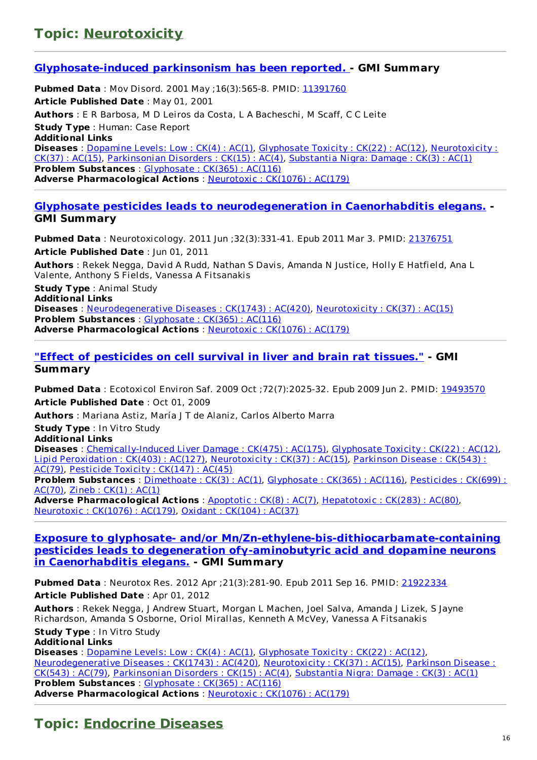## Topic: Neurotoxicity

### Glyphosate-induced parkinsonism has been reported. - GMI Summary

**Pubmed Data** : Mov Disord. 2001 May ;16(3):565-8. PMID: 11391760

**Article Published Date** : May 01, 2001

**Authors** : E R Barbosa, M D Leiros da Costa, L A Bacheschi, M Scaff, C C Leite

**Study Type** : Human: Case Report

**Additional Links**

**Diseases** : Dopamine Levels: Low : CK(4) : AC(1), Glyphosate Toxicity : CK(22) : AC(12), Neurotoxicity : CK(37) : AC(15), Parkinsonian Disorders : CK(15) : AC(4), Substantia Nigra: Damage : CK(3) : AC(1)

**Problem Substances** : Glyphosate : CK(365) : AC(116)

**Adverse Pharmacological Actions** : Neurotoxic : CK(1076) : AC(179)

---

### Glyphosate pesticides leads to neurodegeneration in Caenorhabditis elegans. - GMI Summary

**Pubmed Data** : Neurotoxicology. 2011 Jun ;32(3):331-41. Epub 2011 Mar 3. PMID: 21376751

**Article Published Date** : Jun 01, 2011

**Authors** : Rekek Negga, David A Rudd, Nathan S Davis, Amanda N Justice, Holly E Hatfield, Ana L Valente, Anthony S Fields, Vanessa A Fitsanakis

**Study Type** : Animal Study

**Additional Links**

**Diseases** : Neurodegenerative Diseases : CK(1743) : AC(420), Neurotoxicity : CK(37) : AC(15)

**Problem Substances** : Glyphosate : CK(365) : AC(116)

**Adverse Pharmacological Actions** : Neurotoxic : CK(1076) : AC(179)

---

### "Effect of pesticides on cell survival in liver and brain rat tissues." - GMI Summary

**Pubmed Data** : Ecotoxicol Environ Saf. 2009 Oct ;72(7):2025-32. Epub 2009 Jun 2. PMID: 19493570

**Article Published Date** : Oct 01, 2009

**Authors** : Mariana Astiz, María J T de Alaniz, Carlos Alberto Marra

**Study Type** : In Vitro Study

**Additional Links**

**Diseases** : Chemically-Induced Liver Damage : CK(475) : AC(175), Glyphosate Toxicity : CK(22) : AC(12), Lipid Peroxidation : CK(403) : AC(127), Neurotoxicity : CK(37) : AC(15), Parkinson Disease : CK(543) : AC(79), Pesticide Toxicity : CK(147) : AC(45)

**Problem Substances** : Dimethoate : CK(3) : AC(1), Glyphosate : CK(365) : AC(116), Pesticides : CK(699) : AC(70), Zineb : CK(1) : AC(1)

**Adverse Pharmacological Actions** : Apoptotic : CK(8) : AC(7), Hepatotoxic : CK(283) : AC(80), Neurotoxic : CK(1076) : AC(179), Oxidant : CK(104) : AC(37)

---

### Exposure to glyphosate- and/or Mn/Zn-ethylene-bis-dithiocarbamate-containing pesticides leads to degeneration ofγ-aminobutyric acid and dopamine neurons in Caenorhabditis elegans. - GMI Summary

**Pubmed Data** : Neurotox Res. 2012 Apr ;21(3):281-90. Epub 2011 Sep 16. PMID: 21922334

**Article Published Date** : Apr 01, 2012

**Authors** : Rekek Negga, J Andrew Stuart, Morgan L Machen, Joel Salva, Amanda J Lizek, S Jayne Richardson, Amanda S Osborne, Oriol Mirallas, Kenneth A McVey, Vanessa A Fitsanakis

**Study Type** : In Vitro Study

**Additional Links**

**Diseases** : Dopamine Levels: Low : CK(4) : AC(1), Glyphosate Toxicity : CK(22) : AC(12), Neurodegenerative Diseases : CK(1743) : AC(420), Neurotoxicity : CK(37) : AC(15), Parkinson Disease : CK(543) : AC(79), Parkinsonian Disorders : CK(15) : AC(4), Substantia Nigra: Damage : CK(3) : AC(1)

**Problem Substances** : Glyphosate : CK(365) : AC(116)

**Adverse Pharmacological Actions** : Neurotoxic : CK(1076) : AC(179)

---

## Topic: Endocrine Diseases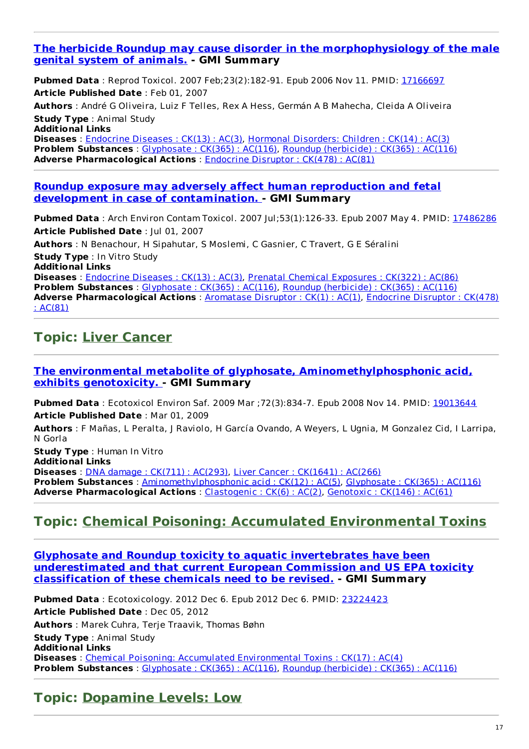---

### [The herbicide Roundup may cause disorder in the morphophysiology of the male genital system of animals.](#) - GMI Summary

**Pubmed Data** : Reprod Toxicol. 2007 Feb;23(2):182-91. Epub 2006 Nov 11. PMID: [17166697](#)

**Article Published Date** : Feb 01, 2007

**Authors** : André G Oliveira, Luiz F Telles, Rex A Hess, Germán A B Mahecha, Cleida A Oliveira

**Study Type** : Animal Study

**Additional Links**

**Diseases** : [Endocrine Diseases : CK(13) : AC(3)](#), [Hormonal Disorders: Children : CK(14) : AC(3)](#)

**Problem Substances** : [Glyphosate : CK(365) : AC(116)](#), [Roundup (herbicide) : CK(365) : AC(116)](#)

**Adverse Pharmacological Actions** : [Endocrine Disruptor : CK(478) : AC(81)](#)

---

### [Roundup exposure may adversely affect human reproduction and fetal development in case of contamination.](#) - GMI Summary

**Pubmed Data** : Arch Environ Contam Toxicol. 2007 Jul;53(1):126-33. Epub 2007 May 4. PMID: [17486286](#)

**Article Published Date** : Jul 01, 2007

**Authors** : N Benachour, H Sipahutar, S Moslemi, C Gasnier, C Travert, G E Séralini

**Study Type** : In Vitro Study

**Additional Links**

**Diseases** : [Endocrine Diseases : CK(13) : AC(3)](#), [Prenatal Chemical Exposures : CK(322) : AC(86)](#)

**Problem Substances** : [Glyphosate : CK(365) : AC(116)](#), [Roundup (herbicide) : CK(365) : AC(116)](#)

**Adverse Pharmacological Actions** : [Aromatase Disruptor : CK(1) : AC(1)](#), [Endocrine Disruptor : CK(478) : AC(81)](#)

---

## Topic: [Liver Cancer](#)

---

### [The environmental metabolite of glyphosate, Aminomethylphosphonic acid, exhibits genotoxicity.](#) - GMI Summary

**Pubmed Data** : Ecotoxicol Environ Saf. 2009 Mar ;72(3):834-7. Epub 2008 Nov 14. PMID: [19013644](#)

**Article Published Date** : Mar 01, 2009

**Authors** : F Mañas, L Peralta, J Raviolo, H García Ovando, A Weyers, L Ugnia, M Gonzalez Cid, I Larripa, N Gorla

**Study Type** : Human In Vitro

**Additional Links**

**Diseases** : [DNA damage : CK(711) : AC(293)](#), [Liver Cancer : CK(1641) : AC(266)](#)

**Problem Substances** : [Aminomethylphosphonic acid : CK(12) : AC(5)](#), [Glyphosate : CK(365) : AC(116)](#)

**Adverse Pharmacological Actions** : [Clastogenic : CK(6) : AC(2)](#), [Genotoxic : CK(146) : AC(61)](#)

---

## Topic: [Chemical Poisoning: Accumulated Environmental Toxins](#)

---

### [Glyphosate and Roundup toxicity to aquatic invertebrates have been underestimated and that current European Commission and US EPA toxicity classification of these chemicals need to be revised.](#) - GMI Summary

**Pubmed Data** : Ecotoxicology. 2012 Dec 6. Epub 2012 Dec 6. PMID: [23224423](#)

**Article Published Date** : Dec 05, 2012

**Authors** : Marek Cuhra, Terje Traavik, Thomas Bøhn

**Study Type** : Animal Study

**Additional Links**

**Diseases** : [Chemical Poisoning: Accumulated Environmental Toxins : CK(17) : AC(4)](#)

**Problem Substances** : [Glyphosate : CK(365) : AC(116)](#), [Roundup (herbicide) : CK(365) : AC(116)](#)

---

## Topic: [Dopamine Levels: Low](#)

---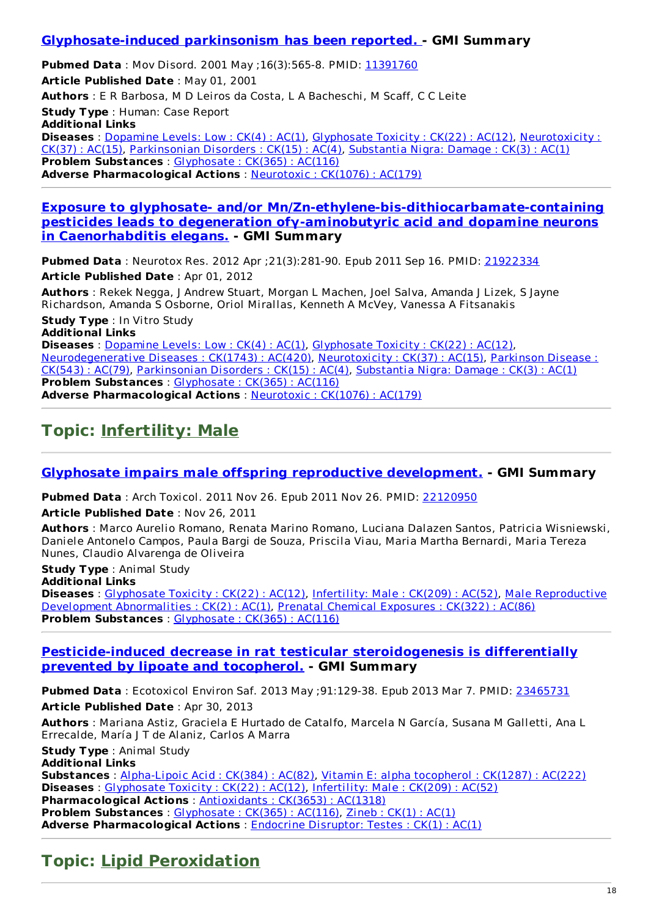### Glyphosate-induced parkinsonism has been reported. - GMI Summary

**Pubmed Data** : Mov Disord. 2001 May ;16(3):565-8. PMID: 11391760

**Article Published Date** : May 01, 2001

**Authors** : E R Barbosa, M D Leiros da Costa, L A Bacheschi, M Scaff, C C Leite

**Study Type** : Human: Case Report

**Additional Links**

**Diseases** : Dopamine Levels: Low : CK(4) : AC(1), Glyphosate Toxicity : CK(22) : AC(12), Neurotoxicity : CK(37) : AC(15), Parkinsonian Disorders : CK(15) : AC(4), Substantia Nigra: Damage : CK(3) : AC(1)

**Problem Substances** : Glyphosate : CK(365) : AC(116)

**Adverse Pharmacological Actions** : Neurotoxic : CK(1076) : AC(179)

---

### Exposure to glyphosate- and/or Mn/Zn-ethylene-bis-dithiocarbamate-containing pesticides leads to degeneration ofγ-aminobutyric acid and dopamine neurons in Caenorhabditis elegans. - GMI Summary

**Pubmed Data** : Neurotox Res. 2012 Apr ;21(3):281-90. Epub 2011 Sep 16. PMID: 21922334

**Article Published Date** : Apr 01, 2012

**Authors** : Rekek Negga, J Andrew Stuart, Morgan L Machen, Joel Salva, Amanda J Lizek, S Jayne Richardson, Amanda S Osborne, Oriol Mirallas, Kenneth A McVey, Vanessa A Fitsanakis

**Study Type** : In Vitro Study

**Additional Links**

**Diseases** : Dopamine Levels: Low : CK(4) : AC(1), Glyphosate Toxicity : CK(22) : AC(12), Neurodegenerative Diseases : CK(1743) : AC(420), Neurotoxicity : CK(37) : AC(15), Parkinson Disease : CK(543) : AC(79), Parkinsonian Disorders : CK(15) : AC(4), Substantia Nigra: Damage : CK(3) : AC(1)

**Problem Substances** : Glyphosate : CK(365) : AC(116)

**Adverse Pharmacological Actions** : Neurotoxic : CK(1076) : AC(179)

---

## Topic: Infertility: Male

---

### Glyphosate impairs male offspring reproductive development. - GMI Summary

**Pubmed Data** : Arch Toxicol. 2011 Nov 26. Epub 2011 Nov 26. PMID: 22120950

**Article Published Date** : Nov 26, 2011

**Authors** : Marco Aurelio Romano, Renata Marino Romano, Luciana Dalazen Santos, Patricia Wisniewski, Daniele Antonelo Campos, Paula Bargi de Souza, Priscila Viau, Maria Martha Bernardi, Maria Tereza Nunes, Claudio Alvarenga de Oliveira

**Study Type** : Animal Study

**Additional Links**

**Diseases** : Glyphosate Toxicity : CK(22) : AC(12), Infertility: Male : CK(209) : AC(52), Male Reproductive Development Abnormalities : CK(2) : AC(1), Prenatal Chemical Exposures : CK(322) : AC(86)

**Problem Substances** : Glyphosate : CK(365) : AC(116)

---

### Pesticide-induced decrease in rat testicular steroidogenesis is differentially prevented by lipoate and tocopherol. - GMI Summary

**Pubmed Data** : Ecotoxicol Environ Saf. 2013 May ;91:129-38. Epub 2013 Mar 7. PMID: 23465731

**Article Published Date** : Apr 30, 2013

**Authors** : Mariana Astiz, Graciela E Hurtado de Catalfo, Marcela N García, Susana M Galletti, Ana L Errecalde, María J T de Alaniz, Carlos A Marra

**Study Type** : Animal Study

**Additional Links**

**Substances** : Alpha-Lipoic Acid : CK(384) : AC(82), Vitamin E: alpha tocopherol : CK(1287) : AC(222)

**Diseases** : Glyphosate Toxicity : CK(22) : AC(12), Infertility: Male : CK(209) : AC(52)

**Pharmacological Actions** : Antioxidants : CK(3653) : AC(1318)

**Problem Substances** : Glyphosate : CK(365) : AC(116), Zineb : CK(1) : AC(1)

**Adverse Pharmacological Actions** : Endocrine Disruptor: Testes : CK(1) : AC(1)

---

## Topic: Lipid Peroxidation

---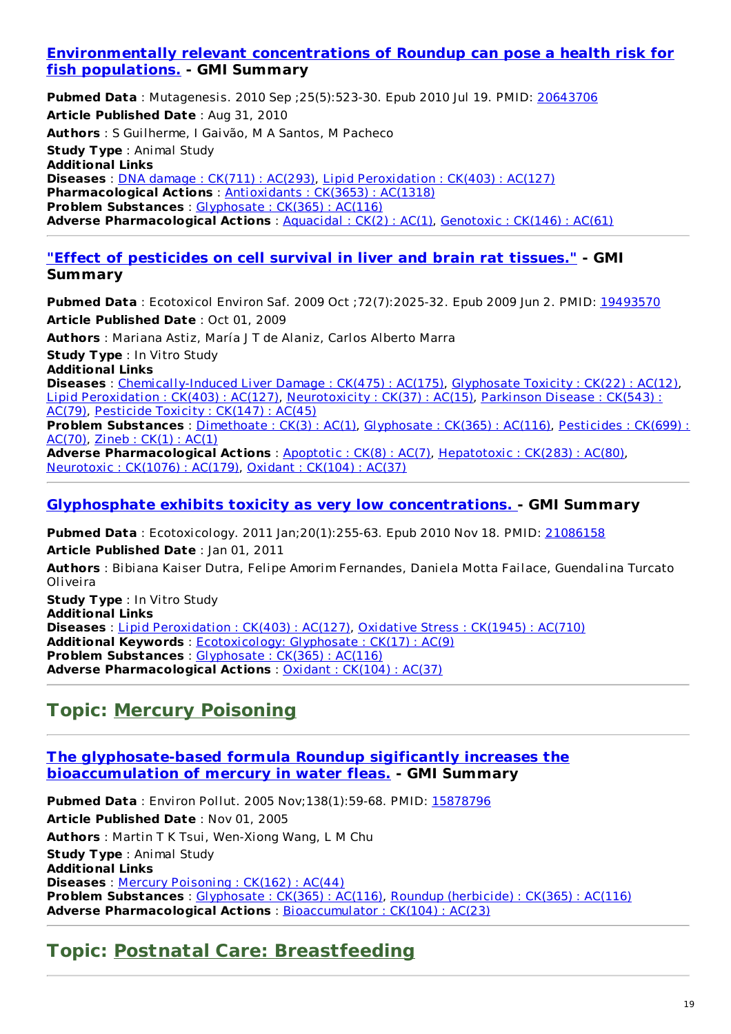### Environmentally relevant concentrations of Roundup can pose a health risk for fish populations. - GMI Summary

**Pubmed Data** : Mutagenesis. 2010 Sep ;25(5):523-30. Epub 2010 Jul 19. PMID: 20643706

**Article Published Date** : Aug 31, 2010

**Authors** : S Guilherme, I Gaivão, M A Santos, M Pacheco

**Study Type** : Animal Study

**Additional Links**

**Diseases** : DNA damage : CK(711) : AC(293), Lipid Peroxidation : CK(403) : AC(127)

**Pharmacological Actions** : Antioxidants : CK(3653) : AC(1318)

**Problem Substances** : Glyphosate : CK(365) : AC(116)

**Adverse Pharmacological Actions** : Aquacidal : CK(2) : AC(1), Genotoxic : CK(146) : AC(61)

---

### "Effect of pesticides on cell survival in liver and brain rat tissues." - GMI Summary

**Pubmed Data** : Ecotoxicol Environ Saf. 2009 Oct ;72(7):2025-32. Epub 2009 Jun 2. PMID: 19493570

**Article Published Date** : Oct 01, 2009

**Authors** : Mariana Astiz, María J T de Alaniz, Carlos Alberto Marra

**Study Type** : In Vitro Study

**Additional Links**

**Diseases** : Chemically-Induced Liver Damage : CK(475) : AC(175), Glyphosate Toxicity : CK(22) : AC(12), Lipid Peroxidation : CK(403) : AC(127), Neurotoxicity : CK(37) : AC(15), Parkinson Disease : CK(543) : AC(79), Pesticide Toxicity : CK(147) : AC(45)

**Problem Substances** : Dimethoate : CK(3) : AC(1), Glyphosate : CK(365) : AC(116), Pesticides : CK(699) : AC(70), Zineb : CK(1) : AC(1)

**Adverse Pharmacological Actions** : Apoptotic : CK(8) : AC(7), Hepatotoxic : CK(283) : AC(80), Neurotoxic : CK(1076) : AC(179), Oxidant : CK(104) : AC(37)

---

### Glyphosphate exhibits toxicity as very low concentrations. - GMI Summary

**Pubmed Data** : Ecotoxicology. 2011 Jan;20(1):255-63. Epub 2010 Nov 18. PMID: 21086158

**Article Published Date** : Jan 01, 2011

**Authors** : Bibiana Kaiser Dutra, Felipe Amorim Fernandes, Daniela Motta Failace, Guendalina Turcato Oliveira

**Study Type** : In Vitro Study

**Additional Links**

**Diseases** : Lipid Peroxidation : CK(403) : AC(127), Oxidative Stress : CK(1945) : AC(710)

**Additional Keywords** : Ecotoxicology: Glyphosate : CK(17) : AC(9)

**Problem Substances** : Glyphosate : CK(365) : AC(116)

**Adverse Pharmacological Actions** : Oxidant : CK(104) : AC(37)

---

## Topic: Mercury Poisoning

---

### The glyphosate-based formula Roundup sigificantly increases the bioaccumulation of mercury in water fleas. - GMI Summary

**Pubmed Data** : Environ Pollut. 2005 Nov;138(1):59-68. PMID: 15878796

**Article Published Date** : Nov 01, 2005

**Authors** : Martin T K Tsui, Wen-Xiong Wang, L M Chu

**Study Type** : Animal Study

**Additional Links**

**Diseases** : Mercury Poisoning : CK(162) : AC(44)

**Problem Substances** : Glyphosate : CK(365) : AC(116), Roundup (herbicide) : CK(365) : AC(116)

**Adverse Pharmacological Actions** : Bioaccumulator : CK(104) : AC(23)

---

## Topic: Postnatal Care: Breastfeeding

---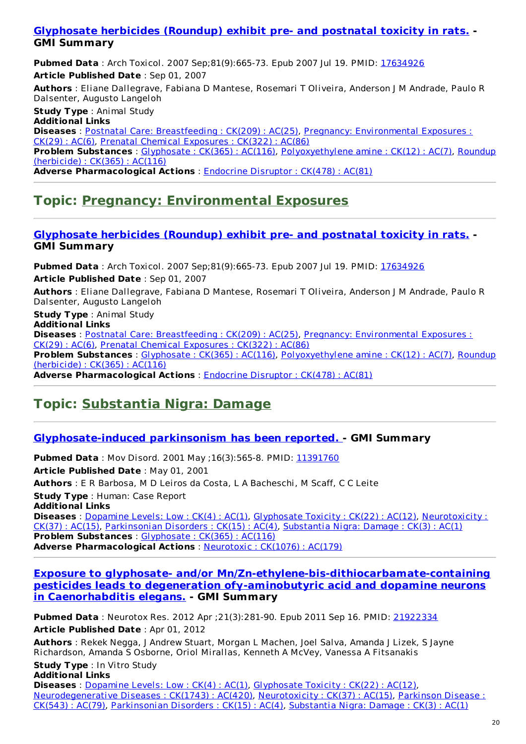### [Glyphosate herbicides (Roundup) exhibit pre- and postnatal toxicity in rats.](#) - GMI Summary

**Pubmed Data** : Arch Toxicol. 2007 Sep;81(9):665-73. Epub 2007 Jul 19. PMID: 17634926

**Article Published Date** : Sep 01, 2007

**Authors** : Eliane Dallegrave, Fabiana D Mantese, Rosemari T Oliveira, Anderson J M Andrade, Paulo R Dalsenter, Augusto Langeloh

**Study Type** : Animal Study

**Additional Links**

**Diseases** : Postnatal Care: Breastfeeding : CK(209) : AC(25), Pregnancy: Environmental Exposures : CK(29) : AC(6), Prenatal Chemical Exposures : CK(322) : AC(86)

**Problem Substances** : Glyphosate : CK(365) : AC(116), Polyoxyethylene amine : CK(12) : AC(7), Roundup (herbicide) : CK(365) : AC(116)

**Adverse Pharmacological Actions** : Endocrine Disruptor : CK(478) : AC(81)

## Topic: Pregnancy: Environmental Exposures

### [Glyphosate herbicides (Roundup) exhibit pre- and postnatal toxicity in rats.](#) - GMI Summary

**Pubmed Data** : Arch Toxicol. 2007 Sep;81(9):665-73. Epub 2007 Jul 19. PMID: 17634926

**Article Published Date** : Sep 01, 2007

**Authors** : Eliane Dallegrave, Fabiana D Mantese, Rosemari T Oliveira, Anderson J M Andrade, Paulo R Dalsenter, Augusto Langeloh

**Study Type** : Animal Study

**Additional Links**

**Diseases** : Postnatal Care: Breastfeeding : CK(209) : AC(25), Pregnancy: Environmental Exposures : CK(29) : AC(6), Prenatal Chemical Exposures : CK(322) : AC(86)

**Problem Substances** : Glyphosate : CK(365) : AC(116), Polyoxyethylene amine : CK(12) : AC(7), Roundup (herbicide) : CK(365) : AC(116)

**Adverse Pharmacological Actions** : Endocrine Disruptor : CK(478) : AC(81)

## Topic: Substantia Nigra: Damage

### [Glyphosate-induced parkinsonism has been reported.](#) - GMI Summary

**Pubmed Data** : Mov Disord. 2001 May ;16(3):565-8. PMID: 11391760

**Article Published Date** : May 01, 2001

**Authors** : E R Barbosa, M D Leiros da Costa, L A Bacheschi, M Scaff, C C Leite

**Study Type** : Human: Case Report

**Additional Links**

**Diseases** : Dopamine Levels: Low : CK(4) : AC(1), Glyphosate Toxicity : CK(22) : AC(12), Neurotoxicity : CK(37) : AC(15), Parkinsonian Disorders : CK(15) : AC(4), Substantia Nigra: Damage : CK(3) : AC(1)

**Problem Substances** : Glyphosate : CK(365) : AC(116)

**Adverse Pharmacological Actions** : Neurotoxic : CK(1076) : AC(179)

### [Exposure to glyphosate- and/or Mn/Zn-ethylene-bis-dithiocarbamate-containing pesticides leads to degeneration ofγ-aminobutyric acid and dopamine neurons in Caenorhabditis elegans.](#) - GMI Summary

**Pubmed Data** : Neurotox Res. 2012 Apr ;21(3):281-90. Epub 2011 Sep 16. PMID: 21922334

**Article Published Date** : Apr 01, 2012

**Authors** : Rekek Negga, J Andrew Stuart, Morgan L Machen, Joel Salva, Amanda J Lizek, S Jayne Richardson, Amanda S Osborne, Oriol Mirallas, Kenneth A McVey, Vanessa A Fitsanakis

**Study Type** : In Vitro Study

**Additional Links**

**Diseases** : Dopamine Levels: Low : CK(4) : AC(1), Glyphosate Toxicity : CK(22) : AC(12), Neurodegenerative Diseases : CK(1743) : AC(420), Neurotoxicity : CK(37) : AC(15), Parkinson Disease : CK(543) : AC(79), Parkinsonian Disorders : CK(15) : AC(4), Substantia Nigra: Damage : CK(3) : AC(1)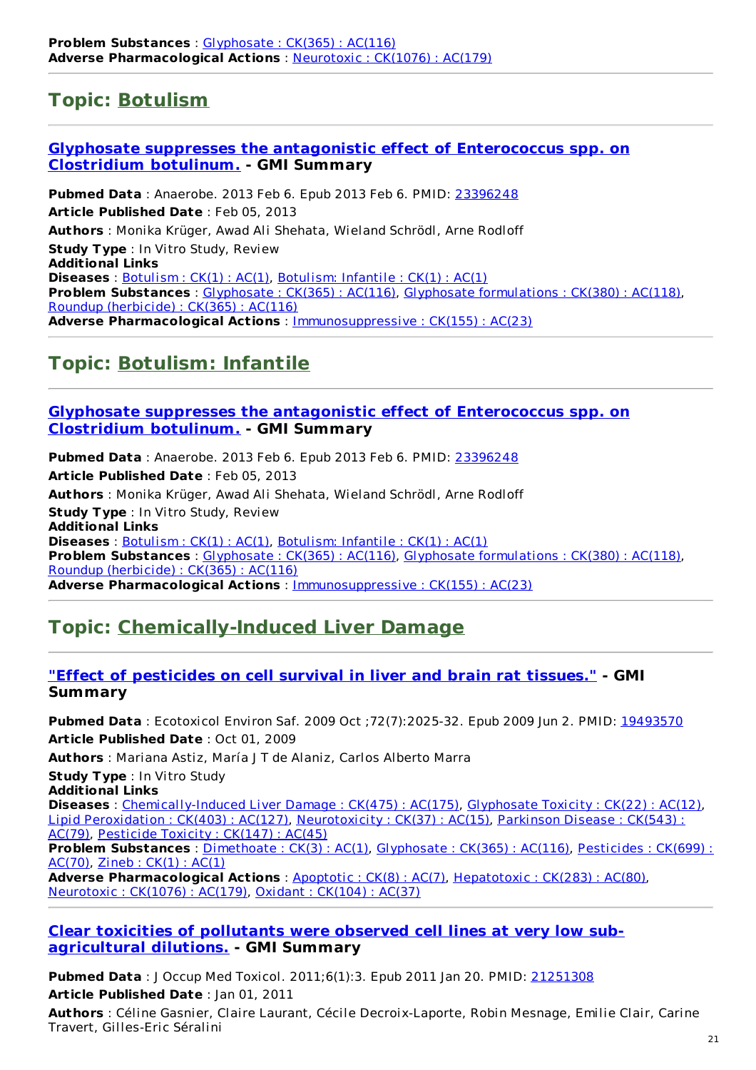**Problem Substances** : Glyphosate : CK(365) : AC(116)
**Adverse Pharmacological Actions** : Neurotoxic : CK(1076) : AC(179)

## Topic: Botulism

### Glyphosate suppresses the antagonistic effect of Enterococcus spp. on Clostridium botulinum. - GMI Summary

**Pubmed Data** : Anaerobe. 2013 Feb 6. Epub 2013 Feb 6. PMID: 23396248
**Article Published Date** : Feb 05, 2013
**Authors** : Monika Krüger, Awad Ali Shehata, Wieland Schrödl, Arne Rodloff
**Study Type** : In Vitro Study, Review
**Additional Links**
**Diseases** : Botulism : CK(1) : AC(1), Botulism: Infantile : CK(1) : AC(1)
**Problem Substances** : Glyphosate : CK(365) : AC(116), Glyphosate formulations : CK(380) : AC(118), Roundup (herbicide) : CK(365) : AC(116)
**Adverse Pharmacological Actions** : Immunosuppressive : CK(155) : AC(23)

## Topic: Botulism: Infantile

### Glyphosate suppresses the antagonistic effect of Enterococcus spp. on Clostridium botulinum. - GMI Summary

**Pubmed Data** : Anaerobe. 2013 Feb 6. Epub 2013 Feb 6. PMID: 23396248
**Article Published Date** : Feb 05, 2013
**Authors** : Monika Krüger, Awad Ali Shehata, Wieland Schrödl, Arne Rodloff
**Study Type** : In Vitro Study, Review
**Additional Links**
**Diseases** : Botulism : CK(1) : AC(1), Botulism: Infantile : CK(1) : AC(1)
**Problem Substances** : Glyphosate : CK(365) : AC(116), Glyphosate formulations : CK(380) : AC(118), Roundup (herbicide) : CK(365) : AC(116)
**Adverse Pharmacological Actions** : Immunosuppressive : CK(155) : AC(23)

## Topic: Chemically-Induced Liver Damage

### "Effect of pesticides on cell survival in liver and brain rat tissues." - GMI Summary

**Pubmed Data** : Ecotoxicol Environ Saf. 2009 Oct ;72(7):2025-32. Epub 2009 Jun 2. PMID: 19493570
**Article Published Date** : Oct 01, 2009
**Authors** : Mariana Astiz, María J T de Alaniz, Carlos Alberto Marra
**Study Type** : In Vitro Study
**Additional Links**
**Diseases** : Chemically-Induced Liver Damage : CK(475) : AC(175), Glyphosate Toxicity : CK(22) : AC(12), Lipid Peroxidation : CK(403) : AC(127), Neurotoxicity : CK(37) : AC(15), Parkinson Disease : CK(543) : AC(79), Pesticide Toxicity : CK(147) : AC(45)
**Problem Substances** : Dimethoate : CK(3) : AC(1), Glyphosate : CK(365) : AC(116), Pesticides : CK(699) : AC(70), Zineb : CK(1) : AC(1)
**Adverse Pharmacological Actions** : Apoptotic : CK(8) : AC(7), Hepatotoxic : CK(283) : AC(80), Neurotoxic : CK(1076) : AC(179), Oxidant : CK(104) : AC(37)

### Clear toxicities of pollutants were observed cell lines at very low sub-agricultural dilutions. - GMI Summary

**Pubmed Data** : J Occup Med Toxicol. 2011;6(1):3. Epub 2011 Jan 20. PMID: 21251308
**Article Published Date** : Jan 01, 2011
**Authors** : Céline Gasnier, Claire Laurant, Cécile Decroix-Laporte, Robin Mesnage, Emilie Clair, Carine Travert, Gilles-Eric Séralini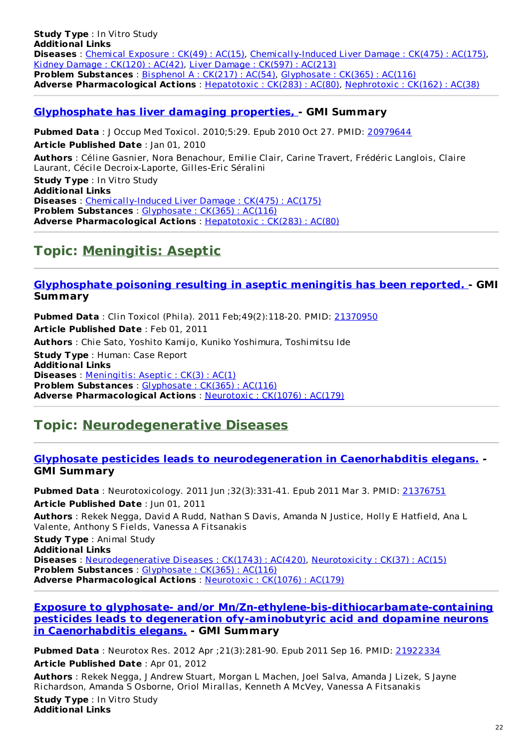**Study Type** : In Vitro Study
**Additional Links**
**Diseases** : Chemical Exposure : CK(49) : AC(15), Chemically-Induced Liver Damage : CK(475) : AC(175), Kidney Damage : CK(120) : AC(42), Liver Damage : CK(597) : AC(213)
**Problem Substances** : Bisphenol A : CK(217) : AC(54), Glyphosate : CK(365) : AC(116)
**Adverse Pharmacological Actions** : Hepatotoxic : CK(283) : AC(80), Nephrotoxic : CK(162) : AC(38)

### Glyphosphate has liver damaging properties, - GMI Summary

**Pubmed Data** : J Occup Med Toxicol. 2010;5:29. Epub 2010 Oct 27. PMID: 20979644
**Article Published Date** : Jan 01, 2010
**Authors** : Céline Gasnier, Nora Benachour, Emilie Clair, Carine Travert, Frédéric Langlois, Claire Laurant, Cécile Decroix-Laporte, Gilles-Eric Séralini
**Study Type** : In Vitro Study
**Additional Links**
**Diseases** : Chemically-Induced Liver Damage : CK(475) : AC(175)
**Problem Substances** : Glyphosate : CK(365) : AC(116)
**Adverse Pharmacological Actions** : Hepatotoxic : CK(283) : AC(80)

## Topic: Meningitis: Aseptic

### Glyphosphate poisoning resulting in aseptic meningitis has been reported. - GMI Summary

**Pubmed Data** : Clin Toxicol (Phila). 2011 Feb;49(2):118-20. PMID: 21370950
**Article Published Date** : Feb 01, 2011
**Authors** : Chie Sato, Yoshito Kamijo, Kuniko Yoshimura, Toshimitsu Ide
**Study Type** : Human: Case Report
**Additional Links**
**Diseases** : Meningitis: Aseptic : CK(3) : AC(1)
**Problem Substances** : Glyphosate : CK(365) : AC(116)
**Adverse Pharmacological Actions** : Neurotoxic : CK(1076) : AC(179)

## Topic: Neurodegenerative Diseases

### Glyphosate pesticides leads to neurodegeneration in Caenorhabditis elegans. - GMI Summary

**Pubmed Data** : Neurotoxicology. 2011 Jun ;32(3):331-41. Epub 2011 Mar 3. PMID: 21376751
**Article Published Date** : Jun 01, 2011
**Authors** : Rekek Negga, David A Rudd, Nathan S Davis, Amanda N Justice, Holly E Hatfield, Ana L Valente, Anthony S Fields, Vanessa A Fitsanakis
**Study Type** : Animal Study
**Additional Links**
**Diseases** : Neurodegenerative Diseases : CK(1743) : AC(420), Neurotoxicity : CK(37) : AC(15)
**Problem Substances** : Glyphosate : CK(365) : AC(116)
**Adverse Pharmacological Actions** : Neurotoxic : CK(1076) : AC(179)

### Exposure to glyphosate- and/or Mn/Zn-ethylene-bis-dithiocarbamate-containing pesticides leads to degeneration ofγ-aminobutyric acid and dopamine neurons in Caenorhabditis elegans. - GMI Summary

**Pubmed Data** : Neurotox Res. 2012 Apr ;21(3):281-90. Epub 2011 Sep 16. PMID: 21922334
**Article Published Date** : Apr 01, 2012
**Authors** : Rekek Negga, J Andrew Stuart, Morgan L Machen, Joel Salva, Amanda J Lizek, S Jayne Richardson, Amanda S Osborne, Oriol Mirallas, Kenneth A McVey, Vanessa A Fitsanakis
**Study Type** : In Vitro Study
**Additional Links**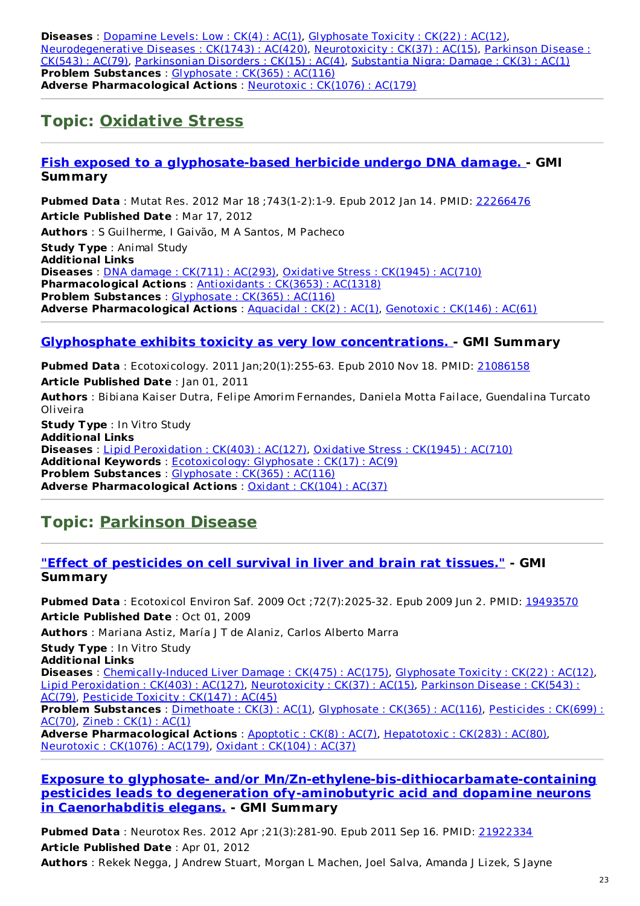**Diseases** : Dopamine Levels: Low : CK(4) : AC(1), Glyphosate Toxicity : CK(22) : AC(12), Neurodegenerative Diseases : CK(1743) : AC(420), Neurotoxicity : CK(37) : AC(15), Parkinson Disease : CK(543) : AC(79), Parkinsonian Disorders : CK(15) : AC(4), Substantia Nigra: Damage : CK(3) : AC(1)
**Problem Substances** : Glyphosate : CK(365) : AC(116)
**Adverse Pharmacological Actions** : Neurotoxic : CK(1076) : AC(179)

## Topic: Oxidative Stress

### Fish exposed to a glyphosate-based herbicide undergo DNA damage. - GMI Summary

**Pubmed Data** : Mutat Res. 2012 Mar 18 ;743(1-2):1-9. Epub 2012 Jan 14. PMID: 22266476
**Article Published Date** : Mar 17, 2012
**Authors** : S Guilherme, I Gaivão, M A Santos, M Pacheco
**Study Type** : Animal Study
**Additional Links**
**Diseases** : DNA damage : CK(711) : AC(293), Oxidative Stress : CK(1945) : AC(710)
**Pharmacological Actions** : Antioxidants : CK(3653) : AC(1318)
**Problem Substances** : Glyphosate : CK(365) : AC(116)
**Adverse Pharmacological Actions** : Aquacidal : CK(2) : AC(1), Genotoxic : CK(146) : AC(61)

### Glyphosphate exhibits toxicity as very low concentrations. - GMI Summary

**Pubmed Data** : Ecotoxicology. 2011 Jan;20(1):255-63. Epub 2010 Nov 18. PMID: 21086158
**Article Published Date** : Jan 01, 2011
**Authors** : Bibiana Kaiser Dutra, Felipe Amorim Fernandes, Daniela Motta Failace, Guendalina Turcato Oliveira
**Study Type** : In Vitro Study
**Additional Links**
**Diseases** : Lipid Peroxidation : CK(403) : AC(127), Oxidative Stress : CK(1945) : AC(710)
**Additional Keywords** : Ecotoxicology: Glyphosate : CK(17) : AC(9)
**Problem Substances** : Glyphosate : CK(365) : AC(116)
**Adverse Pharmacological Actions** : Oxidant : CK(104) : AC(37)

## Topic: Parkinson Disease

### "Effect of pesticides on cell survival in liver and brain rat tissues." - GMI Summary

**Pubmed Data** : Ecotoxicol Environ Saf. 2009 Oct ;72(7):2025-32. Epub 2009 Jun 2. PMID: 19493570
**Article Published Date** : Oct 01, 2009
**Authors** : Mariana Astiz, María J T de Alaniz, Carlos Alberto Marra
**Study Type** : In Vitro Study
**Additional Links**
**Diseases** : Chemically-Induced Liver Damage : CK(475) : AC(175), Glyphosate Toxicity : CK(22) : AC(12), Lipid Peroxidation : CK(403) : AC(127), Neurotoxicity : CK(37) : AC(15), Parkinson Disease : CK(543) : AC(79), Pesticide Toxicity : CK(147) : AC(45)
**Problem Substances** : Dimethoate : CK(3) : AC(1), Glyphosate : CK(365) : AC(116), Pesticides : CK(699) : AC(70), Zineb : CK(1) : AC(1)
**Adverse Pharmacological Actions** : Apoptotic : CK(8) : AC(7), Hepatotoxic : CK(283) : AC(80), Neurotoxic : CK(1076) : AC(179), Oxidant : CK(104) : AC(37)

### Exposure to glyphosate- and/or Mn/Zn-ethylene-bis-dithiocarbamate-containing pesticides leads to degeneration ofγ-aminobutyric acid and dopamine neurons in Caenorhabditis elegans. - GMI Summary

**Pubmed Data** : Neurotox Res. 2012 Apr ;21(3):281-90. Epub 2011 Sep 16. PMID: 21922334
**Article Published Date** : Apr 01, 2012
**Authors** : Rekek Negga, J Andrew Stuart, Morgan L Machen, Joel Salva, Amanda J Lizek, S Jayne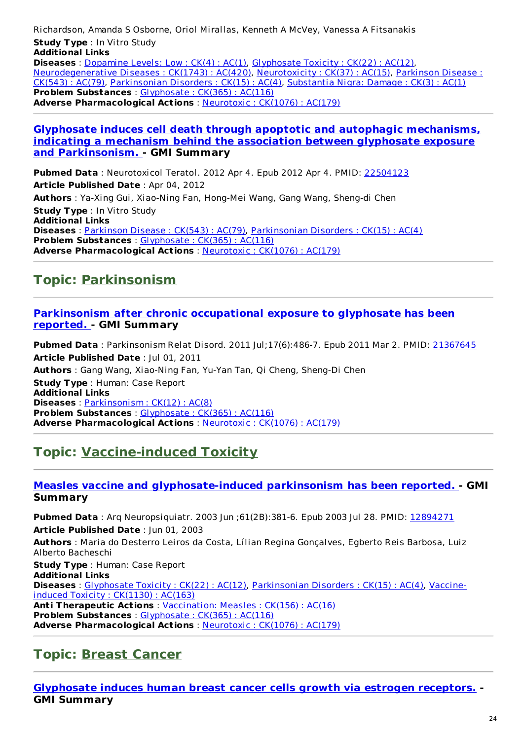Richardson, Amanda S Osborne, Oriol Mirallas, Kenneth A McVey, Vanessa A Fitsanakis

**Study Type** : In Vitro Study

**Additional Links**

**Diseases** : Dopamine Levels: Low : CK(4) : AC(1), Glyphosate Toxicity : CK(22) : AC(12), Neurodegenerative Diseases : CK(1743) : AC(420), Neurotoxicity : CK(37) : AC(15), Parkinson Disease : CK(543) : AC(79), Parkinsonian Disorders : CK(15) : AC(4), Substantia Nigra: Damage : CK(3) : AC(1)

**Problem Substances** : Glyphosate : CK(365) : AC(116)

**Adverse Pharmacological Actions** : Neurotoxic : CK(1076) : AC(179)

---

### Glyphosate induces cell death through apoptotic and autophagic mechanisms, indicating a mechanism behind the association between glyphosate exposure and Parkinsonism. - GMI Summary

**Pubmed Data** : Neurotoxicol Teratol. 2012 Apr 4. Epub 2012 Apr 4. PMID: 22504123

**Article Published Date** : Apr 04, 2012

**Authors** : Ya-Xing Gui, Xiao-Ning Fan, Hong-Mei Wang, Gang Wang, Sheng-di Chen

**Study Type** : In Vitro Study

**Additional Links**

**Diseases** : Parkinson Disease : CK(543) : AC(79), Parkinsonian Disorders : CK(15) : AC(4)

**Problem Substances** : Glyphosate : CK(365) : AC(116)

**Adverse Pharmacological Actions** : Neurotoxic : CK(1076) : AC(179)

---

## Topic: Parkinsonism

---

### Parkinsonism after chronic occupational exposure to glyphosate has been reported. - GMI Summary

**Pubmed Data** : Parkinsonism Relat Disord. 2011 Jul;17(6):486-7. Epub 2011 Mar 2. PMID: 21367645

**Article Published Date** : Jul 01, 2011

**Authors** : Gang Wang, Xiao-Ning Fan, Yu-Yan Tan, Qi Cheng, Sheng-Di Chen

**Study Type** : Human: Case Report

**Additional Links**

**Diseases** : Parkinsonism : CK(12) : AC(8)

**Problem Substances** : Glyphosate : CK(365) : AC(116)

**Adverse Pharmacological Actions** : Neurotoxic : CK(1076) : AC(179)

---

## Topic: Vaccine-induced Toxicity

---

### Measles vaccine and glyphosate-induced parkinsonism has been reported. - GMI Summary

**Pubmed Data** : Arq Neuropsiquiatr. 2003 Jun ;61(2B):381-6. Epub 2003 Jul 28. PMID: 12894271

**Article Published Date** : Jun 01, 2003

**Authors** : Maria do Desterro Leiros da Costa, Lílian Regina Gonçalves, Egberto Reis Barbosa, Luiz Alberto Bacheschi

**Study Type** : Human: Case Report

**Additional Links**

**Diseases** : Glyphosate Toxicity : CK(22) : AC(12), Parkinsonian Disorders : CK(15) : AC(4), Vaccine-induced Toxicity : CK(1130) : AC(163)

**Anti Therapeutic Actions** : Vaccination: Measles : CK(156) : AC(16)

**Problem Substances** : Glyphosate : CK(365) : AC(116)

**Adverse Pharmacological Actions** : Neurotoxic : CK(1076) : AC(179)

---

## Topic: Breast Cancer

---

### Glyphosate induces human breast cancer cells growth via estrogen receptors. - GMI Summary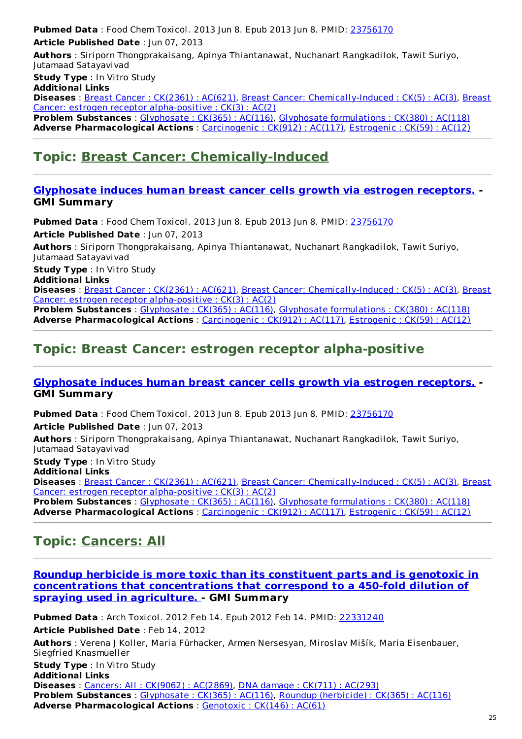**Pubmed Data** : Food Chem Toxicol. 2013 Jun 8. Epub 2013 Jun 8. PMID: 23756170

**Article Published Date** : Jun 07, 2013

**Authors** : Siriporn Thongprakaisang, Apinya Thiantanawat, Nuchanart Rangkadilok, Tawit Suriyo, Jutamaad Satayavivad

**Study Type** : In Vitro Study

**Additional Links**

**Diseases** : Breast Cancer : CK(2361) : AC(621), Breast Cancer: Chemically-Induced : CK(5) : AC(3), Breast Cancer: estrogen receptor alpha-positive : CK(3) : AC(2)

**Problem Substances** : Glyphosate : CK(365) : AC(116), Glyphosate formulations : CK(380) : AC(118)

**Adverse Pharmacological Actions** : Carcinogenic : CK(912) : AC(117), Estrogenic : CK(59) : AC(12)

## Topic: Breast Cancer: Chemically-Induced

### Glyphosate induces human breast cancer cells growth via estrogen receptors. - GMI Summary

**Pubmed Data** : Food Chem Toxicol. 2013 Jun 8. Epub 2013 Jun 8. PMID: 23756170

**Article Published Date** : Jun 07, 2013

**Authors** : Siriporn Thongprakaisang, Apinya Thiantanawat, Nuchanart Rangkadilok, Tawit Suriyo, Jutamaad Satayavivad

**Study Type** : In Vitro Study

**Additional Links**

**Diseases** : Breast Cancer : CK(2361) : AC(621), Breast Cancer: Chemically-Induced : CK(5) : AC(3), Breast Cancer: estrogen receptor alpha-positive : CK(3) : AC(2)

**Problem Substances** : Glyphosate : CK(365) : AC(116), Glyphosate formulations : CK(380) : AC(118)

**Adverse Pharmacological Actions** : Carcinogenic : CK(912) : AC(117), Estrogenic : CK(59) : AC(12)

## Topic: Breast Cancer: estrogen receptor alpha-positive

### Glyphosate induces human breast cancer cells growth via estrogen receptors. - GMI Summary

**Pubmed Data** : Food Chem Toxicol. 2013 Jun 8. Epub 2013 Jun 8. PMID: 23756170

**Article Published Date** : Jun 07, 2013

**Authors** : Siriporn Thongprakaisang, Apinya Thiantanawat, Nuchanart Rangkadilok, Tawit Suriyo, Jutamaad Satayavivad

**Study Type** : In Vitro Study

**Additional Links**

**Diseases** : Breast Cancer : CK(2361) : AC(621), Breast Cancer: Chemically-Induced : CK(5) : AC(3), Breast Cancer: estrogen receptor alpha-positive : CK(3) : AC(2)

**Problem Substances** : Glyphosate : CK(365) : AC(116), Glyphosate formulations : CK(380) : AC(118)

**Adverse Pharmacological Actions** : Carcinogenic : CK(912) : AC(117), Estrogenic : CK(59) : AC(12)

## Topic: Cancers: All

### Roundup herbicide is more toxic than its constituent parts and is genotoxic in concentrations that concentrations that correspond to a 450-fold dilution of spraying used in agriculture. - GMI Summary

**Pubmed Data** : Arch Toxicol. 2012 Feb 14. Epub 2012 Feb 14. PMID: 22331240

**Article Published Date** : Feb 14, 2012

**Authors** : Verena J Koller, Maria Fürhacker, Armen Nersesyan, Miroslav Mišík, Maria Eisenbauer, Siegfried Knasmueller

**Study Type** : In Vitro Study

**Additional Links**

**Diseases** : Cancers: All : CK(9062) : AC(2869), DNA damage : CK(711) : AC(293)

**Problem Substances** : Glyphosate : CK(365) : AC(116), Roundup (herbicide) : CK(365) : AC(116)

**Adverse Pharmacological Actions** : Genotoxic : CK(146) : AC(61)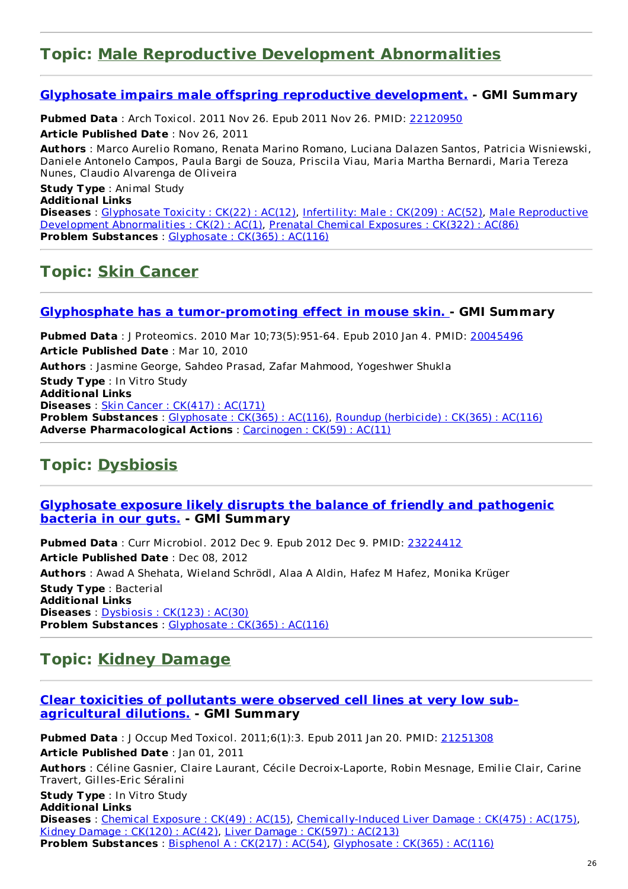## Topic: Male Reproductive Development Abnormalities

### Glyphosate impairs male offspring reproductive development. - GMI Summary

**Pubmed Data** : Arch Toxicol. 2011 Nov 26. Epub 2011 Nov 26. PMID: 22120950

**Article Published Date** : Nov 26, 2011

**Authors** : Marco Aurelio Romano, Renata Marino Romano, Luciana Dalazen Santos, Patricia Wisniewski, Daniele Antonelo Campos, Paula Bargi de Souza, Priscila Viau, Maria Martha Bernardi, Maria Tereza Nunes, Claudio Alvarenga de Oliveira

**Study Type** : Animal Study

**Additional Links**

**Diseases** : Glyphosate Toxicity : CK(22) : AC(12), Infertility: Male : CK(209) : AC(52), Male Reproductive Development Abnormalities : CK(2) : AC(1), Prenatal Chemical Exposures : CK(322) : AC(86)

**Problem Substances** : Glyphosate : CK(365) : AC(116)

## Topic: Skin Cancer

### Glyphosphate has a tumor-promoting effect in mouse skin. - GMI Summary

**Pubmed Data** : J Proteomics. 2010 Mar 10;73(5):951-64. Epub 2010 Jan 4. PMID: 20045496

**Article Published Date** : Mar 10, 2010

**Authors** : Jasmine George, Sahdeo Prasad, Zafar Mahmood, Yogeshwer Shukla

**Study Type** : In Vitro Study

**Additional Links**

**Diseases** : Skin Cancer : CK(417) : AC(171)

**Problem Substances** : Glyphosate : CK(365) : AC(116), Roundup (herbicide) : CK(365) : AC(116)

**Adverse Pharmacological Actions** : Carcinogen : CK(59) : AC(11)

## Topic: Dysbiosis

### Glyphosate exposure likely disrupts the balance of friendly and pathogenic bacteria in our guts. - GMI Summary

**Pubmed Data** : Curr Microbiol. 2012 Dec 9. Epub 2012 Dec 9. PMID: 23224412

**Article Published Date** : Dec 08, 2012

**Authors** : Awad A Shehata, Wieland Schrödl, Alaa A Aldin, Hafez M Hafez, Monika Krüger

**Study Type** : Bacterial

**Additional Links**

**Diseases** : Dysbiosis : CK(123) : AC(30)

**Problem Substances** : Glyphosate : CK(365) : AC(116)

## Topic: Kidney Damage

### Clear toxicities of pollutants were observed cell lines at very low sub-agricultural dilutions. - GMI Summary

**Pubmed Data** : J Occup Med Toxicol. 2011;6(1):3. Epub 2011 Jan 20. PMID: 21251308

**Article Published Date** : Jan 01, 2011

**Authors** : Céline Gasnier, Claire Laurant, Cécile Decroix-Laporte, Robin Mesnage, Emilie Clair, Carine Travert, Gilles-Eric Séralini

**Study Type** : In Vitro Study

**Additional Links**

**Diseases** : Chemical Exposure : CK(49) : AC(15), Chemically-Induced Liver Damage : CK(475) : AC(175), Kidney Damage : CK(120) : AC(42), Liver Damage : CK(597) : AC(213)

**Problem Substances** : Bisphenol A : CK(217) : AC(54), Glyphosate : CK(365) : AC(116)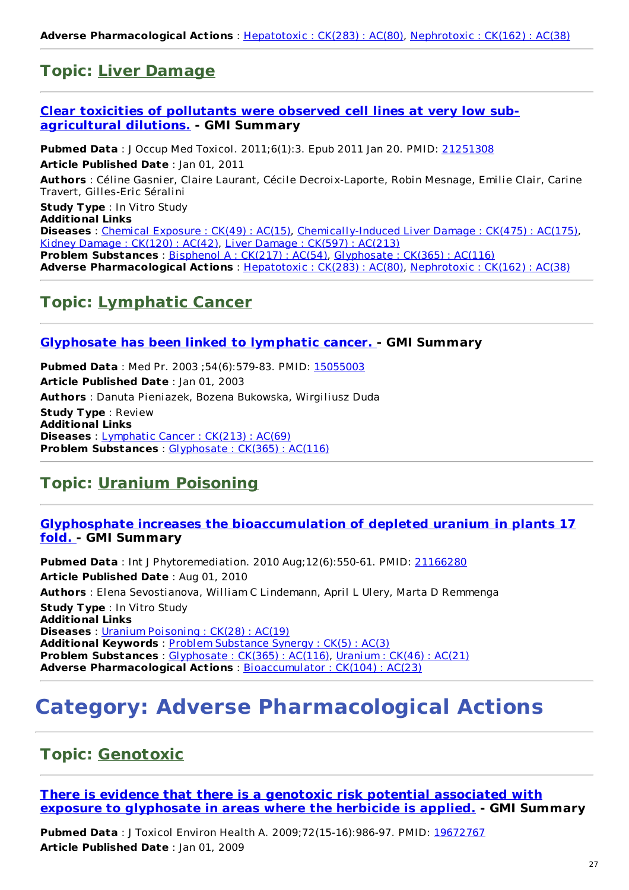**Adverse Pharmacological Actions** : Hepatotoxic : CK(283) : AC(80), Nephrotoxic : CK(162) : AC(38)

## Topic: Liver Damage

### Clear toxicities of pollutants were observed cell lines at very low sub-agricultural dilutions. - GMI Summary

**Pubmed Data** : J Occup Med Toxicol. 2011;6(1):3. Epub 2011 Jan 20. PMID: 21251308
**Article Published Date** : Jan 01, 2011
**Authors** : Céline Gasnier, Claire Laurant, Cécile Decroix-Laporte, Robin Mesnage, Emilie Clair, Carine Travert, Gilles-Eric Séralini
**Study Type** : In Vitro Study
**Additional Links**
**Diseases** : Chemical Exposure : CK(49) : AC(15), Chemically-Induced Liver Damage : CK(475) : AC(175), Kidney Damage : CK(120) : AC(42), Liver Damage : CK(597) : AC(213)
**Problem Substances** : Bisphenol A : CK(217) : AC(54), Glyphosate : CK(365) : AC(116)
**Adverse Pharmacological Actions** : Hepatotoxic : CK(283) : AC(80), Nephrotoxic : CK(162) : AC(38)

## Topic: Lymphatic Cancer

### Glyphosate has been linked to lymphatic cancer. - GMI Summary

**Pubmed Data** : Med Pr. 2003 ;54(6):579-83. PMID: 15055003
**Article Published Date** : Jan 01, 2003
**Authors** : Danuta Pieniazek, Bozena Bukowska, Wirgiliusz Duda
**Study Type** : Review
**Additional Links**
**Diseases** : Lymphatic Cancer : CK(213) : AC(69)
**Problem Substances** : Glyphosate : CK(365) : AC(116)

## Topic: Uranium Poisoning

### Glyphosphate increases the bioaccumulation of depleted uranium in plants 17 fold. - GMI Summary

**Pubmed Data** : Int J Phytoremediation. 2010 Aug;12(6):550-61. PMID: 21166280
**Article Published Date** : Aug 01, 2010
**Authors** : Elena Sevostianova, William C Lindemann, April L Ulery, Marta D Remmenga
**Study Type** : In Vitro Study
**Additional Links**
**Diseases** : Uranium Poisoning : CK(28) : AC(19)
**Additional Keywords** : Problem Substance Synergy : CK(5) : AC(3)
**Problem Substances** : Glyphosate : CK(365) : AC(116), Uranium : CK(46) : AC(21)
**Adverse Pharmacological Actions** : Bioaccumulator : CK(104) : AC(23)

# Category: Adverse Pharmacological Actions

## Topic: Genotoxic

### There is evidence that there is a genotoxic risk potential associated with exposure to glyphosate in areas where the herbicide is applied. - GMI Summary

**Pubmed Data** : J Toxicol Environ Health A. 2009;72(15-16):986-97. PMID: 19672767
**Article Published Date** : Jan 01, 2009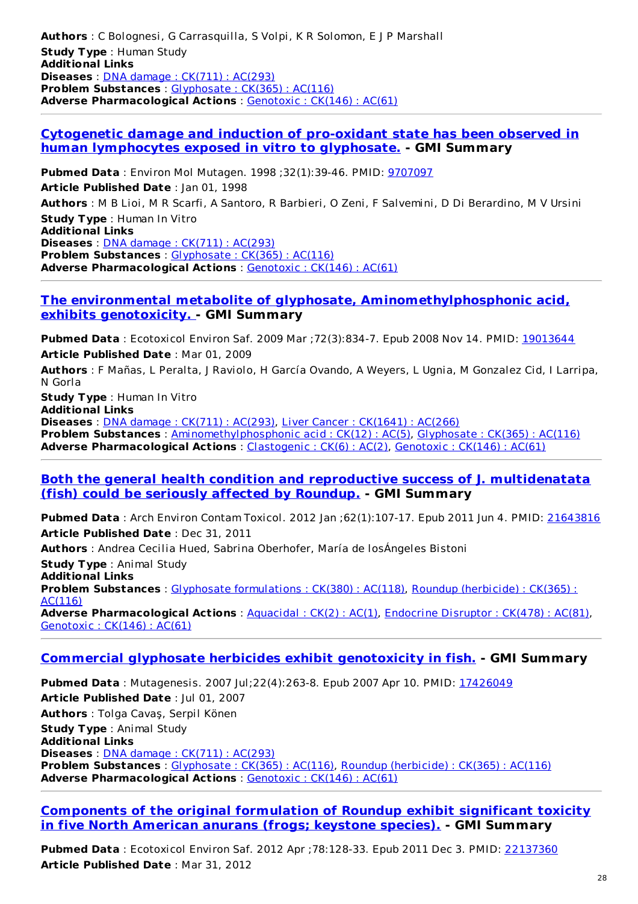**Authors** : C Bolognesi, G Carrasquilla, S Volpi, K R Solomon, E J P Marshall
**Study Type** : Human Study
**Additional Links**
**Diseases** : DNA damage : CK(711) : AC(293)
**Problem Substances** : Glyphosate : CK(365) : AC(116)
**Adverse Pharmacological Actions** : Genotoxic : CK(146) : AC(61)

---

### Cytogenetic damage and induction of pro-oxidant state has been observed in human lymphocytes exposed in vitro to glyphosate. - GMI Summary

**Pubmed Data** : Environ Mol Mutagen. 1998 ;32(1):39-46. PMID: 9707097
**Article Published Date** : Jan 01, 1998
**Authors** : M B Lioi, M R Scarfi, A Santoro, R Barbieri, O Zeni, F Salvemini, D Di Berardino, M V Ursini
**Study Type** : Human In Vitro
**Additional Links**
**Diseases** : DNA damage : CK(711) : AC(293)
**Problem Substances** : Glyphosate : CK(365) : AC(116)
**Adverse Pharmacological Actions** : Genotoxic : CK(146) : AC(61)

---

### The environmental metabolite of glyphosate, Aminomethylphosphonic acid, exhibits genotoxicity. - GMI Summary

**Pubmed Data** : Ecotoxicol Environ Saf. 2009 Mar ;72(3):834-7. Epub 2008 Nov 14. PMID: 19013644
**Article Published Date** : Mar 01, 2009
**Authors** : F Mañas, L Peralta, J Raviolo, H García Ovando, A Weyers, L Ugnia, M Gonzalez Cid, I Larripa, N Gorla
**Study Type** : Human In Vitro
**Additional Links**
**Diseases** : DNA damage : CK(711) : AC(293), Liver Cancer : CK(1641) : AC(266)
**Problem Substances** : Aminomethylphosphonic acid : CK(12) : AC(5), Glyphosate : CK(365) : AC(116)
**Adverse Pharmacological Actions** : Clastogenic : CK(6) : AC(2), Genotoxic : CK(146) : AC(61)

---

### Both the general health condition and reproductive success of J. multidenatata (fish) could be seriously affected by Roundup. - GMI Summary

**Pubmed Data** : Arch Environ Contam Toxicol. 2012 Jan ;62(1):107-17. Epub 2011 Jun 4. PMID: 21643816
**Article Published Date** : Dec 31, 2011
**Authors** : Andrea Cecilia Hued, Sabrina Oberhofer, María de losÁngeles Bistoni
**Study Type** : Animal Study
**Additional Links**
**Problem Substances** : Glyphosate formulations : CK(380) : AC(118), Roundup (herbicide) : CK(365) : AC(116)
**Adverse Pharmacological Actions** : Aquacidal : CK(2) : AC(1), Endocrine Disruptor : CK(478) : AC(81), Genotoxic : CK(146) : AC(61)

---

### Commercial glyphosate herbicides exhibit genotoxicity in fish. - GMI Summary

**Pubmed Data** : Mutagenesis. 2007 Jul;22(4):263-8. Epub 2007 Apr 10. PMID: 17426049
**Article Published Date** : Jul 01, 2007
**Authors** : Tolga Cavaş, Serpil Könen
**Study Type** : Animal Study
**Additional Links**
**Diseases** : DNA damage : CK(711) : AC(293)
**Problem Substances** : Glyphosate : CK(365) : AC(116), Roundup (herbicide) : CK(365) : AC(116)
**Adverse Pharmacological Actions** : Genotoxic : CK(146) : AC(61)

---

### Components of the original formulation of Roundup exhibit significant toxicity in five North American anurans (frogs; keystone species). - GMI Summary

**Pubmed Data** : Ecotoxicol Environ Saf. 2012 Apr ;78:128-33. Epub 2011 Dec 3. PMID: 22137360
**Article Published Date** : Mar 31, 2012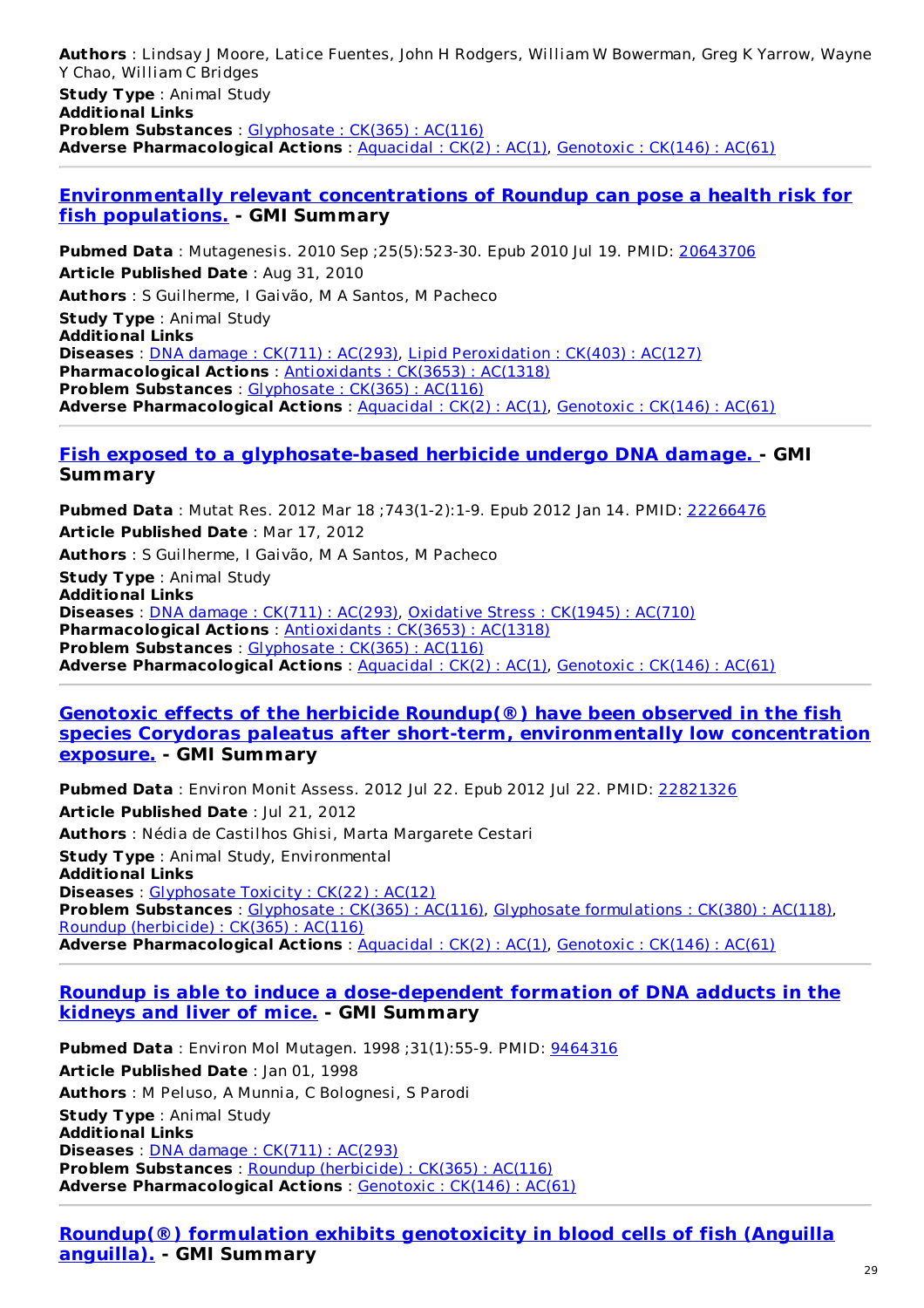**Authors** : Lindsay J Moore, Latice Fuentes, John H Rodgers, William W Bowerman, Greg K Yarrow, Wayne Y Chao, William C Bridges
**Study Type** : Animal Study
**Additional Links**
**Problem Substances** : Glyphosate : CK(365) : AC(116)
**Adverse Pharmacological Actions** : Aquacidal : CK(2) : AC(1), Genotoxic : CK(146) : AC(61)

---

## Environmentally relevant concentrations of Roundup can pose a health risk for fish populations. - GMI Summary

**Pubmed Data** : Mutagenesis. 2010 Sep ;25(5):523-30. Epub 2010 Jul 19. PMID: 20643706
**Article Published Date** : Aug 31, 2010
**Authors** : S Guilherme, I Gaivão, M A Santos, M Pacheco
**Study Type** : Animal Study
**Additional Links**
**Diseases** : DNA damage : CK(711) : AC(293), Lipid Peroxidation : CK(403) : AC(127)
**Pharmacological Actions** : Antioxidants : CK(3653) : AC(1318)
**Problem Substances** : Glyphosate : CK(365) : AC(116)
**Adverse Pharmacological Actions** : Aquacidal : CK(2) : AC(1), Genotoxic : CK(146) : AC(61)

---

## Fish exposed to a glyphosate-based herbicide undergo DNA damage. - GMI Summary

**Pubmed Data** : Mutat Res. 2012 Mar 18 ;743(1-2):1-9. Epub 2012 Jan 14. PMID: 22266476
**Article Published Date** : Mar 17, 2012
**Authors** : S Guilherme, I Gaivão, M A Santos, M Pacheco
**Study Type** : Animal Study
**Additional Links**
**Diseases** : DNA damage : CK(711) : AC(293), Oxidative Stress : CK(1945) : AC(710)
**Pharmacological Actions** : Antioxidants : CK(3653) : AC(1318)
**Problem Substances** : Glyphosate : CK(365) : AC(116)
**Adverse Pharmacological Actions** : Aquacidal : CK(2) : AC(1), Genotoxic : CK(146) : AC(61)

---

## Genotoxic effects of the herbicide Roundup(®) have been observed in the fish species Corydoras paleatus after short-term, environmentally low concentration exposure. - GMI Summary

**Pubmed Data** : Environ Monit Assess. 2012 Jul 22. Epub 2012 Jul 22. PMID: 22821326
**Article Published Date** : Jul 21, 2012
**Authors** : Nédia de Castilhos Ghisi, Marta Margarete Cestari
**Study Type** : Animal Study, Environmental
**Additional Links**
**Diseases** : Glyphosate Toxicity : CK(22) : AC(12)
**Problem Substances** : Glyphosate : CK(365) : AC(116), Glyphosate formulations : CK(380) : AC(118), Roundup (herbicide) : CK(365) : AC(116)
**Adverse Pharmacological Actions** : Aquacidal : CK(2) : AC(1), Genotoxic : CK(146) : AC(61)

---

## Roundup is able to induce a dose-dependent formation of DNA adducts in the kidneys and liver of mice. - GMI Summary

**Pubmed Data** : Environ Mol Mutagen. 1998 ;31(1):55-9. PMID: 9464316
**Article Published Date** : Jan 01, 1998
**Authors** : M Peluso, A Munnia, C Bolognesi, S Parodi
**Study Type** : Animal Study
**Additional Links**
**Diseases** : DNA damage : CK(711) : AC(293)
**Problem Substances** : Roundup (herbicide) : CK(365) : AC(116)
**Adverse Pharmacological Actions** : Genotoxic : CK(146) : AC(61)

---

## Roundup(®) formulation exhibits genotoxicity in blood cells of fish (Anguilla anguilla). - GMI Summary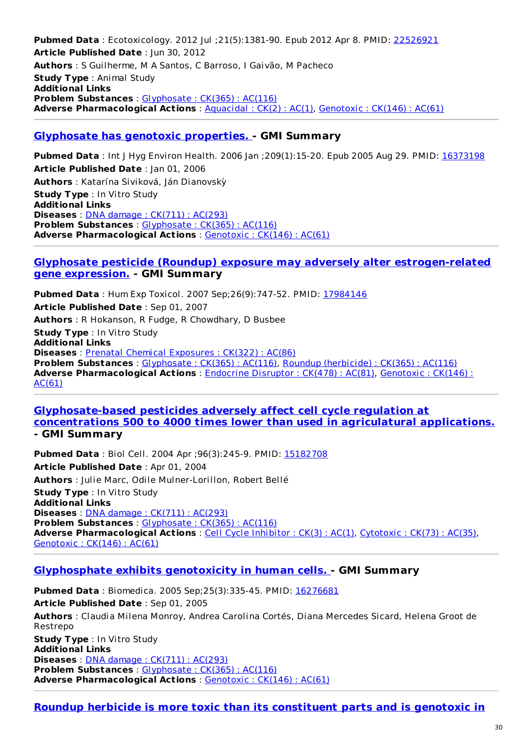**Pubmed Data** : Ecotoxicology. 2012 Jul ;21(5):1381-90. Epub 2012 Apr 8. PMID: 22526921
**Article Published Date** : Jun 30, 2012
**Authors** : S Guilherme, M A Santos, C Barroso, I Gaivão, M Pacheco
**Study Type** : Animal Study
**Additional Links**
**Problem Substances** : Glyphosate : CK(365) : AC(116)
**Adverse Pharmacological Actions** : Aquacidal : CK(2) : AC(1), Genotoxic : CK(146) : AC(61)

---

### Glyphosate has genotoxic properties. - GMI Summary

**Pubmed Data** : Int J Hyg Environ Health. 2006 Jan ;209(1):15-20. Epub 2005 Aug 29. PMID: 16373198
**Article Published Date** : Jan 01, 2006
**Authors** : Katarína Siviková, Ján Dianovskỳ
**Study Type** : In Vitro Study
**Additional Links**
**Diseases** : DNA damage : CK(711) : AC(293)
**Problem Substances** : Glyphosate : CK(365) : AC(116)
**Adverse Pharmacological Actions** : Genotoxic : CK(146) : AC(61)

---

### Glyphosate pesticide (Roundup) exposure may adversely alter estrogen-related gene expression. - GMI Summary

**Pubmed Data** : Hum Exp Toxicol. 2007 Sep;26(9):747-52. PMID: 17984146
**Article Published Date** : Sep 01, 2007
**Authors** : R Hokanson, R Fudge, R Chowdhary, D Busbee
**Study Type** : In Vitro Study
**Additional Links**
**Diseases** : Prenatal Chemical Exposures : CK(322) : AC(86)
**Problem Substances** : Glyphosate : CK(365) : AC(116), Roundup (herbicide) : CK(365) : AC(116)
**Adverse Pharmacological Actions** : Endocrine Disruptor : CK(478) : AC(81), Genotoxic : CK(146) : AC(61)

---

### Glyphosate-based pesticides adversely affect cell cycle regulation at concentrations 500 to 4000 times lower than used in agriculatural applications. - GMI Summary

**Pubmed Data** : Biol Cell. 2004 Apr ;96(3):245-9. PMID: 15182708
**Article Published Date** : Apr 01, 2004
**Authors** : Julie Marc, Odile Mulner-Lorillon, Robert Bellé
**Study Type** : In Vitro Study
**Additional Links**
**Diseases** : DNA damage : CK(711) : AC(293)
**Problem Substances** : Glyphosate : CK(365) : AC(116)
**Adverse Pharmacological Actions** : Cell Cycle Inhibitor : CK(3) : AC(1), Cytotoxic : CK(73) : AC(35), Genotoxic : CK(146) : AC(61)

---

### Glyphosphate exhibits genotoxicity in human cells. - GMI Summary

**Pubmed Data** : Biomedica. 2005 Sep;25(3):335-45. PMID: 16276681
**Article Published Date** : Sep 01, 2005
**Authors** : Claudia Milena Monroy, Andrea Carolina Cortés, Diana Mercedes Sicard, Helena Groot de Restrepo
**Study Type** : In Vitro Study
**Additional Links**
**Diseases** : DNA damage : CK(711) : AC(293)
**Problem Substances** : Glyphosate : CK(365) : AC(116)
**Adverse Pharmacological Actions** : Genotoxic : CK(146) : AC(61)

---

### Roundup herbicide is more toxic than its constituent parts and is genotoxic in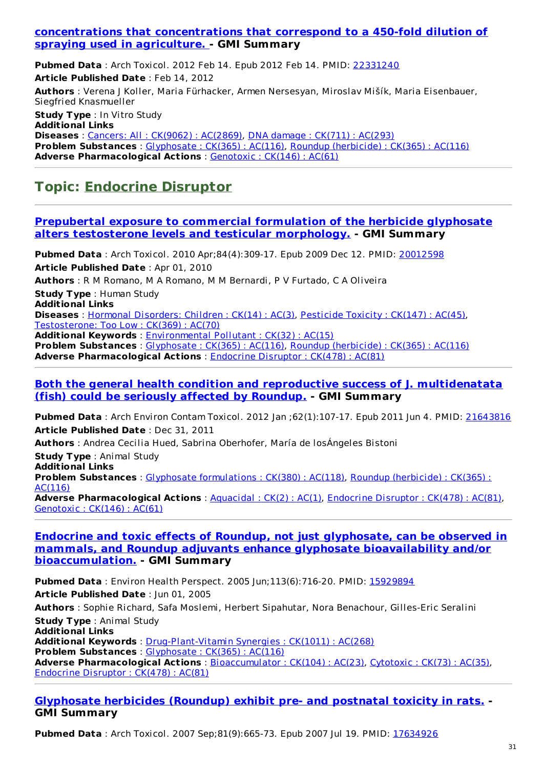**concentrations that concentrations that correspond to a 450-fold dilution of spraying used in agriculture. - GMI Summary**

**Pubmed Data** : Arch Toxicol. 2012 Feb 14. Epub 2012 Feb 14. PMID: 22331240

**Article Published Date** : Feb 14, 2012

**Authors** : Verena J Koller, Maria Fürhacker, Armen Nersesyan, Miroslav Mišík, Maria Eisenbauer, Siegfried Knasmueller

**Study Type** : In Vitro Study

**Additional Links**

**Diseases** : Cancers: All : CK(9062) : AC(2869), DNA damage : CK(711) : AC(293)

**Problem Substances** : Glyphosate : CK(365) : AC(116), Roundup (herbicide) : CK(365) : AC(116)

**Adverse Pharmacological Actions** : Genotoxic : CK(146) : AC(61)

## Topic: Endocrine Disruptor

### Prepubertal exposure to commercial formulation of the herbicide glyphosate alters testosterone levels and testicular morphology. - GMI Summary

**Pubmed Data** : Arch Toxicol. 2010 Apr;84(4):309-17. Epub 2009 Dec 12. PMID: 20012598

**Article Published Date** : Apr 01, 2010

**Authors** : R M Romano, M A Romano, M M Bernardi, P V Furtado, C A Oliveira

**Study Type** : Human Study

**Additional Links**

**Diseases** : Hormonal Disorders: Children : CK(14) : AC(3), Pesticide Toxicity : CK(147) : AC(45), Testosterone: Too Low : CK(369) : AC(70)

**Additional Keywords** : Environmental Pollutant : CK(32) : AC(15)

**Problem Substances** : Glyphosate : CK(365) : AC(116), Roundup (herbicide) : CK(365) : AC(116)

**Adverse Pharmacological Actions** : Endocrine Disruptor : CK(478) : AC(81)

### Both the general health condition and reproductive success of J. multidenatata (fish) could be seriously affected by Roundup. - GMI Summary

**Pubmed Data** : Arch Environ Contam Toxicol. 2012 Jan ;62(1):107-17. Epub 2011 Jun 4. PMID: 21643816

**Article Published Date** : Dec 31, 2011

**Authors** : Andrea Cecilia Hued, Sabrina Oberhofer, María de losÁngeles Bistoni

**Study Type** : Animal Study

**Additional Links**

**Problem Substances** : Glyphosate formulations : CK(380) : AC(118), Roundup (herbicide) : CK(365) : AC(116)

**Adverse Pharmacological Actions** : Aquacidal : CK(2) : AC(1), Endocrine Disruptor : CK(478) : AC(81), Genotoxic : CK(146) : AC(61)

### Endocrine and toxic effects of Roundup, not just glyphosate, can be observed in mammals, and Roundup adjuvants enhance glyphosate bioavailability and/or bioaccumulation. - GMI Summary

**Pubmed Data** : Environ Health Perspect. 2005 Jun;113(6):716-20. PMID: 15929894

**Article Published Date** : Jun 01, 2005

**Authors** : Sophie Richard, Safa Moslemi, Herbert Sipahutar, Nora Benachour, Gilles-Eric Seralini

**Study Type** : Animal Study

**Additional Links**

**Additional Keywords** : Drug-Plant-Vitamin Synergies : CK(1011) : AC(268)

**Problem Substances** : Glyphosate : CK(365) : AC(116)

**Adverse Pharmacological Actions** : Bioaccumulator : CK(104) : AC(23), Cytotoxic : CK(73) : AC(35), Endocrine Disruptor : CK(478) : AC(81)

### Glyphosate herbicides (Roundup) exhibit pre- and postnatal toxicity in rats. - GMI Summary

**Pubmed Data** : Arch Toxicol. 2007 Sep;81(9):665-73. Epub 2007 Jul 19. PMID: 17634926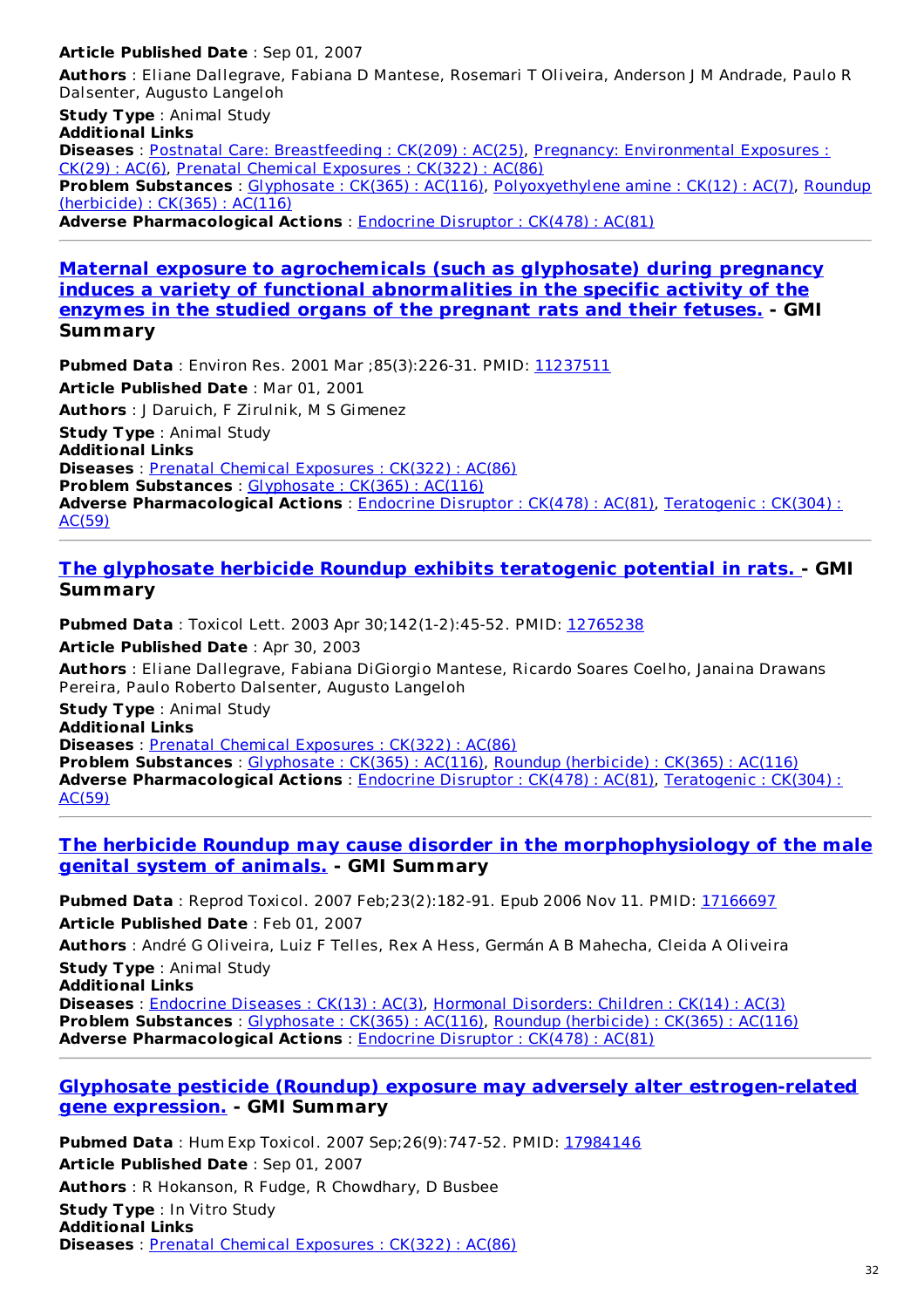**Article Published Date** : Sep 01, 2007

**Authors** : Eliane Dallegrave, Fabiana D Mantese, Rosemari T Oliveira, Anderson J M Andrade, Paulo R Dalsenter, Augusto Langeloh

**Study Type** : Animal Study

**Additional Links**

**Diseases** : Postnatal Care: Breastfeeding : CK(209) : AC(25), Pregnancy: Environmental Exposures : CK(29) : AC(6), Prenatal Chemical Exposures : CK(322) : AC(86)

**Problem Substances** : Glyphosate : CK(365) : AC(116), Polyoxyethylene amine : CK(12) : AC(7), Roundup (herbicide) : CK(365) : AC(116)

**Adverse Pharmacological Actions** : Endocrine Disruptor : CK(478) : AC(81)

---

## Maternal exposure to agrochemicals (such as glyphosate) during pregnancy induces a variety of functional abnormalities in the specific activity of the enzymes in the studied organs of the pregnant rats and their fetuses. - GMI Summary

**Pubmed Data** : Environ Res. 2001 Mar ;85(3):226-31. PMID: 11237511

**Article Published Date** : Mar 01, 2001

**Authors** : J Daruich, F Zirulnik, M S Gimenez

**Study Type** : Animal Study

**Additional Links**

**Diseases** : Prenatal Chemical Exposures : CK(322) : AC(86)

**Problem Substances** : Glyphosate : CK(365) : AC(116)

**Adverse Pharmacological Actions** : Endocrine Disruptor : CK(478) : AC(81), Teratogenic : CK(304) : AC(59)

---

## The glyphosate herbicide Roundup exhibits teratogenic potential in rats. - GMI Summary

**Pubmed Data** : Toxicol Lett. 2003 Apr 30;142(1-2):45-52. PMID: 12765238

**Article Published Date** : Apr 30, 2003

**Authors** : Eliane Dallegrave, Fabiana DiGiorgio Mantese, Ricardo Soares Coelho, Janaina Drawans Pereira, Paulo Roberto Dalsenter, Augusto Langeloh

**Study Type** : Animal Study

**Additional Links**

**Diseases** : Prenatal Chemical Exposures : CK(322) : AC(86)

**Problem Substances** : Glyphosate : CK(365) : AC(116), Roundup (herbicide) : CK(365) : AC(116)

**Adverse Pharmacological Actions** : Endocrine Disruptor : CK(478) : AC(81), Teratogenic : CK(304) : AC(59)

---

## The herbicide Roundup may cause disorder in the morphophysiology of the male genital system of animals. - GMI Summary

**Pubmed Data** : Reprod Toxicol. 2007 Feb;23(2):182-91. Epub 2006 Nov 11. PMID: 17166697

**Article Published Date** : Feb 01, 2007

**Authors** : André G Oliveira, Luiz F Telles, Rex A Hess, Germán A B Mahecha, Cleida A Oliveira

**Study Type** : Animal Study

**Additional Links**

**Diseases** : Endocrine Diseases : CK(13) : AC(3), Hormonal Disorders: Children : CK(14) : AC(3)

**Problem Substances** : Glyphosate : CK(365) : AC(116), Roundup (herbicide) : CK(365) : AC(116)

**Adverse Pharmacological Actions** : Endocrine Disruptor : CK(478) : AC(81)

---

## Glyphosate pesticide (Roundup) exposure may adversely alter estrogen-related gene expression. - GMI Summary

**Pubmed Data** : Hum Exp Toxicol. 2007 Sep;26(9):747-52. PMID: 17984146

**Article Published Date** : Sep 01, 2007

**Authors** : R Hokanson, R Fudge, R Chowdhary, D Busbee

**Study Type** : In Vitro Study

**Additional Links**

**Diseases** : Prenatal Chemical Exposures : CK(322) : AC(86)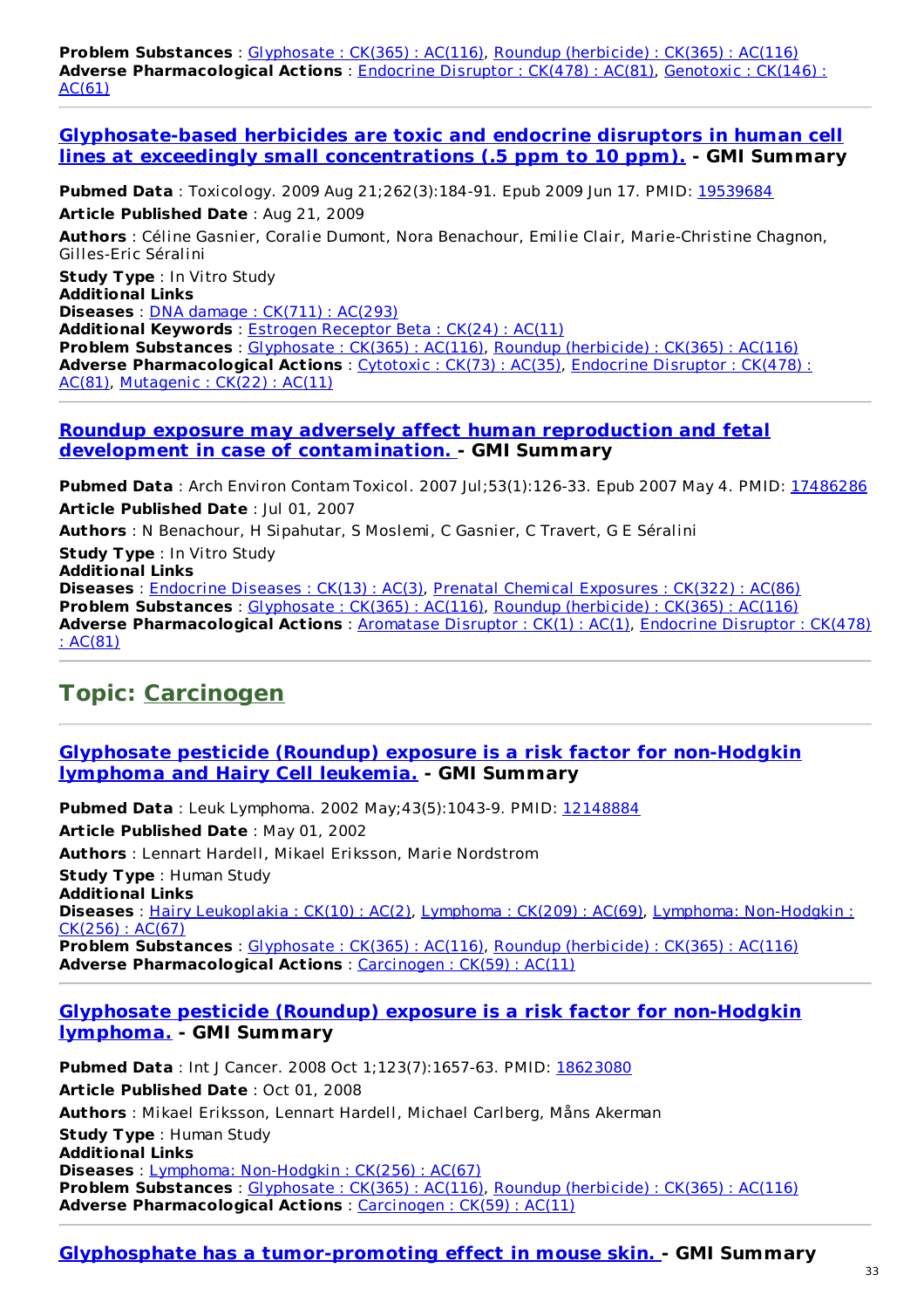**Problem Substances** : Glyphosate : CK(365) : AC(116), Roundup (herbicide) : CK(365) : AC(116)
**Adverse Pharmacological Actions** : Endocrine Disruptor : CK(478) : AC(81), Genotoxic : CK(146) : AC(61)

---

### Glyphosate-based herbicides are toxic and endocrine disruptors in human cell lines at exceedingly small concentrations (.5 ppm to 10 ppm). - GMI Summary

**Pubmed Data** : Toxicology. 2009 Aug 21;262(3):184-91. Epub 2009 Jun 17. PMID: 19539684

**Article Published Date** : Aug 21, 2009

**Authors** : Céline Gasnier, Coralie Dumont, Nora Benachour, Emilie Clair, Marie-Christine Chagnon, Gilles-Eric Séralini

**Study Type** : In Vitro Study
**Additional Links**
**Diseases** : DNA damage : CK(711) : AC(293)
**Additional Keywords** : Estrogen Receptor Beta : CK(24) : AC(11)
**Problem Substances** : Glyphosate : CK(365) : AC(116), Roundup (herbicide) : CK(365) : AC(116)
**Adverse Pharmacological Actions** : Cytotoxic : CK(73) : AC(35), Endocrine Disruptor : CK(478) : AC(81), Mutagenic : CK(22) : AC(11)

---

### Roundup exposure may adversely affect human reproduction and fetal development in case of contamination. - GMI Summary

**Pubmed Data** : Arch Environ Contam Toxicol. 2007 Jul;53(1):126-33. Epub 2007 May 4. PMID: 17486286

**Article Published Date** : Jul 01, 2007

**Authors** : N Benachour, H Sipahutar, S Moslemi, C Gasnier, C Travert, G E Séralini

**Study Type** : In Vitro Study
**Additional Links**
**Diseases** : Endocrine Diseases : CK(13) : AC(3), Prenatal Chemical Exposures : CK(322) : AC(86)
**Problem Substances** : Glyphosate : CK(365) : AC(116), Roundup (herbicide) : CK(365) : AC(116)
**Adverse Pharmacological Actions** : Aromatase Disruptor : CK(1) : AC(1), Endocrine Disruptor : CK(478) : AC(81)

---

## Topic: Carcinogen

---

### Glyphosate pesticide (Roundup) exposure is a risk factor for non-Hodgkin lymphoma and Hairy Cell leukemia. - GMI Summary

**Pubmed Data** : Leuk Lymphoma. 2002 May;43(5):1043-9. PMID: 12148884

**Article Published Date** : May 01, 2002

**Authors** : Lennart Hardell, Mikael Eriksson, Marie Nordstrom

**Study Type** : Human Study
**Additional Links**
**Diseases** : Hairy Leukoplakia : CK(10) : AC(2), Lymphoma : CK(209) : AC(69), Lymphoma: Non-Hodgkin : CK(256) : AC(67)
**Problem Substances** : Glyphosate : CK(365) : AC(116), Roundup (herbicide) : CK(365) : AC(116)
**Adverse Pharmacological Actions** : Carcinogen : CK(59) : AC(11)

---

### Glyphosate pesticide (Roundup) exposure is a risk factor for non-Hodgkin lymphoma. - GMI Summary

**Pubmed Data** : Int J Cancer. 2008 Oct 1;123(7):1657-63. PMID: 18623080

**Article Published Date** : Oct 01, 2008

**Authors** : Mikael Eriksson, Lennart Hardell, Michael Carlberg, Måns Akerman

**Study Type** : Human Study
**Additional Links**
**Diseases** : Lymphoma: Non-Hodgkin : CK(256) : AC(67)
**Problem Substances** : Glyphosate : CK(365) : AC(116), Roundup (herbicide) : CK(365) : AC(116)
**Adverse Pharmacological Actions** : Carcinogen : CK(59) : AC(11)

---

### Glyphosphate has a tumor-promoting effect in mouse skin. - GMI Summary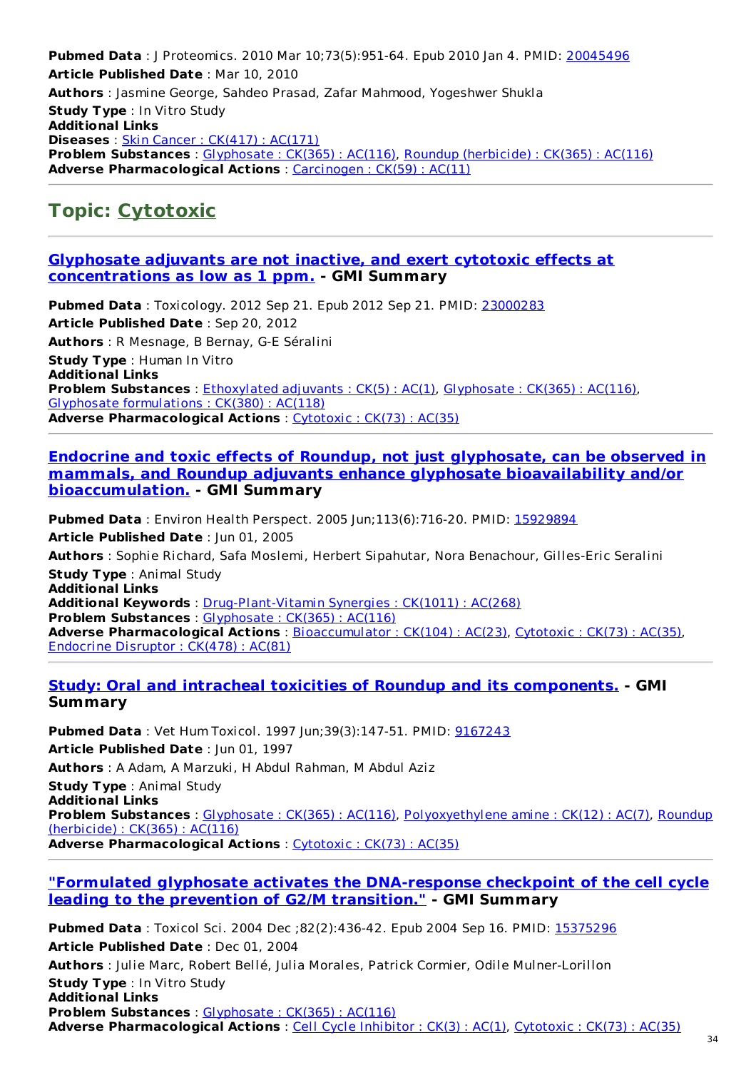**Pubmed Data** : J Proteomics. 2010 Mar 10;73(5):951-64. Epub 2010 Jan 4. PMID: 20045496
**Article Published Date** : Mar 10, 2010
**Authors** : Jasmine George, Sahdeo Prasad, Zafar Mahmood, Yogeshwer Shukla
**Study Type** : In Vitro Study
**Additional Links**
**Diseases** : Skin Cancer : CK(417) : AC(171)
**Problem Substances** : Glyphosate : CK(365) : AC(116), Roundup (herbicide) : CK(365) : AC(116)
**Adverse Pharmacological Actions** : Carcinogen : CK(59) : AC(11)

---

## Topic: Cytotoxic

---

### Glyphosate adjuvants are not inactive, and exert cytotoxic effects at concentrations as low as 1 ppm. - GMI Summary

**Pubmed Data** : Toxicology. 2012 Sep 21. Epub 2012 Sep 21. PMID: 23000283
**Article Published Date** : Sep 20, 2012
**Authors** : R Mesnage, B Bernay, G-E Séralini
**Study Type** : Human In Vitro
**Additional Links**
**Problem Substances** : Ethoxylated adjuvants : CK(5) : AC(1), Glyphosate : CK(365) : AC(116), Glyphosate formulations : CK(380) : AC(118)
**Adverse Pharmacological Actions** : Cytotoxic : CK(73) : AC(35)

---

### Endocrine and toxic effects of Roundup, not just glyphosate, can be observed in mammals, and Roundup adjuvants enhance glyphosate bioavailability and/or bioaccumulation. - GMI Summary

**Pubmed Data** : Environ Health Perspect. 2005 Jun;113(6):716-20. PMID: 15929894
**Article Published Date** : Jun 01, 2005
**Authors** : Sophie Richard, Safa Moslemi, Herbert Sipahutar, Nora Benachour, Gilles-Eric Seralini
**Study Type** : Animal Study
**Additional Links**
**Additional Keywords** : Drug-Plant-Vitamin Synergies : CK(1011) : AC(268)
**Problem Substances** : Glyphosate : CK(365) : AC(116)
**Adverse Pharmacological Actions** : Bioaccumulator : CK(104) : AC(23), Cytotoxic : CK(73) : AC(35), Endocrine Disruptor : CK(478) : AC(81)

---

### Study: Oral and intracheal toxicities of Roundup and its components. - GMI Summary

**Pubmed Data** : Vet Hum Toxicol. 1997 Jun;39(3):147-51. PMID: 9167243
**Article Published Date** : Jun 01, 1997
**Authors** : A Adam, A Marzuki, H Abdul Rahman, M Abdul Aziz
**Study Type** : Animal Study
**Additional Links**
**Problem Substances** : Glyphosate : CK(365) : AC(116), Polyoxyethylene amine : CK(12) : AC(7), Roundup (herbicide) : CK(365) : AC(116)
**Adverse Pharmacological Actions** : Cytotoxic : CK(73) : AC(35)

---

### "Formulated glyphosate activates the DNA-response checkpoint of the cell cycle leading to the prevention of G2/M transition." - GMI Summary

**Pubmed Data** : Toxicol Sci. 2004 Dec ;82(2):436-42. Epub 2004 Sep 16. PMID: 15375296
**Article Published Date** : Dec 01, 2004
**Authors** : Julie Marc, Robert Bellé, Julia Morales, Patrick Cormier, Odile Mulner-Lorillon
**Study Type** : In Vitro Study
**Additional Links**
**Problem Substances** : Glyphosate : CK(365) : AC(116)
**Adverse Pharmacological Actions** : Cell Cycle Inhibitor : CK(3) : AC(1), Cytotoxic : CK(73) : AC(35)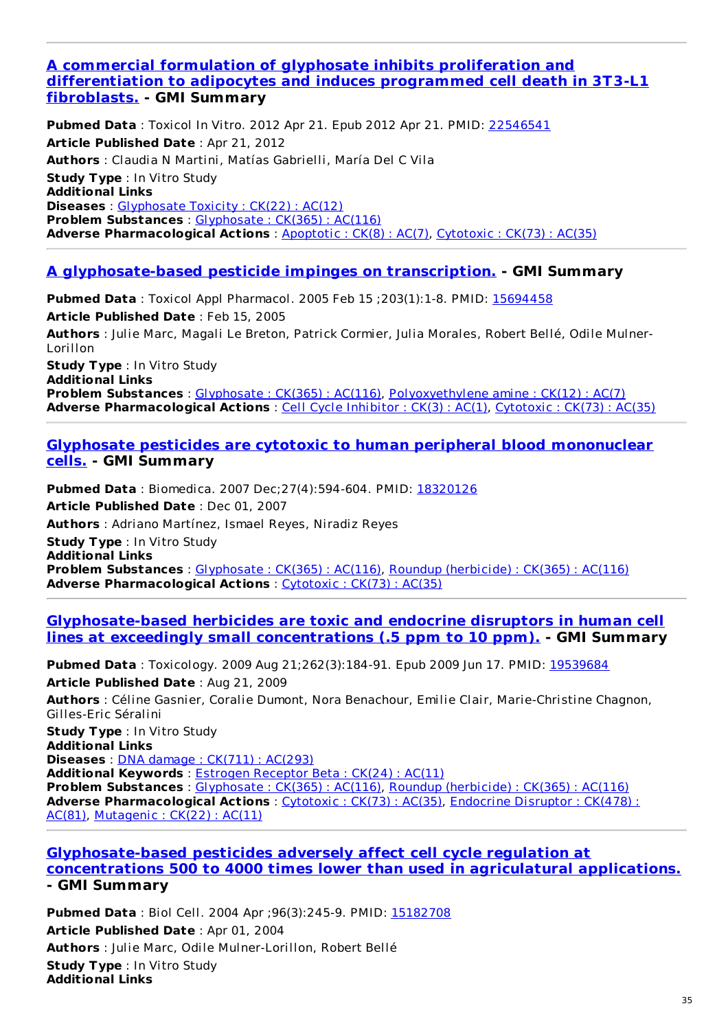---

### [A commercial formulation of glyphosate inhibits proliferation and differentiation to adipocytes and induces programmed cell death in 3T3-L1 fibroblasts.](#) - GMI Summary

**Pubmed Data** : Toxicol In Vitro. 2012 Apr 21. Epub 2012 Apr 21. PMID: [22546541](#)
**Article Published Date** : Apr 21, 2012
**Authors** : Claudia N Martini, Matías Gabrielli, María Del C Vila
**Study Type** : In Vitro Study
**Additional Links**
**Diseases** : [Glyphosate Toxicity : CK(22) : AC(12)](#)
**Problem Substances** : [Glyphosate : CK(365) : AC(116)](#)
**Adverse Pharmacological Actions** : [Apoptotic : CK(8) : AC(7)](#), [Cytotoxic : CK(73) : AC(35)](#)

---

### [A glyphosate-based pesticide impinges on transcription.](#) - GMI Summary

**Pubmed Data** : Toxicol Appl Pharmacol. 2005 Feb 15 ;203(1):1-8. PMID: [15694458](#)
**Article Published Date** : Feb 15, 2005
**Authors** : Julie Marc, Magali Le Breton, Patrick Cormier, Julia Morales, Robert Bellé, Odile Mulner-Lorillon
**Study Type** : In Vitro Study
**Additional Links**
**Problem Substances** : [Glyphosate : CK(365) : AC(116)](#), [Polyoxyethylene amine : CK(12) : AC(7)](#)
**Adverse Pharmacological Actions** : [Cell Cycle Inhibitor : CK(3) : AC(1)](#), [Cytotoxic : CK(73) : AC(35)](#)

---

### [Glyphosate pesticides are cytotoxic to human peripheral blood mononuclear cells.](#) - GMI Summary

**Pubmed Data** : Biomedica. 2007 Dec;27(4):594-604. PMID: [18320126](#)
**Article Published Date** : Dec 01, 2007
**Authors** : Adriano Martínez, Ismael Reyes, Niradiz Reyes
**Study Type** : In Vitro Study
**Additional Links**
**Problem Substances** : [Glyphosate : CK(365) : AC(116)](#), [Roundup (herbicide) : CK(365) : AC(116)](#)
**Adverse Pharmacological Actions** : [Cytotoxic : CK(73) : AC(35)](#)

---

### [Glyphosate-based herbicides are toxic and endocrine disruptors in human cell lines at exceedingly small concentrations (.5 ppm to 10 ppm).](#) - GMI Summary

**Pubmed Data** : Toxicology. 2009 Aug 21;262(3):184-91. Epub 2009 Jun 17. PMID: [19539684](#)
**Article Published Date** : Aug 21, 2009
**Authors** : Céline Gasnier, Coralie Dumont, Nora Benachour, Emilie Clair, Marie-Christine Chagnon, Gilles-Eric Séralini
**Study Type** : In Vitro Study
**Additional Links**
**Diseases** : [DNA damage : CK(711) : AC(293)](#)
**Additional Keywords** : [Estrogen Receptor Beta : CK(24) : AC(11)](#)
**Problem Substances** : [Glyphosate : CK(365) : AC(116)](#), [Roundup (herbicide) : CK(365) : AC(116)](#)
**Adverse Pharmacological Actions** : [Cytotoxic : CK(73) : AC(35)](#), [Endocrine Disruptor : CK(478) : AC(81)](#), [Mutagenic : CK(22) : AC(11)](#)

---

### [Glyphosate-based pesticides adversely affect cell cycle regulation at concentrations 500 to 4000 times lower than used in agriculatural applications.](#) - GMI Summary

**Pubmed Data** : Biol Cell. 2004 Apr ;96(3):245-9. PMID: [15182708](#)
**Article Published Date** : Apr 01, 2004
**Authors** : Julie Marc, Odile Mulner-Lorillon, Robert Bellé
**Study Type** : In Vitro Study
**Additional Links**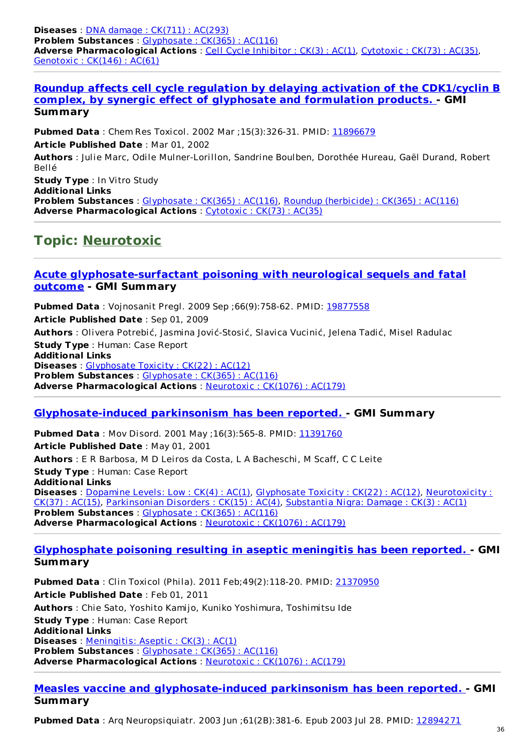**Diseases** : DNA damage : CK(711) : AC(293)
**Problem Substances** : Glyphosate : CK(365) : AC(116)
**Adverse Pharmacological Actions** : Cell Cycle Inhibitor : CK(3) : AC(1), Cytotoxic : CK(73) : AC(35), Genotoxic : CK(146) : AC(61)

---

### Roundup affects cell cycle regulation by delaying activation of the CDK1/cyclin B complex, by synergic effect of glyphosate and formulation products. - GMI Summary

**Pubmed Data** : Chem Res Toxicol. 2002 Mar ;15(3):326-31. PMID: 11896679

**Article Published Date** : Mar 01, 2002

**Authors** : Julie Marc, Odile Mulner-Lorillon, Sandrine Boulben, Dorothée Hureau, Gaël Durand, Robert Bellé

**Study Type** : In Vitro Study
**Additional Links**
**Problem Substances** : Glyphosate : CK(365) : AC(116), Roundup (herbicide) : CK(365) : AC(116)
**Adverse Pharmacological Actions** : Cytotoxic : CK(73) : AC(35)

---

## Topic: Neurotoxic

---

### Acute glyphosate-surfactant poisoning with neurological sequels and fatal outcome - GMI Summary

**Pubmed Data** : Vojnosanit Pregl. 2009 Sep ;66(9):758-62. PMID: 19877558

**Article Published Date** : Sep 01, 2009

**Authors** : Olivera Potrebić, Jasmina Jović-Stosić, Slavica Vucinić, Jelena Tadić, Misel Radulac

**Study Type** : Human: Case Report
**Additional Links**
**Diseases** : Glyphosate Toxicity : CK(22) : AC(12)
**Problem Substances** : Glyphosate : CK(365) : AC(116)
**Adverse Pharmacological Actions** : Neurotoxic : CK(1076) : AC(179)

---

### Glyphosate-induced parkinsonism has been reported. - GMI Summary

**Pubmed Data** : Mov Disord. 2001 May ;16(3):565-8. PMID: 11391760

**Article Published Date** : May 01, 2001

**Authors** : E R Barbosa, M D Leiros da Costa, L A Bacheschi, M Scaff, C C Leite

**Study Type** : Human: Case Report
**Additional Links**
**Diseases** : Dopamine Levels: Low : CK(4) : AC(1), Glyphosate Toxicity : CK(22) : AC(12), Neurotoxicity : CK(37) : AC(15), Parkinsonian Disorders : CK(15) : AC(4), Substantia Nigra: Damage : CK(3) : AC(1)
**Problem Substances** : Glyphosate : CK(365) : AC(116)
**Adverse Pharmacological Actions** : Neurotoxic : CK(1076) : AC(179)

---

### Glyphosphate poisoning resulting in aseptic meningitis has been reported. - GMI Summary

**Pubmed Data** : Clin Toxicol (Phila). 2011 Feb;49(2):118-20. PMID: 21370950

**Article Published Date** : Feb 01, 2011

**Authors** : Chie Sato, Yoshito Kamijo, Kuniko Yoshimura, Toshimitsu Ide

**Study Type** : Human: Case Report
**Additional Links**
**Diseases** : Meningitis: Aseptic : CK(3) : AC(1)
**Problem Substances** : Glyphosate : CK(365) : AC(116)
**Adverse Pharmacological Actions** : Neurotoxic : CK(1076) : AC(179)

---

### Measles vaccine and glyphosate-induced parkinsonism has been reported. - GMI Summary

**Pubmed Data** : Arq Neuropsiquiatr. 2003 Jun ;61(2B):381-6. Epub 2003 Jul 28. PMID: 12894271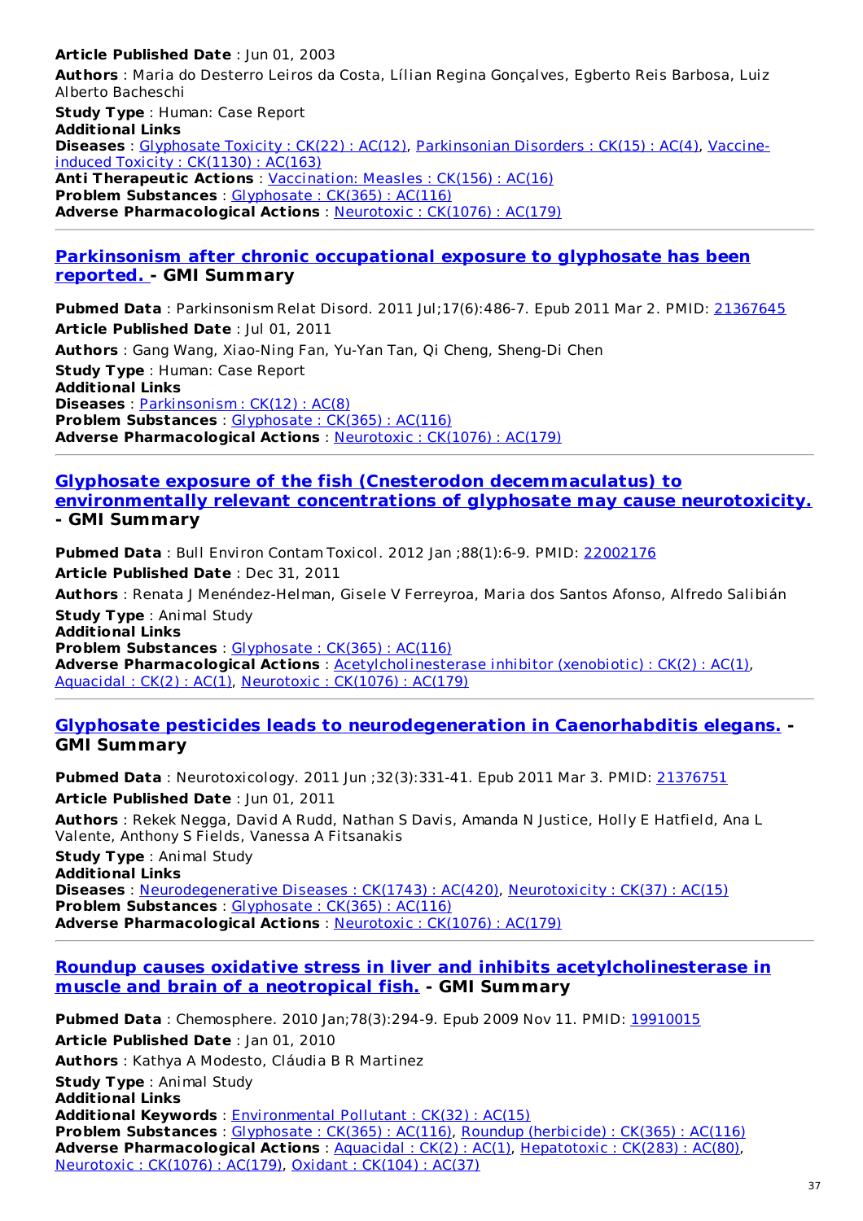**Article Published Date** : Jun 01, 2003

**Authors** : Maria do Desterro Leiros da Costa, Lílian Regina Gonçalves, Egberto Reis Barbosa, Luiz Alberto Bacheschi

**Study Type** : Human: Case Report

**Additional Links**

**Diseases** : Glyphosate Toxicity : CK(22) : AC(12), Parkinsonian Disorders : CK(15) : AC(4), Vaccine-induced Toxicity : CK(1130) : AC(163)

**Anti Therapeutic Actions** : Vaccination: Measles : CK(156) : AC(16)

**Problem Substances** : Glyphosate : CK(365) : AC(116)

**Adverse Pharmacological Actions** : Neurotoxic : CK(1076) : AC(179)

---

## Parkinsonism after chronic occupational exposure to glyphosate has been reported. - GMI Summary

**Pubmed Data** : Parkinsonism Relat Disord. 2011 Jul;17(6):486-7. Epub 2011 Mar 2. PMID: 21367645

**Article Published Date** : Jul 01, 2011

**Authors** : Gang Wang, Xiao-Ning Fan, Yu-Yan Tan, Qi Cheng, Sheng-Di Chen

**Study Type** : Human: Case Report

**Additional Links**

**Diseases** : Parkinsonism : CK(12) : AC(8)

**Problem Substances** : Glyphosate : CK(365) : AC(116)

**Adverse Pharmacological Actions** : Neurotoxic : CK(1076) : AC(179)

---

## Glyphosate exposure of the fish (Cnesterodon decemmaculatus) to environmentally relevant concentrations of glyphosate may cause neurotoxicity. - GMI Summary

**Pubmed Data** : Bull Environ Contam Toxicol. 2012 Jan ;88(1):6-9. PMID: 22002176

**Article Published Date** : Dec 31, 2011

**Authors** : Renata J Menéndez-Helman, Gisele V Ferreyroa, Maria dos Santos Afonso, Alfredo Salibián

**Study Type** : Animal Study

**Additional Links**

**Problem Substances** : Glyphosate : CK(365) : AC(116)

**Adverse Pharmacological Actions** : Acetylcholinesterase inhibitor (xenobiotic) : CK(2) : AC(1), Aquacidal : CK(2) : AC(1), Neurotoxic : CK(1076) : AC(179)

---

## Glyphosate pesticides leads to neurodegeneration in Caenorhabditis elegans. - GMI Summary

**Pubmed Data** : Neurotoxicology. 2011 Jun ;32(3):331-41. Epub 2011 Mar 3. PMID: 21376751

**Article Published Date** : Jun 01, 2011

**Authors** : Rekek Negga, David A Rudd, Nathan S Davis, Amanda N Justice, Holly E Hatfield, Ana L Valente, Anthony S Fields, Vanessa A Fitsanakis

**Study Type** : Animal Study

**Additional Links**

**Diseases** : Neurodegenerative Diseases : CK(1743) : AC(420), Neurotoxicity : CK(37) : AC(15)

**Problem Substances** : Glyphosate : CK(365) : AC(116)

**Adverse Pharmacological Actions** : Neurotoxic : CK(1076) : AC(179)

---

## Roundup causes oxidative stress in liver and inhibits acetylcholinesterase in muscle and brain of a neotropical fish. - GMI Summary

**Pubmed Data** : Chemosphere. 2010 Jan;78(3):294-9. Epub 2009 Nov 11. PMID: 19910015

**Article Published Date** : Jan 01, 2010

**Authors** : Kathya A Modesto, Cláudia B R Martinez

**Study Type** : Animal Study

**Additional Links**

**Additional Keywords** : Environmental Pollutant : CK(32) : AC(15)

**Problem Substances** : Glyphosate : CK(365) : AC(116), Roundup (herbicide) : CK(365) : AC(116)

**Adverse Pharmacological Actions** : Aquacidal : CK(2) : AC(1), Hepatotoxic : CK(283) : AC(80), Neurotoxic : CK(1076) : AC(179), Oxidant : CK(104) : AC(37)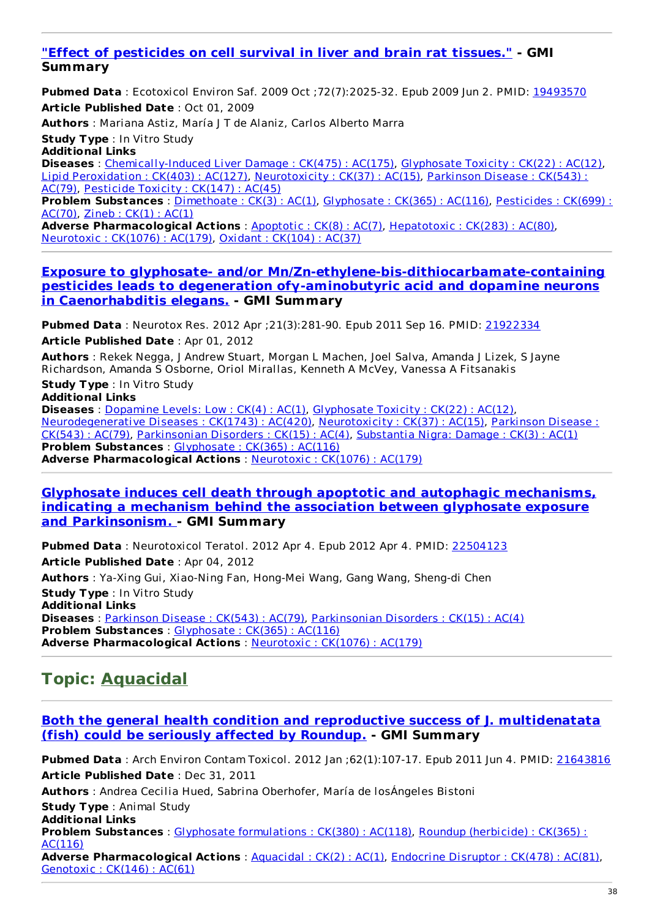### "Effect of pesticides on cell survival in liver and brain rat tissues." - GMI Summary

**Pubmed Data** : Ecotoxicol Environ Saf. 2009 Oct ;72(7):2025-32. Epub 2009 Jun 2. PMID: 19493570

**Article Published Date** : Oct 01, 2009

**Authors** : Mariana Astiz, María J T de Alaniz, Carlos Alberto Marra

**Study Type** : In Vitro Study

**Additional Links**

**Diseases** : Chemically-Induced Liver Damage : CK(475) : AC(175), Glyphosate Toxicity : CK(22) : AC(12), Lipid Peroxidation : CK(403) : AC(127), Neurotoxicity : CK(37) : AC(15), Parkinson Disease : CK(543) : AC(79), Pesticide Toxicity : CK(147) : AC(45)

**Problem Substances** : Dimethoate : CK(3) : AC(1), Glyphosate : CK(365) : AC(116), Pesticides : CK(699) : AC(70), Zineb : CK(1) : AC(1)

**Adverse Pharmacological Actions** : Apoptotic : CK(8) : AC(7), Hepatotoxic : CK(283) : AC(80), Neurotoxic : CK(1076) : AC(179), Oxidant : CK(104) : AC(37)

---

### Exposure to glyphosate- and/or Mn/Zn-ethylene-bis-dithiocarbamate-containing pesticides leads to degeneration ofγ-aminobutyric acid and dopamine neurons in Caenorhabditis elegans. - GMI Summary

**Pubmed Data** : Neurotox Res. 2012 Apr ;21(3):281-90. Epub 2011 Sep 16. PMID: 21922334

**Article Published Date** : Apr 01, 2012

**Authors** : Rekek Negga, J Andrew Stuart, Morgan L Machen, Joel Salva, Amanda J Lizek, S Jayne Richardson, Amanda S Osborne, Oriol Mirallas, Kenneth A McVey, Vanessa A Fitsanakis

**Study Type** : In Vitro Study

**Additional Links**

**Diseases** : Dopamine Levels: Low : CK(4) : AC(1), Glyphosate Toxicity : CK(22) : AC(12), Neurodegenerative Diseases : CK(1743) : AC(420), Neurotoxicity : CK(37) : AC(15), Parkinson Disease : CK(543) : AC(79), Parkinsonian Disorders : CK(15) : AC(4), Substantia Nigra: Damage : CK(3) : AC(1)

**Problem Substances** : Glyphosate : CK(365) : AC(116)

**Adverse Pharmacological Actions** : Neurotoxic : CK(1076) : AC(179)

---

### Glyphosate induces cell death through apoptotic and autophagic mechanisms, indicating a mechanism behind the association between glyphosate exposure and Parkinsonism. - GMI Summary

**Pubmed Data** : Neurotoxicol Teratol. 2012 Apr 4. Epub 2012 Apr 4. PMID: 22504123

**Article Published Date** : Apr 04, 2012

**Authors** : Ya-Xing Gui, Xiao-Ning Fan, Hong-Mei Wang, Gang Wang, Sheng-di Chen

**Study Type** : In Vitro Study

**Additional Links**

**Diseases** : Parkinson Disease : CK(543) : AC(79), Parkinsonian Disorders : CK(15) : AC(4)

**Problem Substances** : Glyphosate : CK(365) : AC(116)

**Adverse Pharmacological Actions** : Neurotoxic : CK(1076) : AC(179)

---

## Topic: Aquacidal

---

### Both the general health condition and reproductive success of J. multidenatata (fish) could be seriously affected by Roundup. - GMI Summary

**Pubmed Data** : Arch Environ Contam Toxicol. 2012 Jan ;62(1):107-17. Epub 2011 Jun 4. PMID: 21643816

**Article Published Date** : Dec 31, 2011

**Authors** : Andrea Cecilia Hued, Sabrina Oberhofer, María de losÁngeles Bistoni

**Study Type** : Animal Study

**Additional Links**

**Problem Substances** : Glyphosate formulations : CK(380) : AC(118), Roundup (herbicide) : CK(365) : AC(116)

**Adverse Pharmacological Actions** : Aquacidal : CK(2) : AC(1), Endocrine Disruptor : CK(478) : AC(81), Genotoxic : CK(146) : AC(61)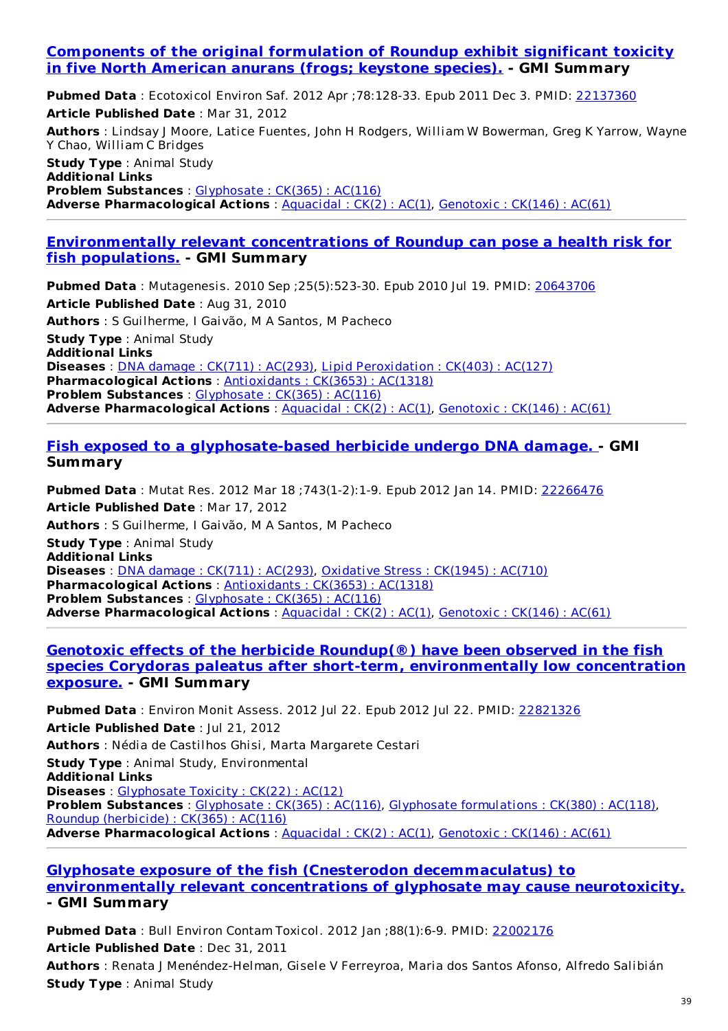### [Components of the original formulation of Roundup exhibit significant toxicity in five North American anurans (frogs; keystone species).] - GMI Summary

**Pubmed Data** : Ecotoxicol Environ Saf. 2012 Apr ;78:128-33. Epub 2011 Dec 3. PMID: 22137360
**Article Published Date** : Mar 31, 2012
**Authors** : Lindsay J Moore, Latice Fuentes, John H Rodgers, William W Bowerman, Greg K Yarrow, Wayne Y Chao, William C Bridges
**Study Type** : Animal Study
**Additional Links**
**Problem Substances** : Glyphosate : CK(365) : AC(116)
**Adverse Pharmacological Actions** : Aquacidal : CK(2) : AC(1), Genotoxic : CK(146) : AC(61)

---

### [Environmentally relevant concentrations of Roundup can pose a health risk for fish populations.] - GMI Summary

**Pubmed Data** : Mutagenesis. 2010 Sep ;25(5):523-30. Epub 2010 Jul 19. PMID: 20643706
**Article Published Date** : Aug 31, 2010
**Authors** : S Guilherme, I Gaivão, M A Santos, M Pacheco
**Study Type** : Animal Study
**Additional Links**
**Diseases** : DNA damage : CK(711) : AC(293), Lipid Peroxidation : CK(403) : AC(127)
**Pharmacological Actions** : Antioxidants : CK(3653) : AC(1318)
**Problem Substances** : Glyphosate : CK(365) : AC(116)
**Adverse Pharmacological Actions** : Aquacidal : CK(2) : AC(1), Genotoxic : CK(146) : AC(61)

---

### [Fish exposed to a glyphosate-based herbicide undergo DNA damage.] - GMI Summary

**Pubmed Data** : Mutat Res. 2012 Mar 18 ;743(1-2):1-9. Epub 2012 Jan 14. PMID: 22266476
**Article Published Date** : Mar 17, 2012
**Authors** : S Guilherme, I Gaivão, M A Santos, M Pacheco
**Study Type** : Animal Study
**Additional Links**
**Diseases** : DNA damage : CK(711) : AC(293), Oxidative Stress : CK(1945) : AC(710)
**Pharmacological Actions** : Antioxidants : CK(3653) : AC(1318)
**Problem Substances** : Glyphosate : CK(365) : AC(116)
**Adverse Pharmacological Actions** : Aquacidal : CK(2) : AC(1), Genotoxic : CK(146) : AC(61)

---

### [Genotoxic effects of the herbicide Roundup(®) have been observed in the fish species Corydoras paleatus after short-term, environmentally low concentration exposure.] - GMI Summary

**Pubmed Data** : Environ Monit Assess. 2012 Jul 22. Epub 2012 Jul 22. PMID: 22821326
**Article Published Date** : Jul 21, 2012
**Authors** : Nédia de Castilhos Ghisi, Marta Margarete Cestari
**Study Type** : Animal Study, Environmental
**Additional Links**
**Diseases** : Glyphosate Toxicity : CK(22) : AC(12)
**Problem Substances** : Glyphosate : CK(365) : AC(116), Glyphosate formulations : CK(380) : AC(118), Roundup (herbicide) : CK(365) : AC(116)
**Adverse Pharmacological Actions** : Aquacidal : CK(2) : AC(1), Genotoxic : CK(146) : AC(61)

---

### [Glyphosate exposure of the fish (Cnesterodon decemmaculatus) to environmentally relevant concentrations of glyphosate may cause neurotoxicity.] - GMI Summary

**Pubmed Data** : Bull Environ Contam Toxicol. 2012 Jan ;88(1):6-9. PMID: 22002176
**Article Published Date** : Dec 31, 2011
**Authors** : Renata J Menéndez-Helman, Gisele V Ferreyroa, Maria dos Santos Afonso, Alfredo Salibián
**Study Type** : Animal Study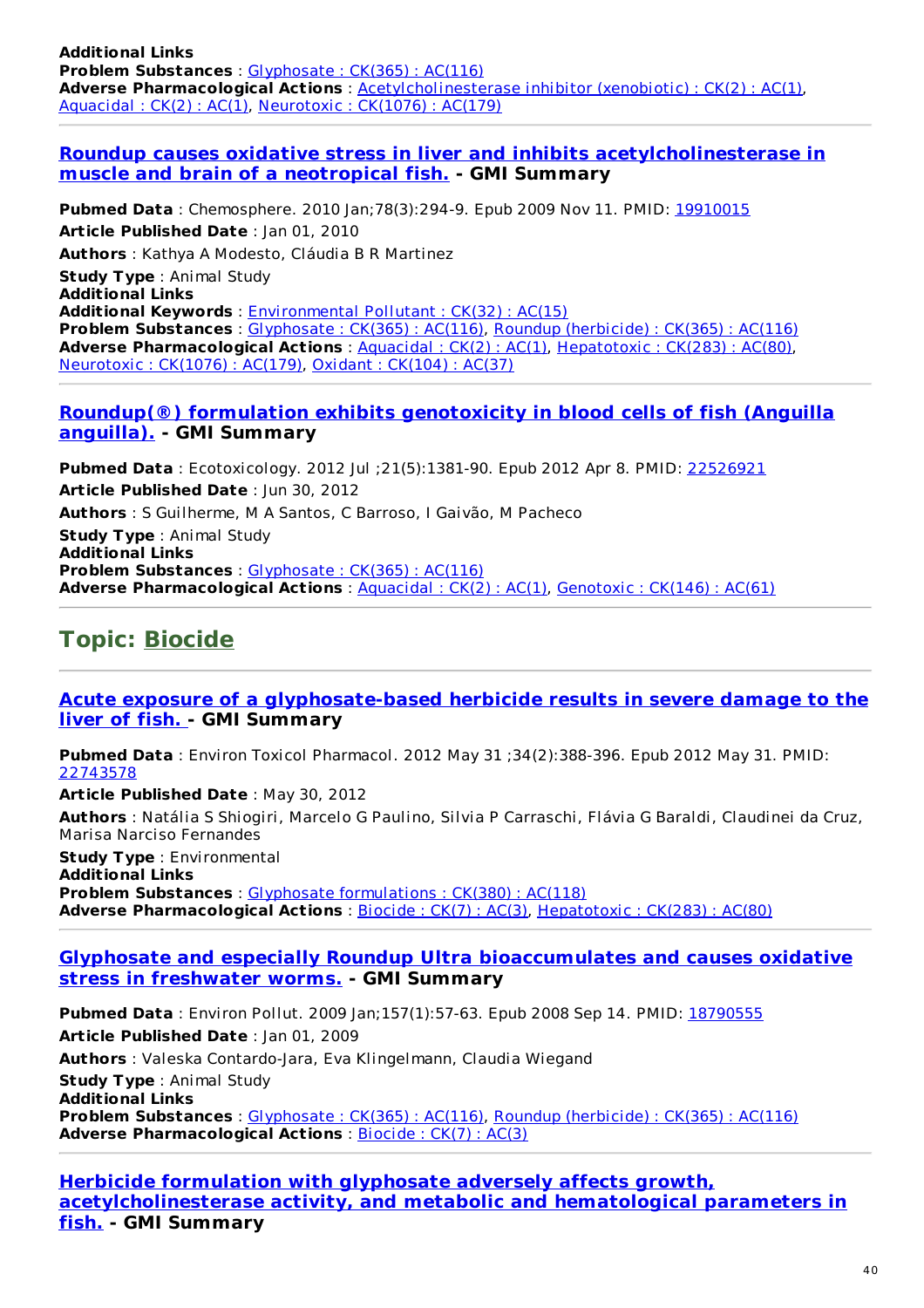**Additional Links**
**Problem Substances** : Glyphosate : CK(365) : AC(116)
**Adverse Pharmacological Actions** : Acetylcholinesterase inhibitor (xenobiotic) : CK(2) : AC(1), Aquacidal : CK(2) : AC(1), Neurotoxic : CK(1076) : AC(179)

---

### Roundup causes oxidative stress in liver and inhibits acetylcholinesterase in muscle and brain of a neotropical fish. - GMI Summary

**Pubmed Data** : Chemosphere. 2010 Jan;78(3):294-9. Epub 2009 Nov 11. PMID: 19910015
**Article Published Date** : Jan 01, 2010
**Authors** : Kathya A Modesto, Cláudia B R Martinez
**Study Type** : Animal Study
**Additional Links**
**Additional Keywords** : Environmental Pollutant : CK(32) : AC(15)
**Problem Substances** : Glyphosate : CK(365) : AC(116), Roundup (herbicide) : CK(365) : AC(116)
**Adverse Pharmacological Actions** : Aquacidal : CK(2) : AC(1), Hepatotoxic : CK(283) : AC(80), Neurotoxic : CK(1076) : AC(179), Oxidant : CK(104) : AC(37)

---

### Roundup(®) formulation exhibits genotoxicity in blood cells of fish (Anguilla anguilla). - GMI Summary

**Pubmed Data** : Ecotoxicology. 2012 Jul ;21(5):1381-90. Epub 2012 Apr 8. PMID: 22526921
**Article Published Date** : Jun 30, 2012
**Authors** : S Guilherme, M A Santos, C Barroso, I Gaivão, M Pacheco
**Study Type** : Animal Study
**Additional Links**
**Problem Substances** : Glyphosate : CK(365) : AC(116)
**Adverse Pharmacological Actions** : Aquacidal : CK(2) : AC(1), Genotoxic : CK(146) : AC(61)

---

## Topic: Biocide

---

### Acute exposure of a glyphosate-based herbicide results in severe damage to the liver of fish. - GMI Summary

**Pubmed Data** : Environ Toxicol Pharmacol. 2012 May 31 ;34(2):388-396. Epub 2012 May 31. PMID: 22743578
**Article Published Date** : May 30, 2012
**Authors** : Natália S Shiogiri, Marcelo G Paulino, Silvia P Carraschi, Flávia G Baraldi, Claudinei da Cruz, Marisa Narciso Fernandes
**Study Type** : Environmental
**Additional Links**
**Problem Substances** : Glyphosate formulations : CK(380) : AC(118)
**Adverse Pharmacological Actions** : Biocide : CK(7) : AC(3), Hepatotoxic : CK(283) : AC(80)

---

### Glyphosate and especially Roundup Ultra bioaccumulates and causes oxidative stress in freshwater worms. - GMI Summary

**Pubmed Data** : Environ Pollut. 2009 Jan;157(1):57-63. Epub 2008 Sep 14. PMID: 18790555
**Article Published Date** : Jan 01, 2009
**Authors** : Valeska Contardo-Jara, Eva Klingelmann, Claudia Wiegand
**Study Type** : Animal Study
**Additional Links**
**Problem Substances** : Glyphosate : CK(365) : AC(116), Roundup (herbicide) : CK(365) : AC(116)
**Adverse Pharmacological Actions** : Biocide : CK(7) : AC(3)

---

### Herbicide formulation with glyphosate adversely affects growth, acetylcholinesterase activity, and metabolic and hematological parameters in fish. - GMI Summary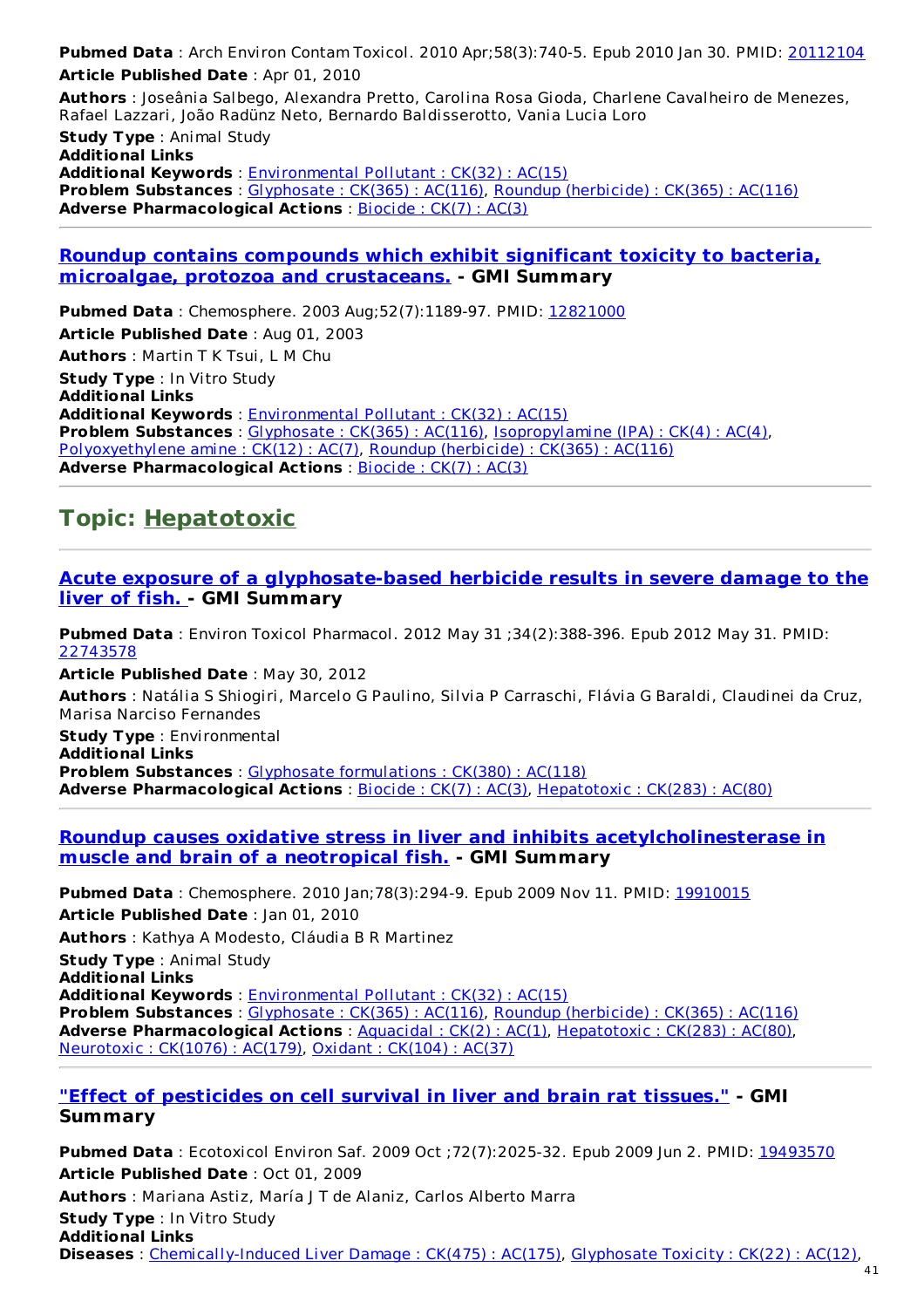**Pubmed Data** : Arch Environ Contam Toxicol. 2010 Apr;58(3):740-5. Epub 2010 Jan 30. PMID: 20112104

**Article Published Date** : Apr 01, 2010

**Authors** : Joseânia Salbego, Alexandra Pretto, Carolina Rosa Gioda, Charlene Cavalheiro de Menezes, Rafael Lazzari, João Radünz Neto, Bernardo Baldisserotto, Vania Lucia Loro

**Study Type** : Animal Study

**Additional Links**

**Additional Keywords** : Environmental Pollutant : CK(32) : AC(15)

**Problem Substances** : Glyphosate : CK(365) : AC(116), Roundup (herbicide) : CK(365) : AC(116)

**Adverse Pharmacological Actions** : Biocide : CK(7) : AC(3)

---

### Roundup contains compounds which exhibit significant toxicity to bacteria, microalgae, protozoa and crustaceans. - GMI Summary

**Pubmed Data** : Chemosphere. 2003 Aug;52(7):1189-97. PMID: 12821000

**Article Published Date** : Aug 01, 2003

**Authors** : Martin T K Tsui, L M Chu

**Study Type** : In Vitro Study

**Additional Links**

**Additional Keywords** : Environmental Pollutant : CK(32) : AC(15)

**Problem Substances** : Glyphosate : CK(365) : AC(116), Isopropylamine (IPA) : CK(4) : AC(4), Polyoxyethylene amine : CK(12) : AC(7), Roundup (herbicide) : CK(365) : AC(116)

**Adverse Pharmacological Actions** : Biocide : CK(7) : AC(3)

---

## Topic: Hepatotoxic

---

### Acute exposure of a glyphosate-based herbicide results in severe damage to the liver of fish. - GMI Summary

**Pubmed Data** : Environ Toxicol Pharmacol. 2012 May 31 ;34(2):388-396. Epub 2012 May 31. PMID: 22743578

**Article Published Date** : May 30, 2012

**Authors** : Natália S Shiogiri, Marcelo G Paulino, Silvia P Carraschi, Flávia G Baraldi, Claudinei da Cruz, Marisa Narciso Fernandes

**Study Type** : Environmental

**Additional Links**

**Problem Substances** : Glyphosate formulations : CK(380) : AC(118)

**Adverse Pharmacological Actions** : Biocide : CK(7) : AC(3), Hepatotoxic : CK(283) : AC(80)

---

### Roundup causes oxidative stress in liver and inhibits acetylcholinesterase in muscle and brain of a neotropical fish. - GMI Summary

**Pubmed Data** : Chemosphere. 2010 Jan;78(3):294-9. Epub 2009 Nov 11. PMID: 19910015

**Article Published Date** : Jan 01, 2010

**Authors** : Kathya A Modesto, Cláudia B R Martinez

**Study Type** : Animal Study

**Additional Links**

**Additional Keywords** : Environmental Pollutant : CK(32) : AC(15)

**Problem Substances** : Glyphosate : CK(365) : AC(116), Roundup (herbicide) : CK(365) : AC(116)

**Adverse Pharmacological Actions** : Aquacidal : CK(2) : AC(1), Hepatotoxic : CK(283) : AC(80), Neurotoxic : CK(1076) : AC(179), Oxidant : CK(104) : AC(37)

---

### "Effect of pesticides on cell survival in liver and brain rat tissues." - GMI Summary

**Pubmed Data** : Ecotoxicol Environ Saf. 2009 Oct ;72(7):2025-32. Epub 2009 Jun 2. PMID: 19493570

**Article Published Date** : Oct 01, 2009

**Authors** : Mariana Astiz, María J T de Alaniz, Carlos Alberto Marra

**Study Type** : In Vitro Study

**Additional Links**

**Diseases** : Chemically-Induced Liver Damage : CK(475) : AC(175), Glyphosate Toxicity : CK(22) : AC(12),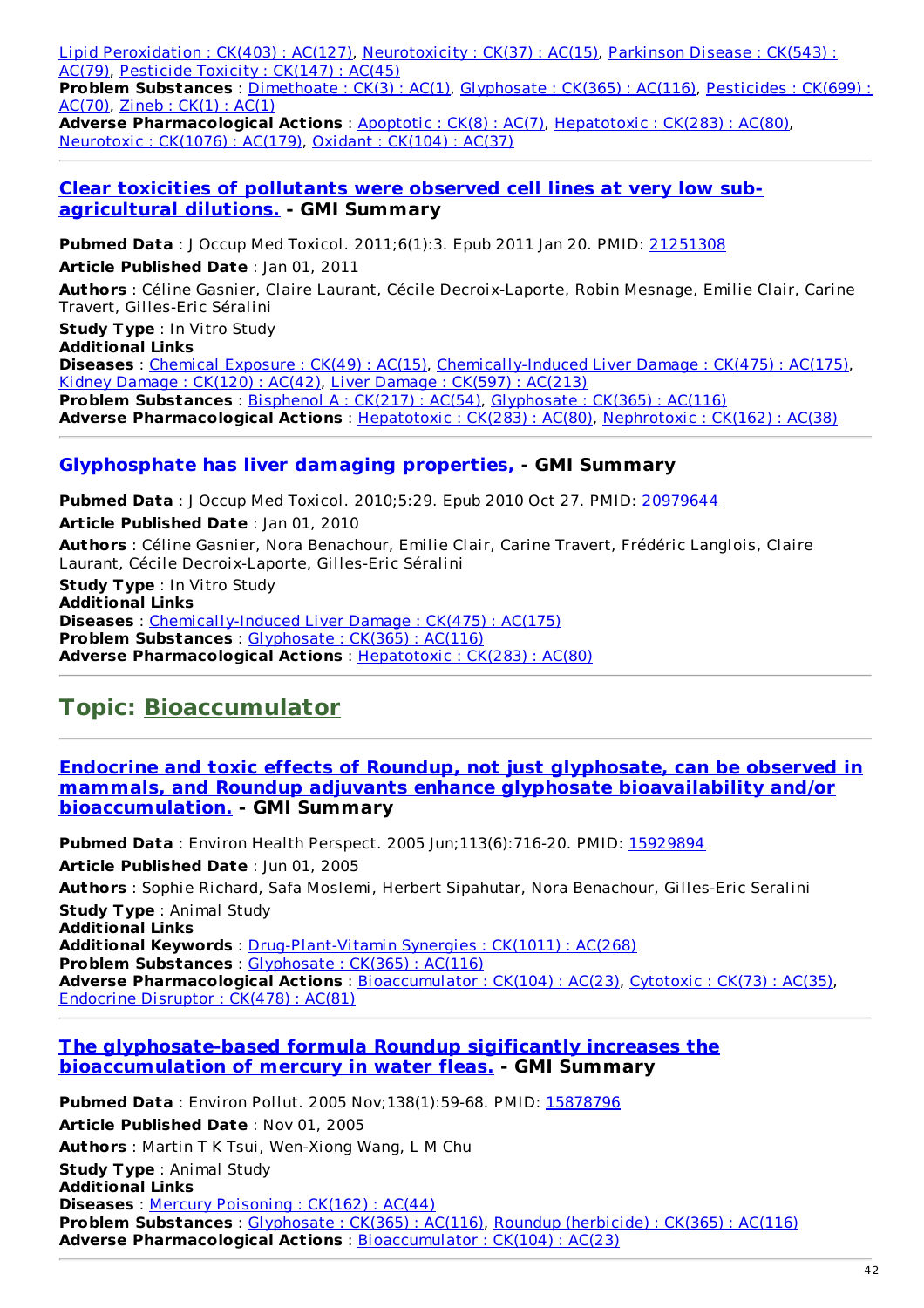Lipid Peroxidation : CK(403) : AC(127), Neurotoxicity : CK(37) : AC(15), Parkinson Disease : CK(543) : AC(79), Pesticide Toxicity : CK(147) : AC(45)
**Problem Substances** : Dimethoate : CK(3) : AC(1), Glyphosate : CK(365) : AC(116), Pesticides : CK(699) : AC(70), Zineb : CK(1) : AC(1)
**Adverse Pharmacological Actions** : Apoptotic : CK(8) : AC(7), Hepatotoxic : CK(283) : AC(80), Neurotoxic : CK(1076) : AC(179), Oxidant : CK(104) : AC(37)

---

### Clear toxicities of pollutants were observed cell lines at very low sub-agricultural dilutions. - GMI Summary

**Pubmed Data** : J Occup Med Toxicol. 2011;6(1):3. Epub 2011 Jan 20. PMID: 21251308

**Article Published Date** : Jan 01, 2011

**Authors** : Céline Gasnier, Claire Laurant, Cécile Decroix-Laporte, Robin Mesnage, Emilie Clair, Carine Travert, Gilles-Eric Séralini

**Study Type** : In Vitro Study
**Additional Links**
**Diseases** : Chemical Exposure : CK(49) : AC(15), Chemically-Induced Liver Damage : CK(475) : AC(175), Kidney Damage : CK(120) : AC(42), Liver Damage : CK(597) : AC(213)
**Problem Substances** : Bisphenol A : CK(217) : AC(54), Glyphosate : CK(365) : AC(116)
**Adverse Pharmacological Actions** : Hepatotoxic : CK(283) : AC(80), Nephrotoxic : CK(162) : AC(38)

---

### Glyphosphate has liver damaging properties, - GMI Summary

**Pubmed Data** : J Occup Med Toxicol. 2010;5:29. Epub 2010 Oct 27. PMID: 20979644

**Article Published Date** : Jan 01, 2010

**Authors** : Céline Gasnier, Nora Benachour, Emilie Clair, Carine Travert, Frédéric Langlois, Claire Laurant, Cécile Decroix-Laporte, Gilles-Eric Séralini

**Study Type** : In Vitro Study
**Additional Links**
**Diseases** : Chemically-Induced Liver Damage : CK(475) : AC(175)
**Problem Substances** : Glyphosate : CK(365) : AC(116)
**Adverse Pharmacological Actions** : Hepatotoxic : CK(283) : AC(80)

---

## Topic: Bioaccumulator

---

### Endocrine and toxic effects of Roundup, not just glyphosate, can be observed in mammals, and Roundup adjuvants enhance glyphosate bioavailability and/or bioaccumulation. - GMI Summary

**Pubmed Data** : Environ Health Perspect. 2005 Jun;113(6):716-20. PMID: 15929894

**Article Published Date** : Jun 01, 2005

**Authors** : Sophie Richard, Safa Moslemi, Herbert Sipahutar, Nora Benachour, Gilles-Eric Seralini

**Study Type** : Animal Study
**Additional Links**
**Additional Keywords** : Drug-Plant-Vitamin Synergies : CK(1011) : AC(268)
**Problem Substances** : Glyphosate : CK(365) : AC(116)
**Adverse Pharmacological Actions** : Bioaccumulator : CK(104) : AC(23), Cytotoxic : CK(73) : AC(35), Endocrine Disruptor : CK(478) : AC(81)

---

### The glyphosate-based formula Roundup sigificantly increases the bioaccumulation of mercury in water fleas. - GMI Summary

**Pubmed Data** : Environ Pollut. 2005 Nov;138(1):59-68. PMID: 15878796

**Article Published Date** : Nov 01, 2005

**Authors** : Martin T K Tsui, Wen-Xiong Wang, L M Chu

**Study Type** : Animal Study
**Additional Links**
**Diseases** : Mercury Poisoning : CK(162) : AC(44)
**Problem Substances** : Glyphosate : CK(365) : AC(116), Roundup (herbicide) : CK(365) : AC(116)
**Adverse Pharmacological Actions** : Bioaccumulator : CK(104) : AC(23)

---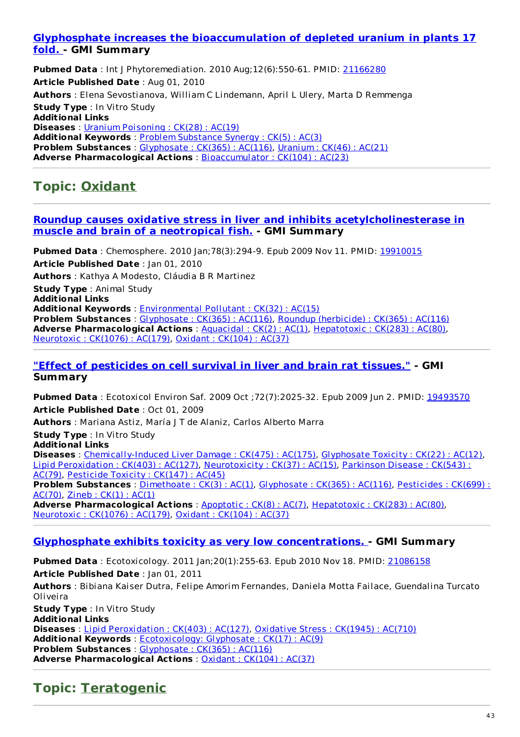### Glyphosphate increases the bioaccumulation of depleted uranium in plants 17 fold. - GMI Summary

**Pubmed Data** : Int J Phytoremediation. 2010 Aug;12(6):550-61. PMID: 21166280
**Article Published Date** : Aug 01, 2010
**Authors** : Elena Sevostianova, William C Lindemann, April L Ulery, Marta D Remmenga
**Study Type** : In Vitro Study
**Additional Links**
**Diseases** : Uranium Poisoning : CK(28) : AC(19)
**Additional Keywords** : Problem Substance Synergy : CK(5) : AC(3)
**Problem Substances** : Glyphosate : CK(365) : AC(116), Uranium : CK(46) : AC(21)
**Adverse Pharmacological Actions** : Bioaccumulator : CK(104) : AC(23)

---

## Topic: Oxidant

---

### Roundup causes oxidative stress in liver and inhibits acetylcholinesterase in muscle and brain of a neotropical fish. - GMI Summary

**Pubmed Data** : Chemosphere. 2010 Jan;78(3):294-9. Epub 2009 Nov 11. PMID: 19910015
**Article Published Date** : Jan 01, 2010
**Authors** : Kathya A Modesto, Cláudia B R Martinez
**Study Type** : Animal Study
**Additional Links**
**Additional Keywords** : Environmental Pollutant : CK(32) : AC(15)
**Problem Substances** : Glyphosate : CK(365) : AC(116), Roundup (herbicide) : CK(365) : AC(116)
**Adverse Pharmacological Actions** : Aquacidal : CK(2) : AC(1), Hepatotoxic : CK(283) : AC(80), Neurotoxic : CK(1076) : AC(179), Oxidant : CK(104) : AC(37)

---

### "Effect of pesticides on cell survival in liver and brain rat tissues." - GMI Summary

**Pubmed Data** : Ecotoxicol Environ Saf. 2009 Oct ;72(7):2025-32. Epub 2009 Jun 2. PMID: 19493570
**Article Published Date** : Oct 01, 2009
**Authors** : Mariana Astiz, María J T de Alaniz, Carlos Alberto Marra
**Study Type** : In Vitro Study
**Additional Links**
**Diseases** : Chemically-Induced Liver Damage : CK(475) : AC(175), Glyphosate Toxicity : CK(22) : AC(12), Lipid Peroxidation : CK(403) : AC(127), Neurotoxicity : CK(37) : AC(15), Parkinson Disease : CK(543) : AC(79), Pesticide Toxicity : CK(147) : AC(45)
**Problem Substances** : Dimethoate : CK(3) : AC(1), Glyphosate : CK(365) : AC(116), Pesticides : CK(699) : AC(70), Zineb : CK(1) : AC(1)
**Adverse Pharmacological Actions** : Apoptotic : CK(8) : AC(7), Hepatotoxic : CK(283) : AC(80), Neurotoxic : CK(1076) : AC(179), Oxidant : CK(104) : AC(37)

---

### Glyphosphate exhibits toxicity as very low concentrations. - GMI Summary

**Pubmed Data** : Ecotoxicology. 2011 Jan;20(1):255-63. Epub 2010 Nov 18. PMID: 21086158
**Article Published Date** : Jan 01, 2011
**Authors** : Bibiana Kaiser Dutra, Felipe Amorim Fernandes, Daniela Motta Failace, Guendalina Turcato Oliveira
**Study Type** : In Vitro Study
**Additional Links**
**Diseases** : Lipid Peroxidation : CK(403) : AC(127), Oxidative Stress : CK(1945) : AC(710)
**Additional Keywords** : Ecotoxicology: Glyphosate : CK(17) : AC(9)
**Problem Substances** : Glyphosate : CK(365) : AC(116)
**Adverse Pharmacological Actions** : Oxidant : CK(104) : AC(37)

---

## Topic: Teratogenic

---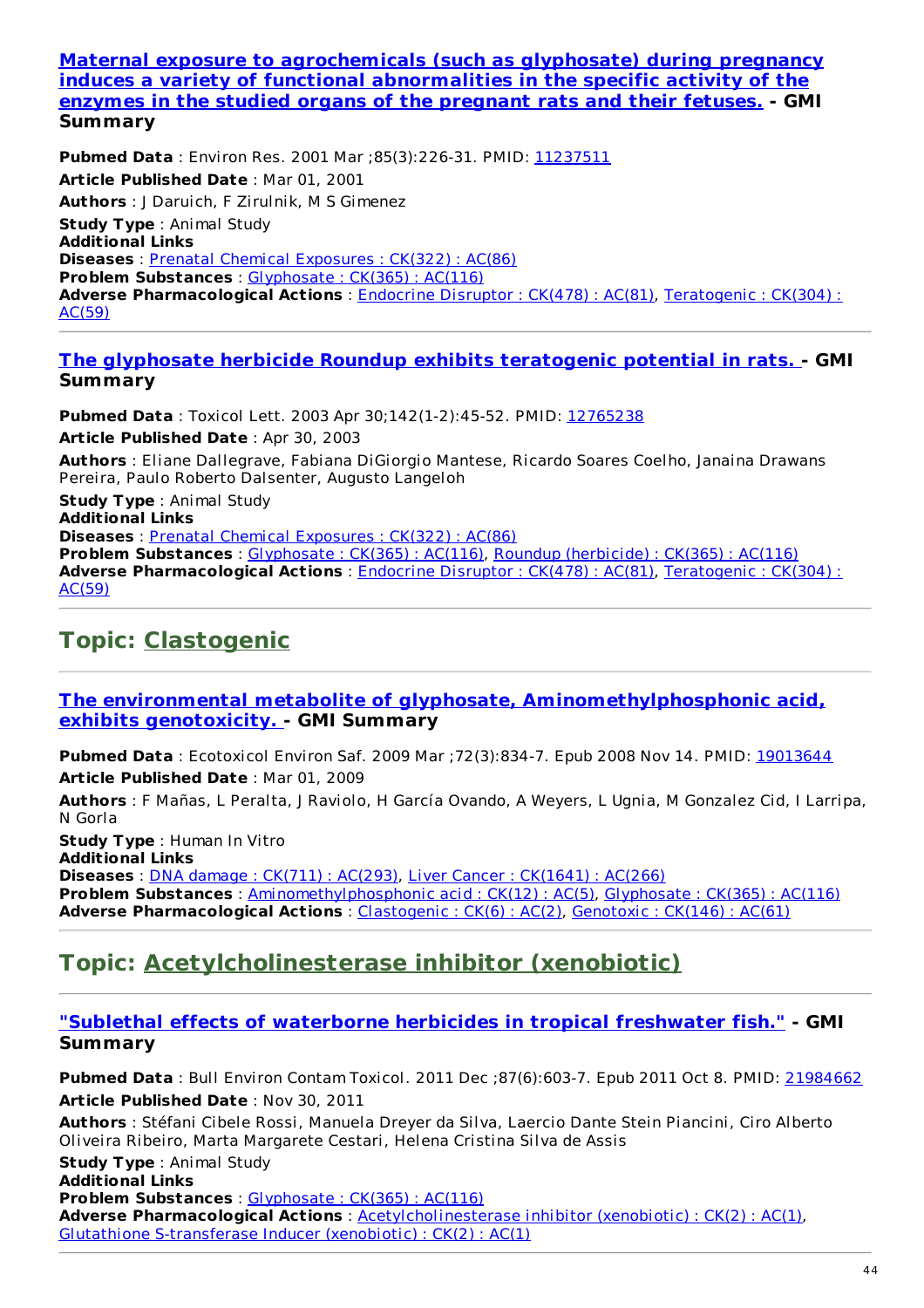### Maternal exposure to agrochemicals (such as glyphosate) during pregnancy induces a variety of functional abnormalities in the specific activity of the enzymes in the studied organs of the pregnant rats and their fetuses. - GMI Summary

**Pubmed Data** : Environ Res. 2001 Mar ;85(3):226-31. PMID: 11237511

**Article Published Date** : Mar 01, 2001

**Authors** : J Daruich, F Zirulnik, M S Gimenez

**Study Type** : Animal Study
**Additional Links**
**Diseases** : Prenatal Chemical Exposures : CK(322) : AC(86)
**Problem Substances** : Glyphosate : CK(365) : AC(116)
**Adverse Pharmacological Actions** : Endocrine Disruptor : CK(478) : AC(81), Teratogenic : CK(304) : AC(59)

---

### The glyphosate herbicide Roundup exhibits teratogenic potential in rats. - GMI Summary

**Pubmed Data** : Toxicol Lett. 2003 Apr 30;142(1-2):45-52. PMID: 12765238

**Article Published Date** : Apr 30, 2003

**Authors** : Eliane Dallegrave, Fabiana DiGiorgio Mantese, Ricardo Soares Coelho, Janaina Drawans Pereira, Paulo Roberto Dalsenter, Augusto Langeloh

**Study Type** : Animal Study
**Additional Links**
**Diseases** : Prenatal Chemical Exposures : CK(322) : AC(86)
**Problem Substances** : Glyphosate : CK(365) : AC(116), Roundup (herbicide) : CK(365) : AC(116)
**Adverse Pharmacological Actions** : Endocrine Disruptor : CK(478) : AC(81), Teratogenic : CK(304) : AC(59)

---

## Topic: Clastogenic

---

### The environmental metabolite of glyphosate, Aminomethylphosphonic acid, exhibits genotoxicity. - GMI Summary

**Pubmed Data** : Ecotoxicol Environ Saf. 2009 Mar ;72(3):834-7. Epub 2008 Nov 14. PMID: 19013644

**Article Published Date** : Mar 01, 2009

**Authors** : F Mañas, L Peralta, J Raviolo, H García Ovando, A Weyers, L Ugnia, M Gonzalez Cid, I Larripa, N Gorla

**Study Type** : Human In Vitro
**Additional Links**
**Diseases** : DNA damage : CK(711) : AC(293), Liver Cancer : CK(1641) : AC(266)
**Problem Substances** : Aminomethylphosphonic acid : CK(12) : AC(5), Glyphosate : CK(365) : AC(116)
**Adverse Pharmacological Actions** : Clastogenic : CK(6) : AC(2), Genotoxic : CK(146) : AC(61)

---

## Topic: Acetylcholinesterase inhibitor (xenobiotic)

---

### "Sublethal effects of waterborne herbicides in tropical freshwater fish." - GMI Summary

**Pubmed Data** : Bull Environ Contam Toxicol. 2011 Dec ;87(6):603-7. Epub 2011 Oct 8. PMID: 21984662

**Article Published Date** : Nov 30, 2011

**Authors** : Stéfani Cibele Rossi, Manuela Dreyer da Silva, Laercio Dante Stein Piancini, Ciro Alberto Oliveira Ribeiro, Marta Margarete Cestari, Helena Cristina Silva de Assis

**Study Type** : Animal Study
**Additional Links**
**Problem Substances** : Glyphosate : CK(365) : AC(116)
**Adverse Pharmacological Actions** : Acetylcholinesterase inhibitor (xenobiotic) : CK(2) : AC(1), Glutathione S-transferase Inducer (xenobiotic) : CK(2) : AC(1)

---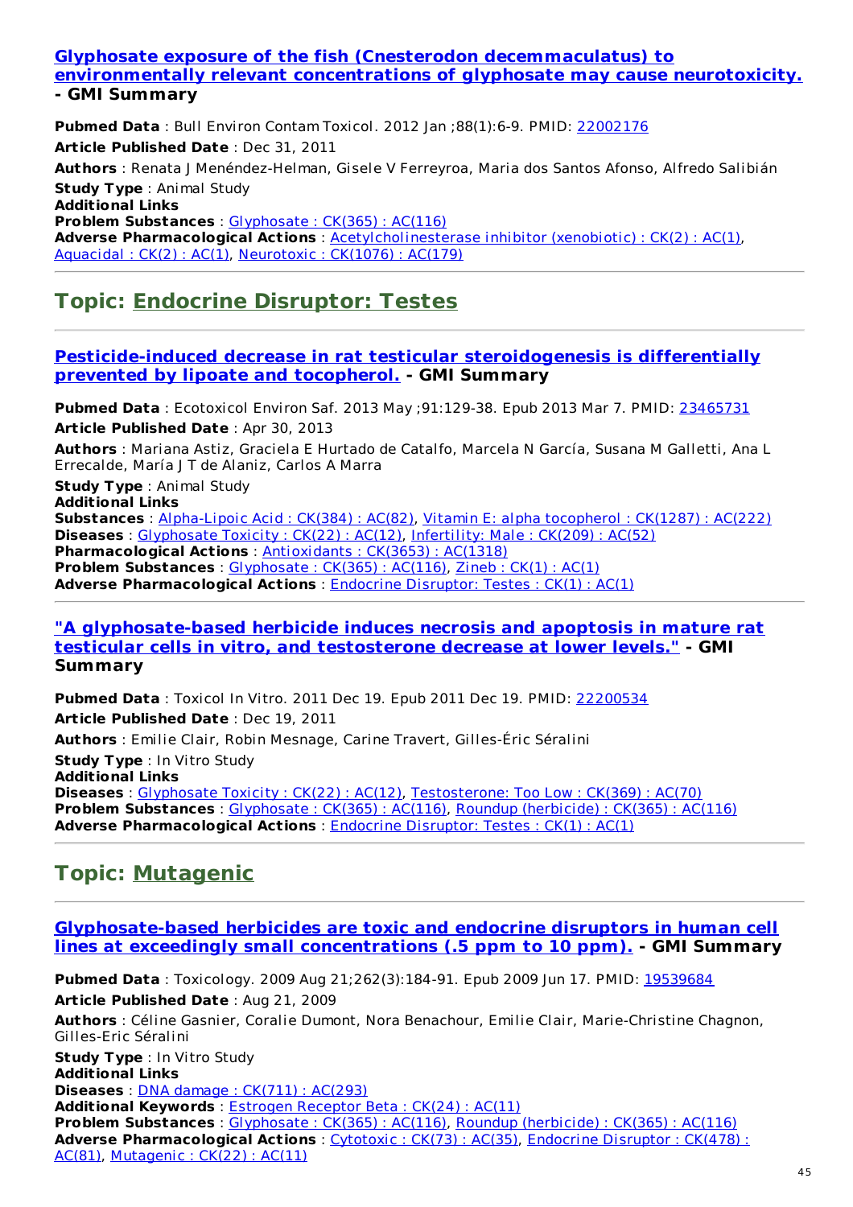**[Glyphosate exposure of the fish (Cnesterodon decemmaculatus) to environmentally relevant concentrations of glyphosate may cause neurotoxicity.](#) - GMI Summary**

**Pubmed Data** : Bull Environ Contam Toxicol. 2012 Jan ;88(1):6-9. PMID: 22002176

**Article Published Date** : Dec 31, 2011

**Authors** : Renata J Menéndez-Helman, Gisele V Ferreyroa, Maria dos Santos Afonso, Alfredo Salibián

**Study Type** : Animal Study

**Additional Links**

**Problem Substances** : Glyphosate : CK(365) : AC(116)

**Adverse Pharmacological Actions** : Acetylcholinesterase inhibitor (xenobiotic) : CK(2) : AC(1), Aquacidal : CK(2) : AC(1), Neurotoxic : CK(1076) : AC(179)

## Topic: Endocrine Disruptor: Testes

**Pesticide-induced decrease in rat testicular steroidogenesis is differentially prevented by lipoate and tocopherol. - GMI Summary**

**Pubmed Data** : Ecotoxicol Environ Saf. 2013 May ;91:129-38. Epub 2013 Mar 7. PMID: 23465731

**Article Published Date** : Apr 30, 2013

**Authors** : Mariana Astiz, Graciela E Hurtado de Catalfo, Marcela N García, Susana M Galletti, Ana L Errecalde, María J T de Alaniz, Carlos A Marra

**Study Type** : Animal Study

**Additional Links**

**Substances** : Alpha-Lipoic Acid : CK(384) : AC(82), Vitamin E: alpha tocopherol : CK(1287) : AC(222)

**Diseases** : Glyphosate Toxicity : CK(22) : AC(12), Infertility: Male : CK(209) : AC(52)

**Pharmacological Actions** : Antioxidants : CK(3653) : AC(1318)

**Problem Substances** : Glyphosate : CK(365) : AC(116), Zineb : CK(1) : AC(1)

**Adverse Pharmacological Actions** : Endocrine Disruptor: Testes : CK(1) : AC(1)

**"A glyphosate-based herbicide induces necrosis and apoptosis in mature rat testicular cells in vitro, and testosterone decrease at lower levels." - GMI Summary**

**Pubmed Data** : Toxicol In Vitro. 2011 Dec 19. Epub 2011 Dec 19. PMID: 22200534

**Article Published Date** : Dec 19, 2011

**Authors** : Emilie Clair, Robin Mesnage, Carine Travert, Gilles-Éric Séralini

**Study Type** : In Vitro Study

**Additional Links**

**Diseases** : Glyphosate Toxicity : CK(22) : AC(12), Testosterone: Too Low : CK(369) : AC(70)

**Problem Substances** : Glyphosate : CK(365) : AC(116), Roundup (herbicide) : CK(365) : AC(116)

**Adverse Pharmacological Actions** : Endocrine Disruptor: Testes : CK(1) : AC(1)

## Topic: Mutagenic

**Glyphosate-based herbicides are toxic and endocrine disruptors in human cell lines at exceedingly small concentrations (.5 ppm to 10 ppm). - GMI Summary**

**Pubmed Data** : Toxicology. 2009 Aug 21;262(3):184-91. Epub 2009 Jun 17. PMID: 19539684

**Article Published Date** : Aug 21, 2009

**Authors** : Céline Gasnier, Coralie Dumont, Nora Benachour, Emilie Clair, Marie-Christine Chagnon, Gilles-Eric Séralini

**Study Type** : In Vitro Study

**Additional Links**

**Diseases** : DNA damage : CK(711) : AC(293)

**Additional Keywords** : Estrogen Receptor Beta : CK(24) : AC(11)

**Problem Substances** : Glyphosate : CK(365) : AC(116), Roundup (herbicide) : CK(365) : AC(116)

**Adverse Pharmacological Actions** : Cytotoxic : CK(73) : AC(35), Endocrine Disruptor : CK(478) : AC(81), Mutagenic : CK(22) : AC(11)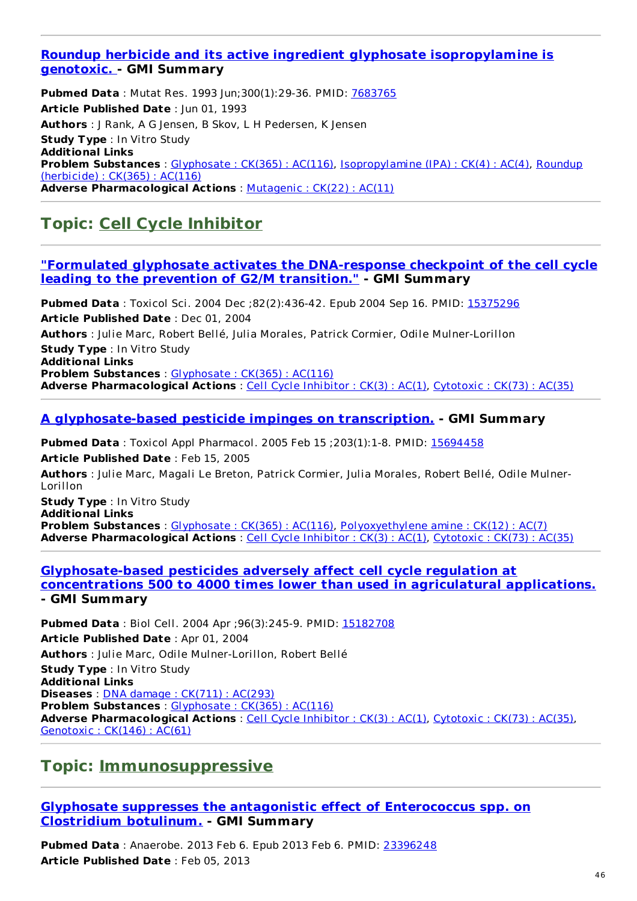---

### Roundup herbicide and its active ingredient glyphosate isopropylamine is genotoxic. - GMI Summary

**Pubmed Data** : Mutat Res. 1993 Jun;300(1):29-36. PMID: 7683765
**Article Published Date** : Jun 01, 1993
**Authors** : J Rank, A G Jensen, B Skov, L H Pedersen, K Jensen
**Study Type** : In Vitro Study
**Additional Links**
**Problem Substances** : Glyphosate : CK(365) : AC(116), Isopropylamine (IPA) : CK(4) : AC(4), Roundup (herbicide) : CK(365) : AC(116)
**Adverse Pharmacological Actions** : Mutagenic : CK(22) : AC(11)

---

## Topic: Cell Cycle Inhibitor

---

### "Formulated glyphosate activates the DNA-response checkpoint of the cell cycle leading to the prevention of G2/M transition." - GMI Summary

**Pubmed Data** : Toxicol Sci. 2004 Dec ;82(2):436-42. Epub 2004 Sep 16. PMID: 15375296
**Article Published Date** : Dec 01, 2004
**Authors** : Julie Marc, Robert Bellé, Julia Morales, Patrick Cormier, Odile Mulner-Lorillon
**Study Type** : In Vitro Study
**Additional Links**
**Problem Substances** : Glyphosate : CK(365) : AC(116)
**Adverse Pharmacological Actions** : Cell Cycle Inhibitor : CK(3) : AC(1), Cytotoxic : CK(73) : AC(35)

---

### A glyphosate-based pesticide impinges on transcription. - GMI Summary

**Pubmed Data** : Toxicol Appl Pharmacol. 2005 Feb 15 ;203(1):1-8. PMID: 15694458
**Article Published Date** : Feb 15, 2005
**Authors** : Julie Marc, Magali Le Breton, Patrick Cormier, Julia Morales, Robert Bellé, Odile Mulner-Lorillon
**Study Type** : In Vitro Study
**Additional Links**
**Problem Substances** : Glyphosate : CK(365) : AC(116), Polyoxyethylene amine : CK(12) : AC(7)
**Adverse Pharmacological Actions** : Cell Cycle Inhibitor : CK(3) : AC(1), Cytotoxic : CK(73) : AC(35)

---

### Glyphosate-based pesticides adversely affect cell cycle regulation at concentrations 500 to 4000 times lower than used in agriculatural applications. - GMI Summary

**Pubmed Data** : Biol Cell. 2004 Apr ;96(3):245-9. PMID: 15182708
**Article Published Date** : Apr 01, 2004
**Authors** : Julie Marc, Odile Mulner-Lorillon, Robert Bellé
**Study Type** : In Vitro Study
**Additional Links**
**Diseases** : DNA damage : CK(711) : AC(293)
**Problem Substances** : Glyphosate : CK(365) : AC(116)
**Adverse Pharmacological Actions** : Cell Cycle Inhibitor : CK(3) : AC(1), Cytotoxic : CK(73) : AC(35), Genotoxic : CK(146) : AC(61)

---

## Topic: Immunosuppressive

---

### Glyphosate suppresses the antagonistic effect of Enterococcus spp. on Clostridium botulinum. - GMI Summary

**Pubmed Data** : Anaerobe. 2013 Feb 6. Epub 2013 Feb 6. PMID: 23396248
**Article Published Date** : Feb 05, 2013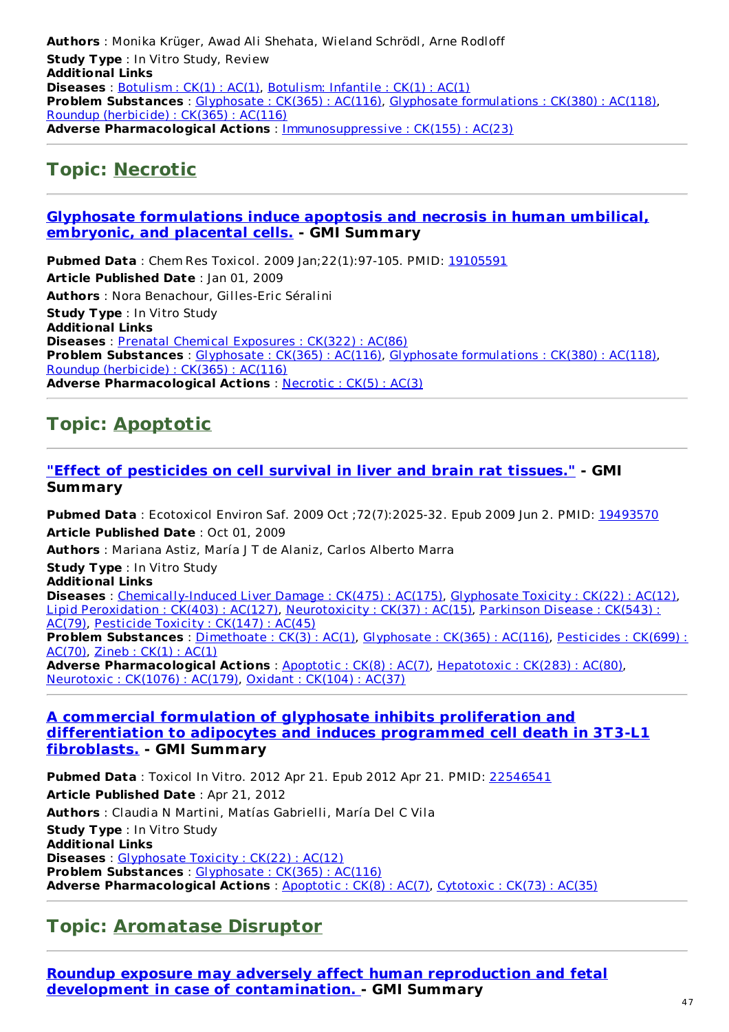**Authors** : Monika Krüger, Awad Ali Shehata, Wieland Schrödl, Arne Rodloff
**Study Type** : In Vitro Study, Review
**Additional Links**
**Diseases** : Botulism : CK(1) : AC(1), Botulism: Infantile : CK(1) : AC(1)
**Problem Substances** : Glyphosate : CK(365) : AC(116), Glyphosate formulations : CK(380) : AC(118), Roundup (herbicide) : CK(365) : AC(116)
**Adverse Pharmacological Actions** : Immunosuppressive : CK(155) : AC(23)

## Topic: Necrotic

### Glyphosate formulations induce apoptosis and necrosis in human umbilical, embryonic, and placental cells. - GMI Summary

**Pubmed Data** : Chem Res Toxicol. 2009 Jan;22(1):97-105. PMID: 19105591
**Article Published Date** : Jan 01, 2009
**Authors** : Nora Benachour, Gilles-Eric Séralini
**Study Type** : In Vitro Study
**Additional Links**
**Diseases** : Prenatal Chemical Exposures : CK(322) : AC(86)
**Problem Substances** : Glyphosate : CK(365) : AC(116), Glyphosate formulations : CK(380) : AC(118), Roundup (herbicide) : CK(365) : AC(116)
**Adverse Pharmacological Actions** : Necrotic : CK(5) : AC(3)

## Topic: Apoptotic

### "Effect of pesticides on cell survival in liver and brain rat tissues." - GMI Summary

**Pubmed Data** : Ecotoxicol Environ Saf. 2009 Oct ;72(7):2025-32. Epub 2009 Jun 2. PMID: 19493570
**Article Published Date** : Oct 01, 2009
**Authors** : Mariana Astiz, María J T de Alaniz, Carlos Alberto Marra
**Study Type** : In Vitro Study
**Additional Links**
**Diseases** : Chemically-Induced Liver Damage : CK(475) : AC(175), Glyphosate Toxicity : CK(22) : AC(12), Lipid Peroxidation : CK(403) : AC(127), Neurotoxicity : CK(37) : AC(15), Parkinson Disease : CK(543) : AC(79), Pesticide Toxicity : CK(147) : AC(45)
**Problem Substances** : Dimethoate : CK(3) : AC(1), Glyphosate : CK(365) : AC(116), Pesticides : CK(699) : AC(70), Zineb : CK(1) : AC(1)
**Adverse Pharmacological Actions** : Apoptotic : CK(8) : AC(7), Hepatotoxic : CK(283) : AC(80), Neurotoxic : CK(1076) : AC(179), Oxidant : CK(104) : AC(37)

### A commercial formulation of glyphosate inhibits proliferation and differentiation to adipocytes and induces programmed cell death in 3T3-L1 fibroblasts. - GMI Summary

**Pubmed Data** : Toxicol In Vitro. 2012 Apr 21. Epub 2012 Apr 21. PMID: 22546541
**Article Published Date** : Apr 21, 2012
**Authors** : Claudia N Martini, Matías Gabrielli, María Del C Vila
**Study Type** : In Vitro Study
**Additional Links**
**Diseases** : Glyphosate Toxicity : CK(22) : AC(12)
**Problem Substances** : Glyphosate : CK(365) : AC(116)
**Adverse Pharmacological Actions** : Apoptotic : CK(8) : AC(7), Cytotoxic : CK(73) : AC(35)

## Topic: Aromatase Disruptor

### Roundup exposure may adversely affect human reproduction and fetal development in case of contamination. - GMI Summary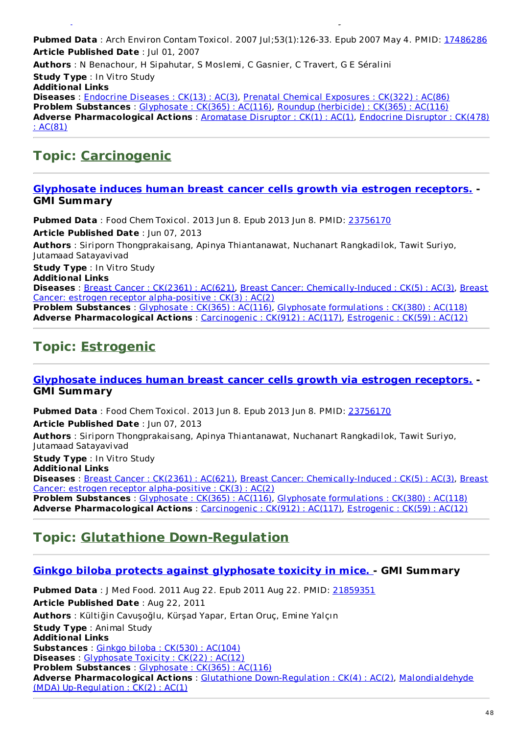**Pubmed Data** : Arch Environ Contam Toxicol. 2007 Jul;53(1):126-33. Epub 2007 May 4. PMID: 17486286

**Article Published Date** : Jul 01, 2007

**Authors** : N Benachour, H Sipahutar, S Moslemi, C Gasnier, C Travert, G E Séralini

**Study Type** : In Vitro Study

**Additional Links**

**Diseases** : Endocrine Diseases : CK(13) : AC(3), Prenatal Chemical Exposures : CK(322) : AC(86)

**Problem Substances** : Glyphosate : CK(365) : AC(116), Roundup (herbicide) : CK(365) : AC(116)

**Adverse Pharmacological Actions** : Aromatase Disruptor : CK(1) : AC(1), Endocrine Disruptor : CK(478) : AC(81)

## Topic: Carcinogenic

### Glyphosate induces human breast cancer cells growth via estrogen receptors. - GMI Summary

**Pubmed Data** : Food Chem Toxicol. 2013 Jun 8. Epub 2013 Jun 8. PMID: 23756170

**Article Published Date** : Jun 07, 2013

**Authors** : Siriporn Thongprakaisang, Apinya Thiantanawat, Nuchanart Rangkadilok, Tawit Suriyo, Jutamaad Satayavivad

**Study Type** : In Vitro Study

**Additional Links**

**Diseases** : Breast Cancer : CK(2361) : AC(621), Breast Cancer: Chemically-Induced : CK(5) : AC(3), Breast Cancer: estrogen receptor alpha-positive : CK(3) : AC(2)

**Problem Substances** : Glyphosate : CK(365) : AC(116), Glyphosate formulations : CK(380) : AC(118)

**Adverse Pharmacological Actions** : Carcinogenic : CK(912) : AC(117), Estrogenic : CK(59) : AC(12)

## Topic: Estrogenic

### Glyphosate induces human breast cancer cells growth via estrogen receptors. - GMI Summary

**Pubmed Data** : Food Chem Toxicol. 2013 Jun 8. Epub 2013 Jun 8. PMID: 23756170

**Article Published Date** : Jun 07, 2013

**Authors** : Siriporn Thongprakaisang, Apinya Thiantanawat, Nuchanart Rangkadilok, Tawit Suriyo, Jutamaad Satayavivad

**Study Type** : In Vitro Study

**Additional Links**

**Diseases** : Breast Cancer : CK(2361) : AC(621), Breast Cancer: Chemically-Induced : CK(5) : AC(3), Breast Cancer: estrogen receptor alpha-positive : CK(3) : AC(2)

**Problem Substances** : Glyphosate : CK(365) : AC(116), Glyphosate formulations : CK(380) : AC(118)

**Adverse Pharmacological Actions** : Carcinogenic : CK(912) : AC(117), Estrogenic : CK(59) : AC(12)

## Topic: Glutathione Down-Regulation

### Ginkgo biloba protects against glyphosate toxicity in mice. - GMI Summary

**Pubmed Data** : J Med Food. 2011 Aug 22. Epub 2011 Aug 22. PMID: 21859351

**Article Published Date** : Aug 22, 2011

**Authors** : Kültiğin Cavuşoğlu, Kürşad Yapar, Ertan Oruç, Emine Yalçın

**Study Type** : Animal Study

**Additional Links**

**Substances** : Ginkgo biloba : CK(530) : AC(104)

**Diseases** : Glyphosate Toxicity : CK(22) : AC(12)

**Problem Substances** : Glyphosate : CK(365) : AC(116)

**Adverse Pharmacological Actions** : Glutathione Down-Regulation : CK(4) : AC(2), Malondialdehyde (MDA) Up-Regulation : CK(2) : AC(1)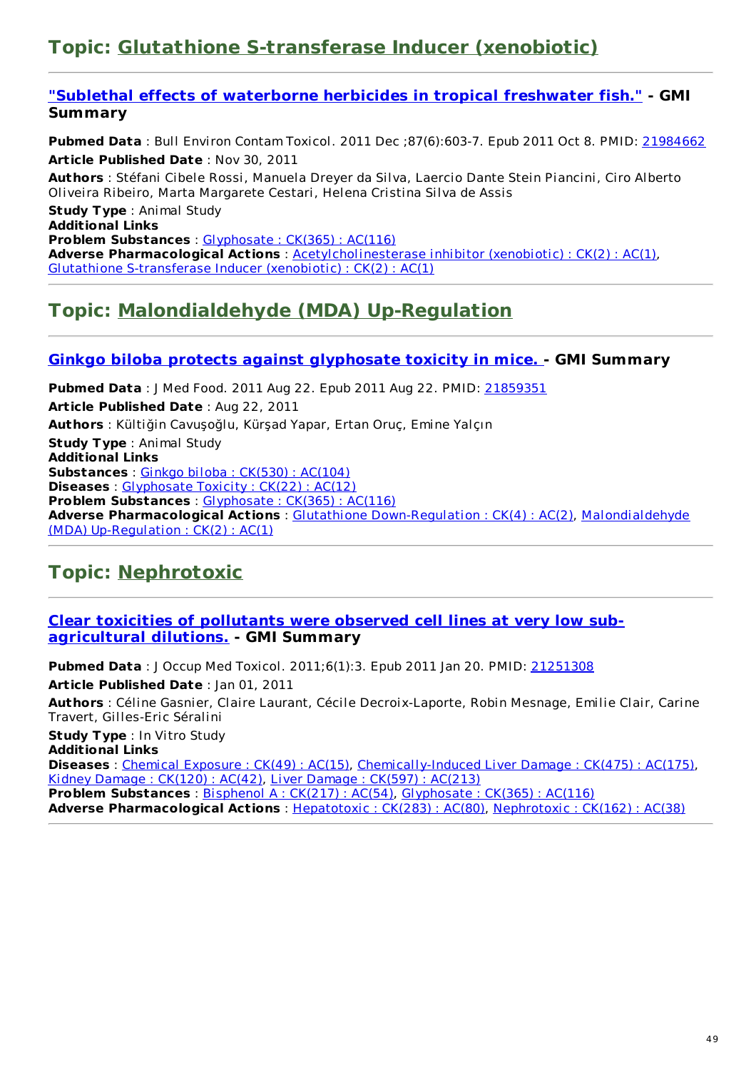## Topic: Glutathione S-transferase Inducer (xenobiotic)

### "Sublethal effects of waterborne herbicides in tropical freshwater fish." - GMI Summary

**Pubmed Data** : Bull Environ Contam Toxicol. 2011 Dec ;87(6):603-7. Epub 2011 Oct 8. PMID: 21984662

**Article Published Date** : Nov 30, 2011

**Authors** : Stéfani Cibele Rossi, Manuela Dreyer da Silva, Laercio Dante Stein Piancini, Ciro Alberto Oliveira Ribeiro, Marta Margarete Cestari, Helena Cristina Silva de Assis

**Study Type** : Animal Study

**Additional Links**

**Problem Substances** : Glyphosate : CK(365) : AC(116)

**Adverse Pharmacological Actions** : Acetylcholinesterase inhibitor (xenobiotic) : CK(2) : AC(1), Glutathione S-transferase Inducer (xenobiotic) : CK(2) : AC(1)

## Topic: Malondialdehyde (MDA) Up-Regulation

### Ginkgo biloba protects against glyphosate toxicity in mice. - GMI Summary

**Pubmed Data** : J Med Food. 2011 Aug 22. Epub 2011 Aug 22. PMID: 21859351

**Article Published Date** : Aug 22, 2011

**Authors** : Kültiğin Cavuşoğlu, Kürşad Yapar, Ertan Oruç, Emine Yalçın

**Study Type** : Animal Study

**Additional Links**

**Substances** : Ginkgo biloba : CK(530) : AC(104)

**Diseases** : Glyphosate Toxicity : CK(22) : AC(12)

**Problem Substances** : Glyphosate : CK(365) : AC(116)

**Adverse Pharmacological Actions** : Glutathione Down-Regulation : CK(4) : AC(2), Malondialdehyde (MDA) Up-Regulation : CK(2) : AC(1)

## Topic: Nephrotoxic

### Clear toxicities of pollutants were observed cell lines at very low sub-agricultural dilutions. - GMI Summary

**Pubmed Data** : J Occup Med Toxicol. 2011;6(1):3. Epub 2011 Jan 20. PMID: 21251308

**Article Published Date** : Jan 01, 2011

**Authors** : Céline Gasnier, Claire Laurant, Cécile Decroix-Laporte, Robin Mesnage, Emilie Clair, Carine Travert, Gilles-Eric Séralini

**Study Type** : In Vitro Study

**Additional Links**

**Diseases** : Chemical Exposure : CK(49) : AC(15), Chemically-Induced Liver Damage : CK(475) : AC(175), Kidney Damage : CK(120) : AC(42), Liver Damage : CK(597) : AC(213)

**Problem Substances** : Bisphenol A : CK(217) : AC(54), Glyphosate : CK(365) : AC(116)

**Adverse Pharmacological Actions** : Hepatotoxic : CK(283) : AC(80), Nephrotoxic : CK(162) : AC(38)